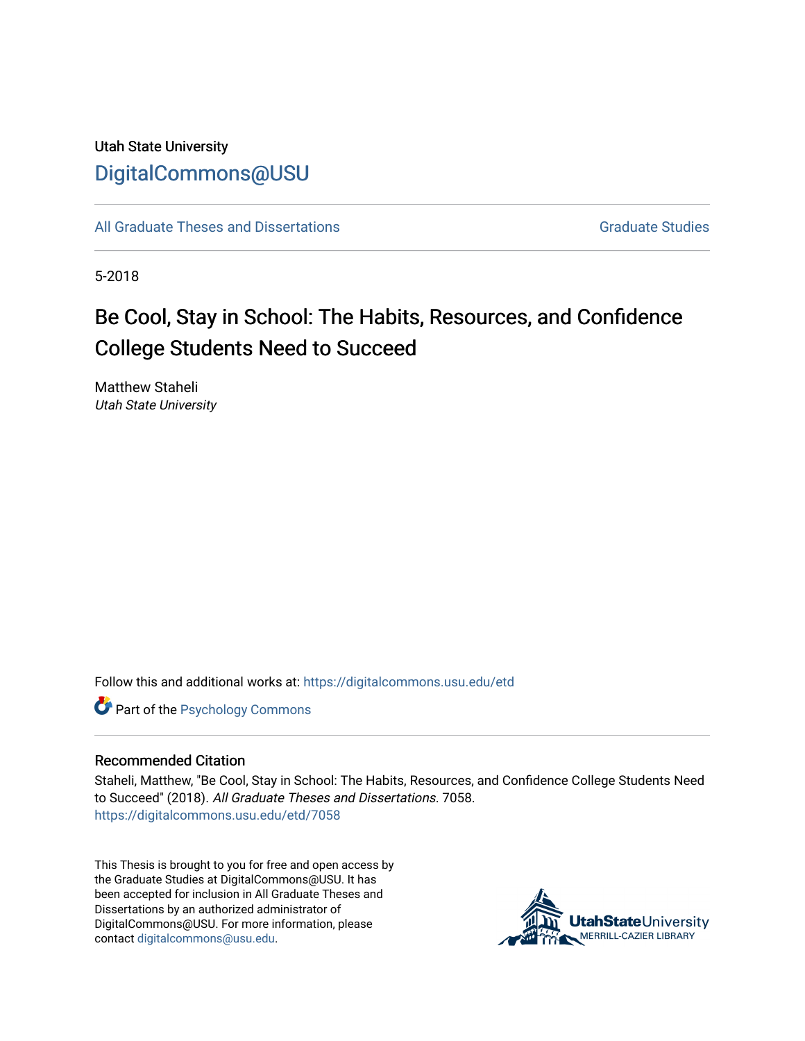Utah State University

DigitalCommons@USU

All Graduate Theses and Dissertations

Graduate Studies

5-2018

# Be Cool, Stay in School: The Habits, Resources, and Confidence College Students Need to Succeed

Matthew Staheli

*Utah State University*

Follow this and additional works at: https://digitalcommons.usu.edu/etd

Part of the Psychology Commons

## Recommended Citation

Staheli, Matthew, "Be Cool, Stay in School: The Habits, Resources, and Confidence College Students Need to Succeed" (2018). *All Graduate Theses and Dissertations*. 7058.
https://digitalcommons.usu.edu/etd/7058

This Thesis is brought to you for free and open access by the Graduate Studies at DigitalCommons@USU. It has been accepted for inclusion in All Graduate Theses and Dissertations by an authorized administrator of DigitalCommons@USU. For more information, please contact digitalcommons@usu.edu.

UtahStateUniversity
MERRILL-CAZIER LIBRARY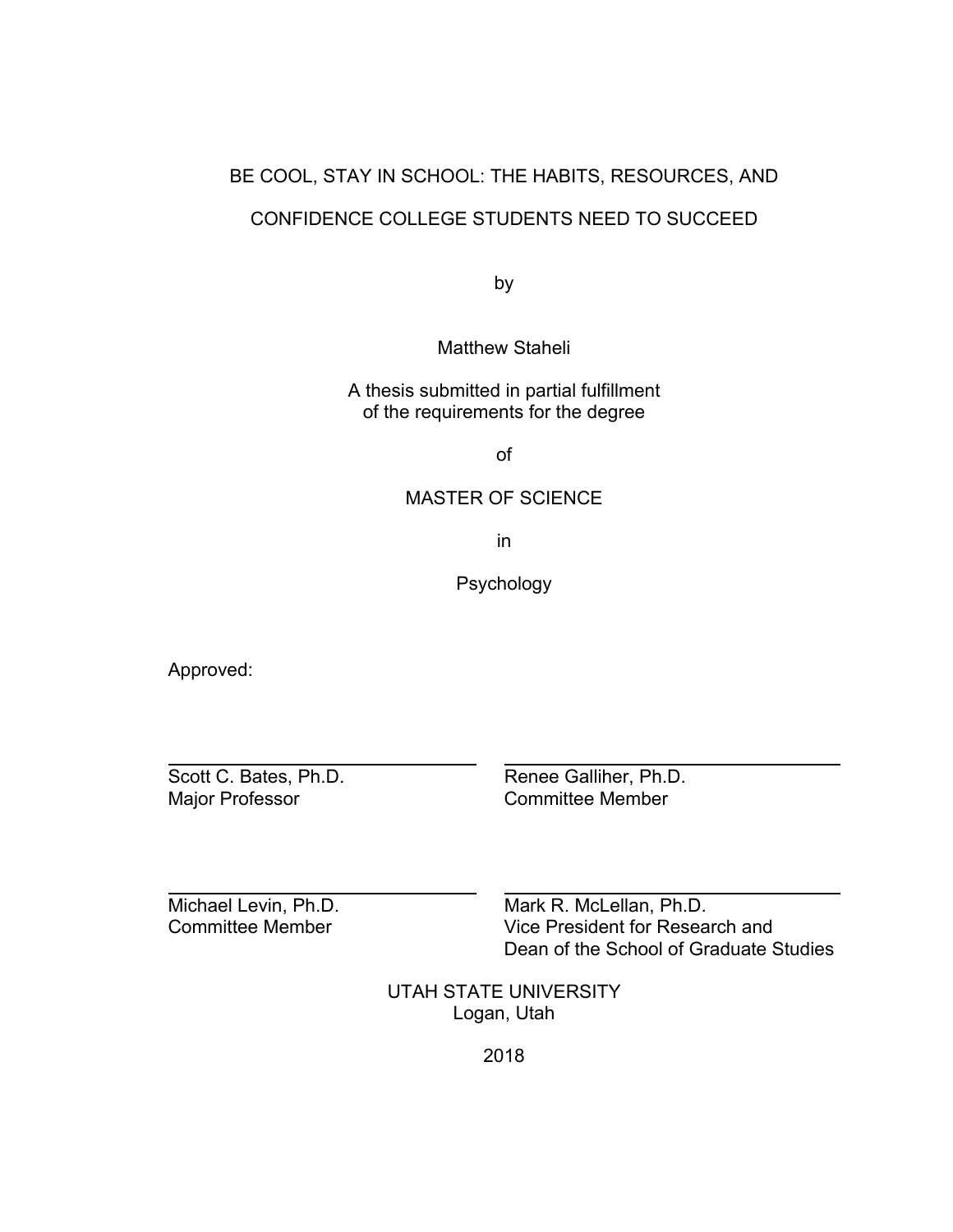BE COOL, STAY IN SCHOOL: THE HABITS, RESOURCES, AND

CONFIDENCE COLLEGE STUDENTS NEED TO SUCCEED

by

Matthew Staheli

A thesis submitted in partial fulfillment
of the requirements for the degree

of

MASTER OF SCIENCE

in

Psychology

Approved:

| | |
|---|---|
| Scott C. Bates, Ph.D.<br>Major Professor | Renee Galliher, Ph.D.<br>Committee Member |
| Michael Levin, Ph.D.<br>Committee Member | Mark R. McLellan, Ph.D.<br>Vice President for Research and<br>Dean of the School of Graduate Studies |

UTAH STATE UNIVERSITY
Logan, Utah

2018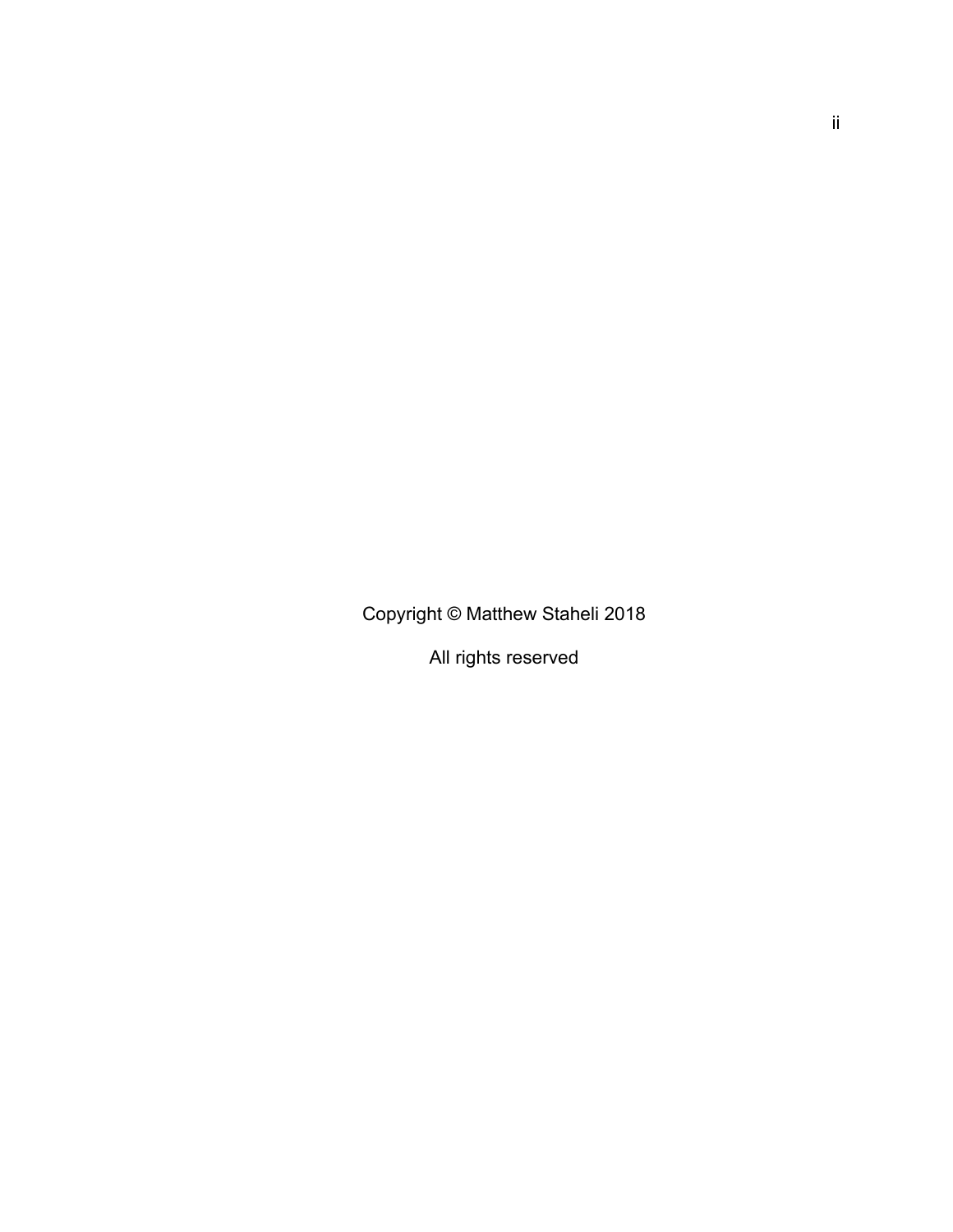Copyright © Matthew Staheli 2018

All rights reserved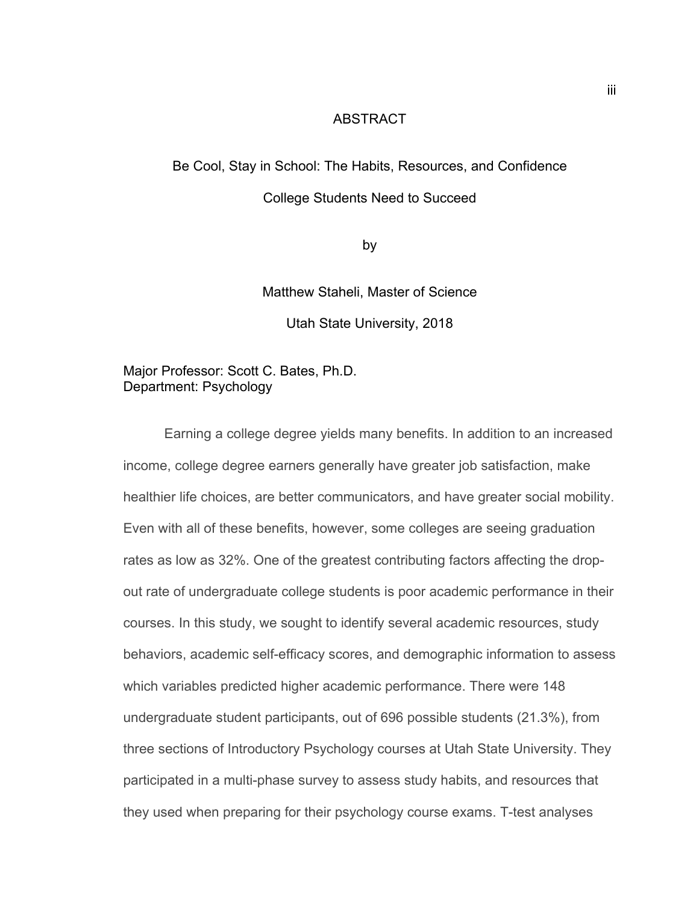# ABSTRACT

Be Cool, Stay in School: The Habits, Resources, and Confidence College Students Need to Succeed

by

Matthew Staheli, Master of Science

Utah State University, 2018

Major Professor: Scott C. Bates, Ph.D.
Department: Psychology

Earning a college degree yields many benefits. In addition to an increased income, college degree earners generally have greater job satisfaction, make healthier life choices, are better communicators, and have greater social mobility. Even with all of these benefits, however, some colleges are seeing graduation rates as low as 32%. One of the greatest contributing factors affecting the drop-out rate of undergraduate college students is poor academic performance in their courses. In this study, we sought to identify several academic resources, study behaviors, academic self-efficacy scores, and demographic information to assess which variables predicted higher academic performance. There were 148 undergraduate student participants, out of 696 possible students (21.3%), from three sections of Introductory Psychology courses at Utah State University. They participated in a multi-phase survey to assess study habits, and resources that they used when preparing for their psychology course exams. T-test analyses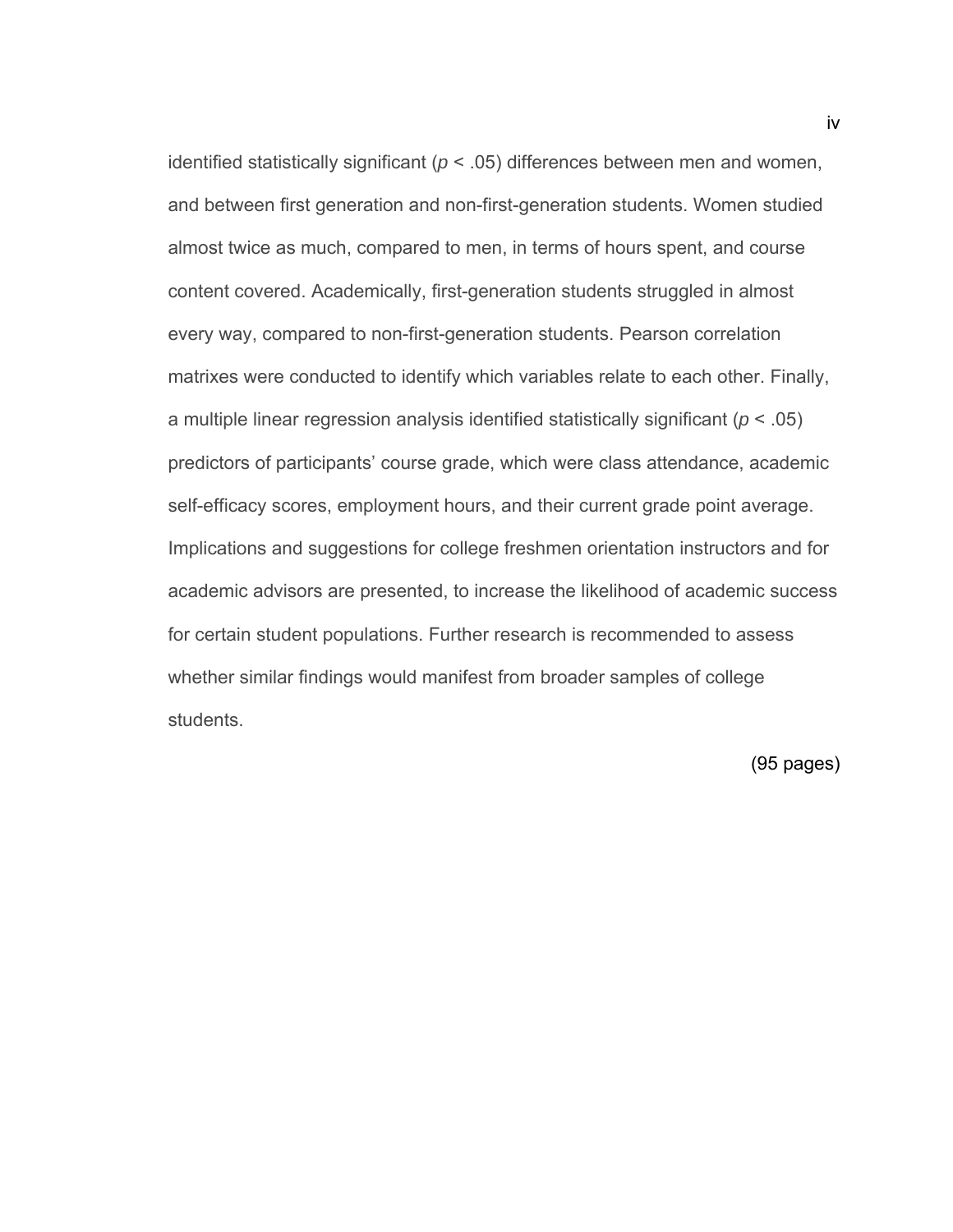identified statistically significant ($p < .05$) differences between men and women, and between first generation and non-first-generation students. Women studied almost twice as much, compared to men, in terms of hours spent, and course content covered. Academically, first-generation students struggled in almost every way, compared to non-first-generation students. Pearson correlation matrixes were conducted to identify which variables relate to each other. Finally, a multiple linear regression analysis identified statistically significant ($p < .05$) predictors of participants' course grade, which were class attendance, academic self-efficacy scores, employment hours, and their current grade point average. Implications and suggestions for college freshmen orientation instructors and for academic advisors are presented, to increase the likelihood of academic success for certain student populations. Further research is recommended to assess whether similar findings would manifest from broader samples of college students.

(95 pages)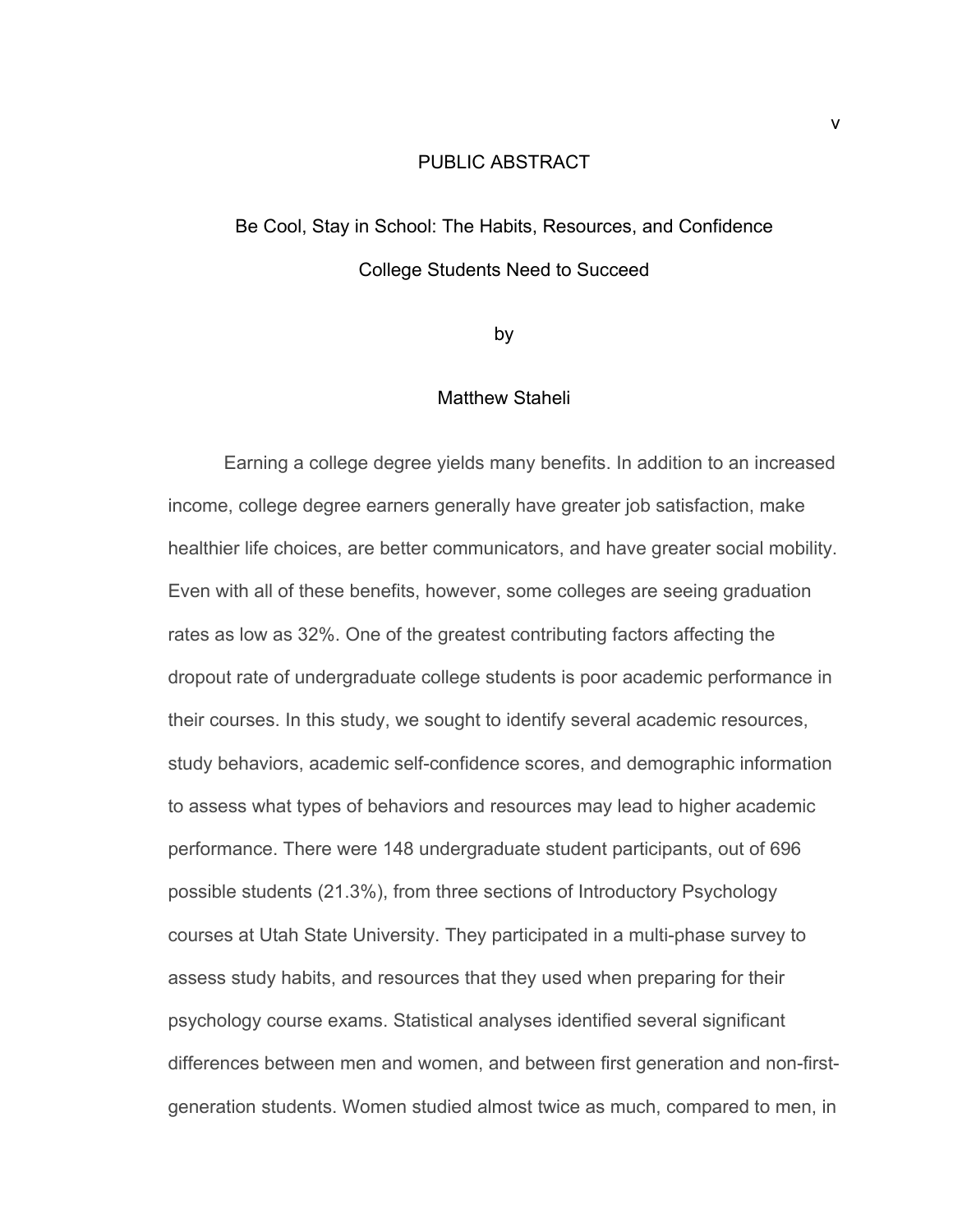# PUBLIC ABSTRACT

## Be Cool, Stay in School: The Habits, Resources, and Confidence College Students Need to Succeed

by

Matthew Staheli

Earning a college degree yields many benefits. In addition to an increased income, college degree earners generally have greater job satisfaction, make healthier life choices, are better communicators, and have greater social mobility. Even with all of these benefits, however, some colleges are seeing graduation rates as low as 32%. One of the greatest contributing factors affecting the dropout rate of undergraduate college students is poor academic performance in their courses. In this study, we sought to identify several academic resources, study behaviors, academic self-confidence scores, and demographic information to assess what types of behaviors and resources may lead to higher academic performance. There were 148 undergraduate student participants, out of 696 possible students (21.3%), from three sections of Introductory Psychology courses at Utah State University. They participated in a multi-phase survey to assess study habits, and resources that they used when preparing for their psychology course exams. Statistical analyses identified several significant differences between men and women, and between first generation and non-first-generation students. Women studied almost twice as much, compared to men, in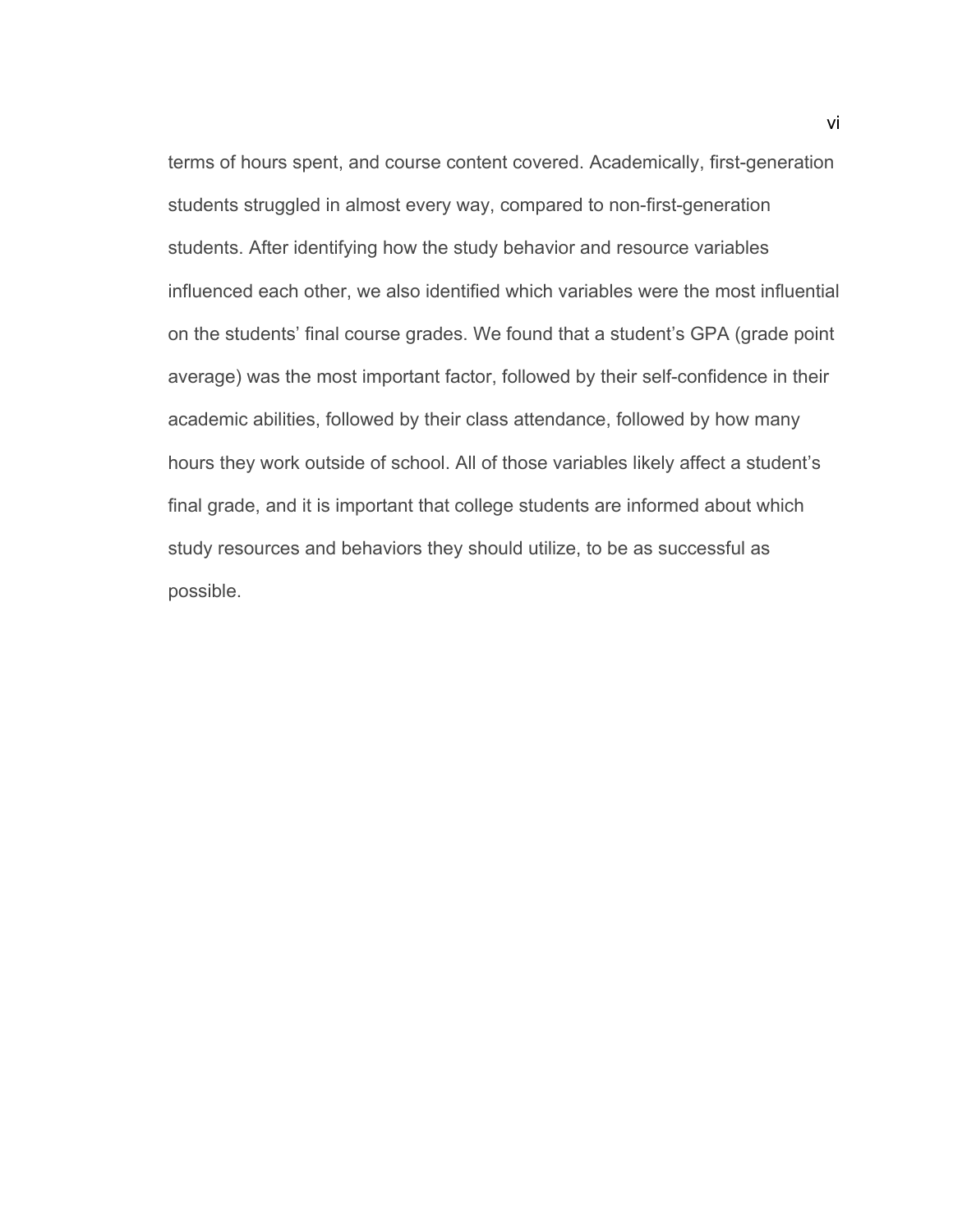terms of hours spent, and course content covered. Academically, first-generation students struggled in almost every way, compared to non-first-generation students. After identifying how the study behavior and resource variables influenced each other, we also identified which variables were the most influential on the students' final course grades. We found that a student's GPA (grade point average) was the most important factor, followed by their self-confidence in their academic abilities, followed by their class attendance, followed by how many hours they work outside of school. All of those variables likely affect a student's final grade, and it is important that college students are informed about which study resources and behaviors they should utilize, to be as successful as possible.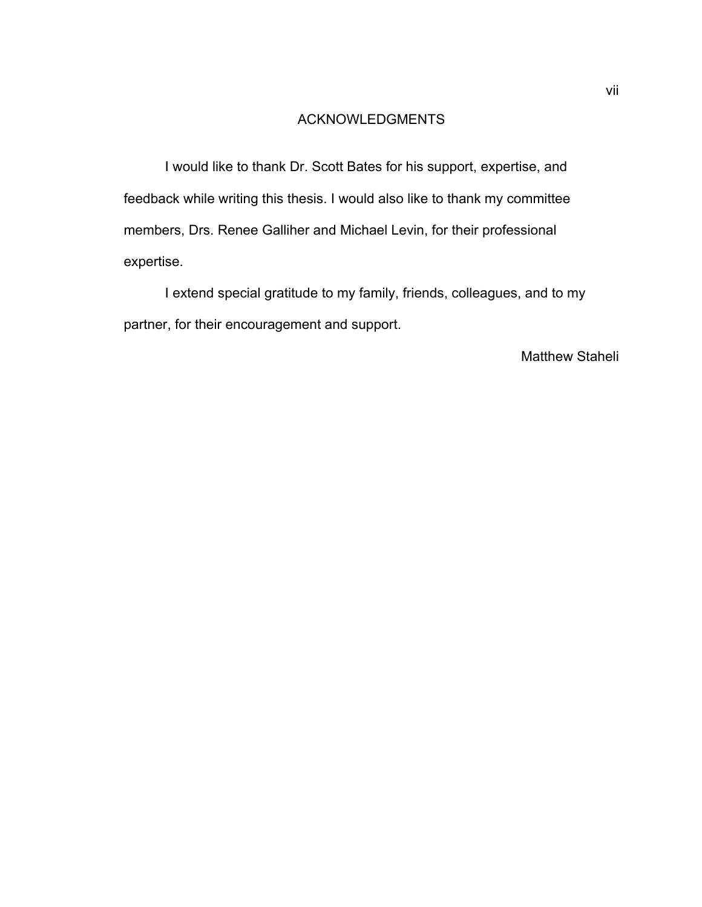# ACKNOWLEDGMENTS

I would like to thank Dr. Scott Bates for his support, expertise, and feedback while writing this thesis. I would also like to thank my committee members, Drs. Renee Galliher and Michael Levin, for their professional expertise.

I extend special gratitude to my family, friends, colleagues, and to my partner, for their encouragement and support.

Matthew Staheli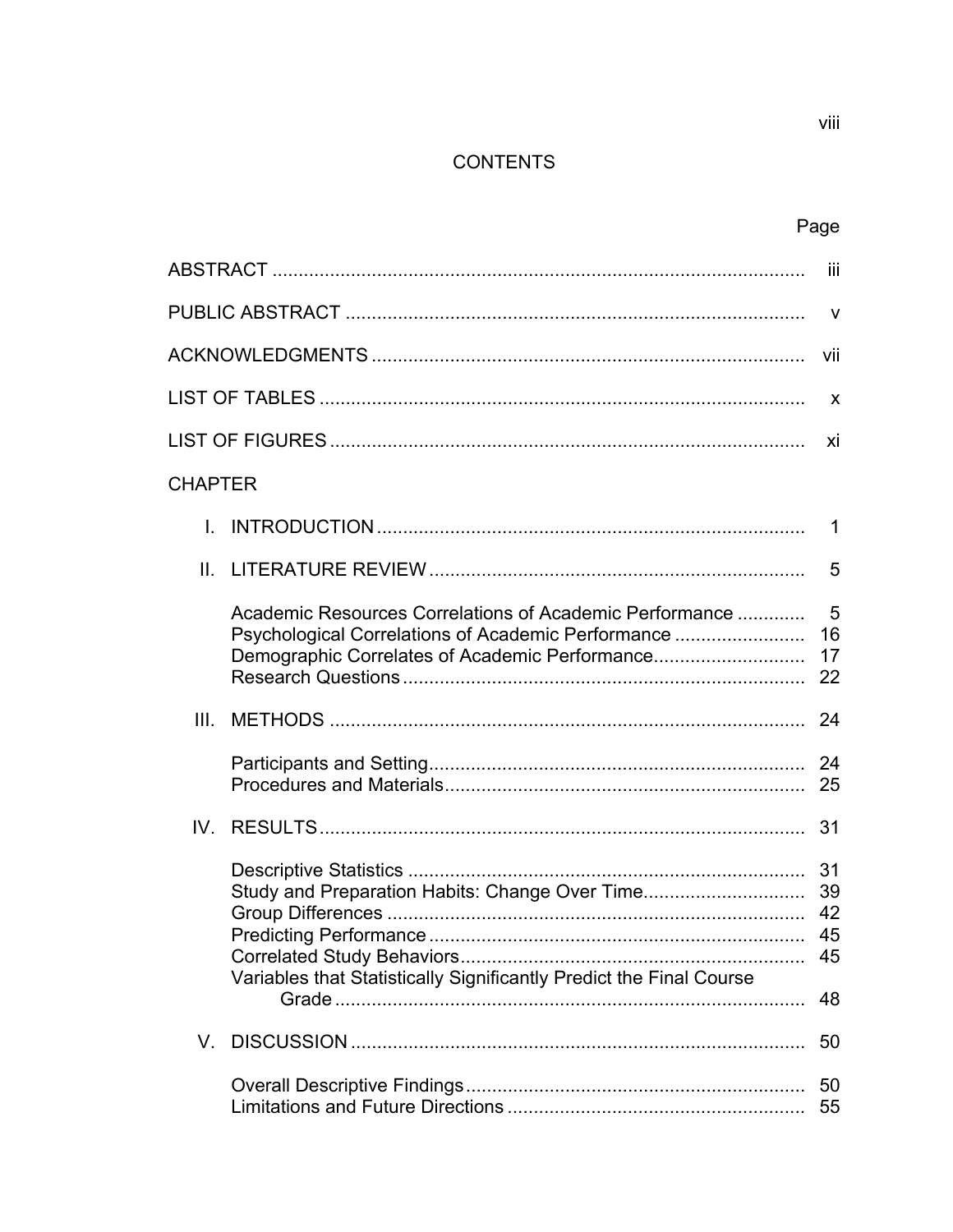# CONTENTS

| | Page |
|---|---|
| ABSTRACT | iii |
| PUBLIC ABSTRACT | v |
| ACKNOWLEDGMENTS | vii |
| LIST OF TABLES | x |
| LIST OF FIGURES | xi |
| CHAPTER | |
| I. INTRODUCTION | 1 |
| II. LITERATURE REVIEW | 5 |
| Academic Resources Correlations of Academic Performance | 5 |
| Psychological Correlations of Academic Performance | 16 |
| Demographic Correlates of Academic Performance | 17 |
| Research Questions | 22 |
| III. METHODS | 24 |
| Participants and Setting | 24 |
| Procedures and Materials | 25 |
| IV. RESULTS | 31 |
| Descriptive Statistics | 31 |
| Study and Preparation Habits: Change Over Time | 39 |
| Group Differences | 42 |
| Predicting Performance | 45 |
| Correlated Study Behaviors | 45 |
| Variables that Statistically Significantly Predict the Final Course Grade | 48 |
| V. DISCUSSION | 50 |
| Overall Descriptive Findings | 50 |
| Limitations and Future Directions | 55 |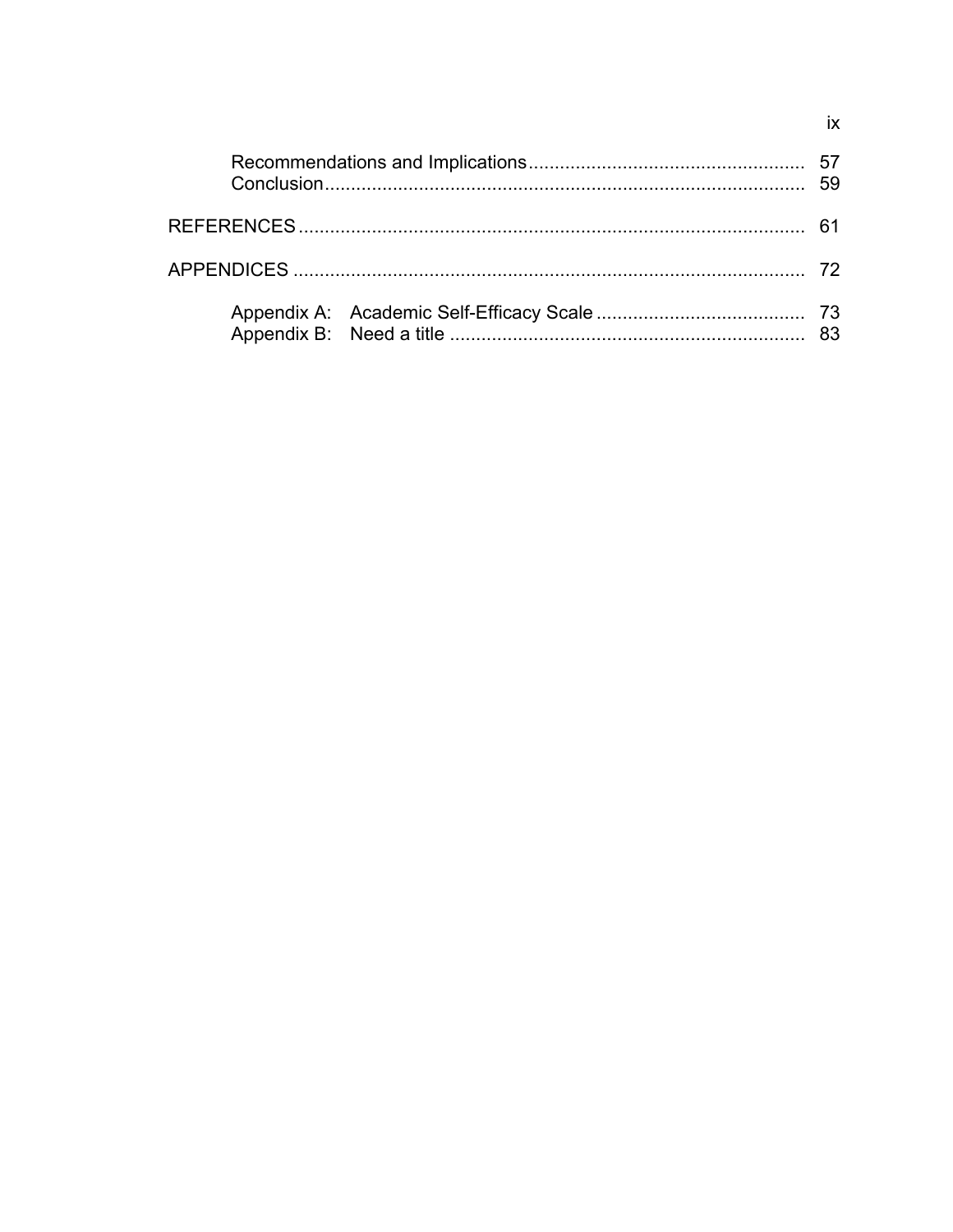Recommendations and Implications .................................................... 57
Conclusion .......................................................................................... 59

REFERENCES ................................................................................................ 61

APPENDICES ................................................................................................. 72

Appendix A: Academic Self-Efficacy Scale ........................................ 73
Appendix B: Need a title ................................................................... 83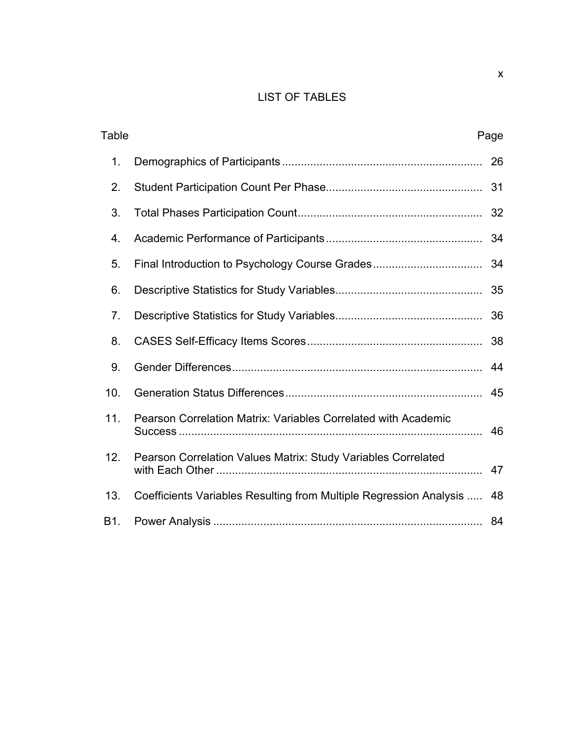# LIST OF TABLES

| Table | | Page |
|---|---|---|
| 1. | Demographics of Participants | 26 |
| 2. | Student Participation Count Per Phase | 31 |
| 3. | Total Phases Participation Count | 32 |
| 4. | Academic Performance of Participants | 34 |
| 5. | Final Introduction to Psychology Course Grades | 34 |
| 6. | Descriptive Statistics for Study Variables | 35 |
| 7. | Descriptive Statistics for Study Variables | 36 |
| 8. | CASES Self-Efficacy Items Scores | 38 |
| 9. | Gender Differences | 44 |
| 10. | Generation Status Differences | 45 |
| 11. | Pearson Correlation Matrix: Variables Correlated with Academic Success | 46 |
| 12. | Pearson Correlation Values Matrix: Study Variables Correlated with Each Other | 47 |
| 13. | Coefficients Variables Resulting from Multiple Regression Analysis | 48 |
| B1. | Power Analysis | 84 |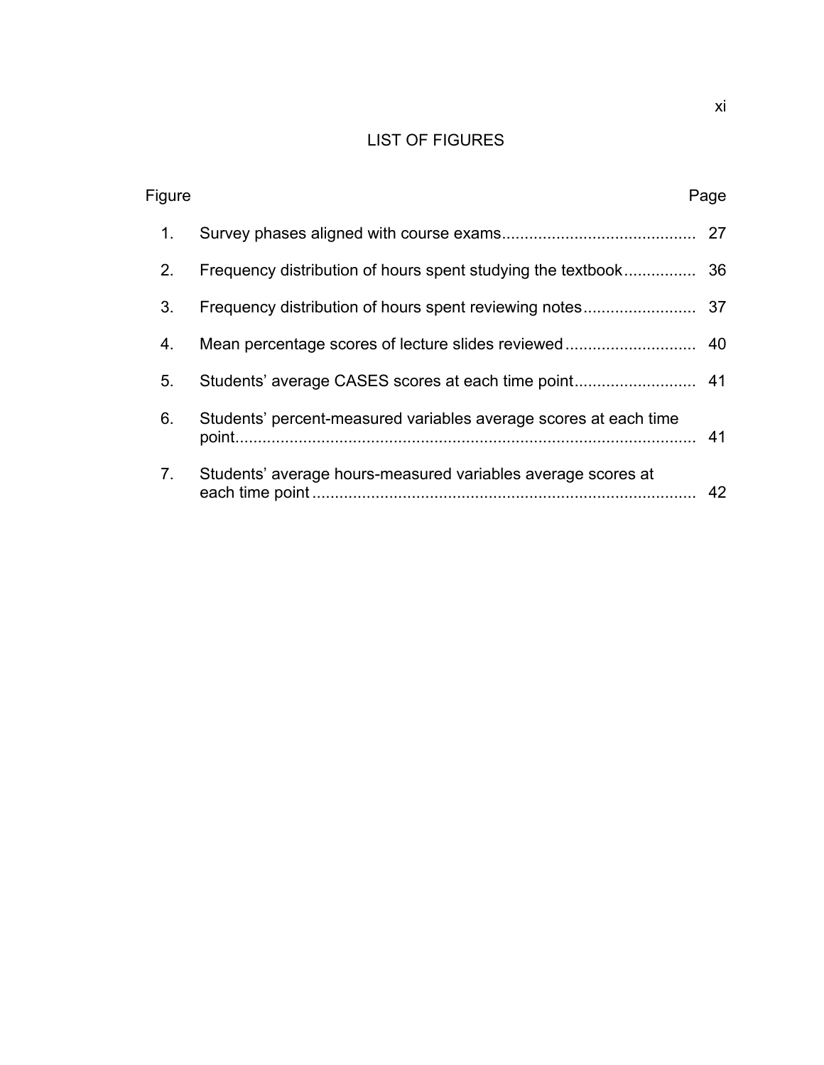# LIST OF FIGURES

| Figure | | Page |
|---|---|---|
| 1. | Survey phases aligned with course exams | 27 |
| 2. | Frequency distribution of hours spent studying the textbook | 36 |
| 3. | Frequency distribution of hours spent reviewing notes | 37 |
| 4. | Mean percentage scores of lecture slides reviewed | 40 |
| 5. | Students' average CASES scores at each time point | 41 |
| 6. | Students' percent-measured variables average scores at each time point | 41 |
| 7. | Students' average hours-measured variables average scores at each time point | 42 |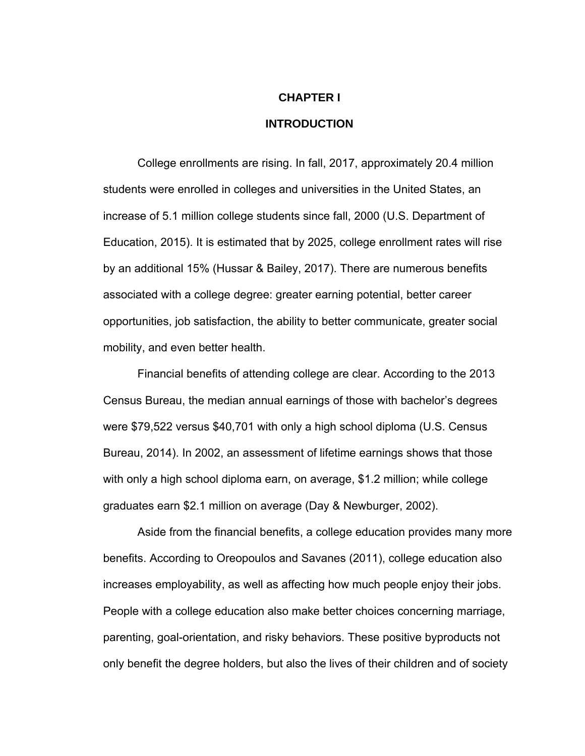# CHAPTER I

# INTRODUCTION

College enrollments are rising. In fall, 2017, approximately 20.4 million students were enrolled in colleges and universities in the United States, an increase of 5.1 million college students since fall, 2000 (U.S. Department of Education, 2015). It is estimated that by 2025, college enrollment rates will rise by an additional 15% (Hussar & Bailey, 2017). There are numerous benefits associated with a college degree: greater earning potential, better career opportunities, job satisfaction, the ability to better communicate, greater social mobility, and even better health.

Financial benefits of attending college are clear. According to the 2013 Census Bureau, the median annual earnings of those with bachelor's degrees were $79,522 versus $40,701 with only a high school diploma (U.S. Census Bureau, 2014). In 2002, an assessment of lifetime earnings shows that those with only a high school diploma earn, on average, $1.2 million; while college graduates earn $2.1 million on average (Day & Newburger, 2002).

Aside from the financial benefits, a college education provides many more benefits. According to Oreopoulos and Savanes (2011), college education also increases employability, as well as affecting how much people enjoy their jobs. People with a college education also make better choices concerning marriage, parenting, goal-orientation, and risky behaviors. These positive byproducts not only benefit the degree holders, but also the lives of their children and of society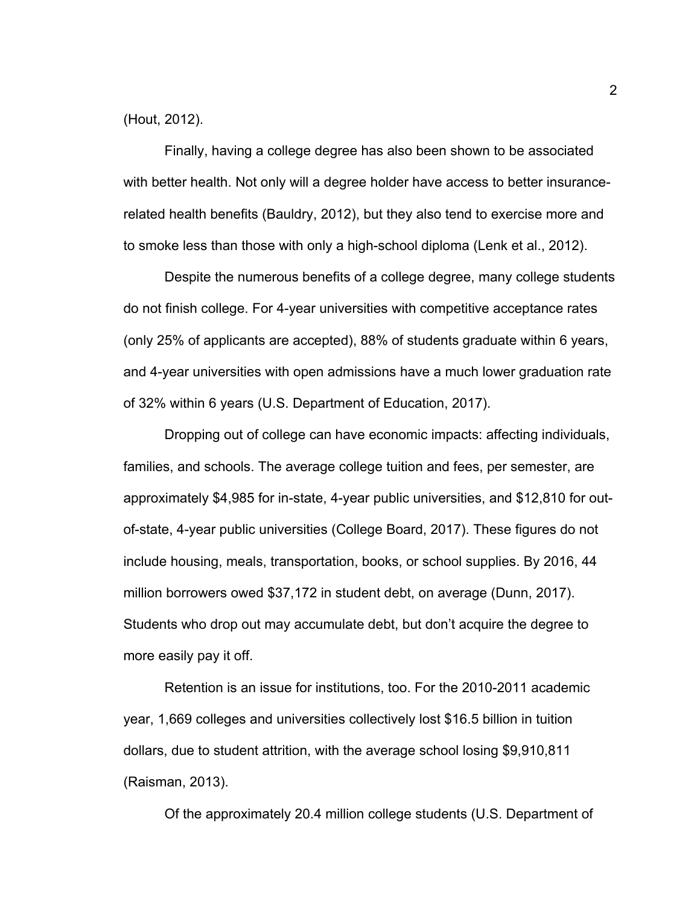(Hout, 2012).

Finally, having a college degree has also been shown to be associated with better health. Not only will a degree holder have access to better insurance-related health benefits (Bauldry, 2012), but they also tend to exercise more and to smoke less than those with only a high-school diploma (Lenk et al., 2012).

Despite the numerous benefits of a college degree, many college students do not finish college. For 4-year universities with competitive acceptance rates (only 25% of applicants are accepted), 88% of students graduate within 6 years, and 4-year universities with open admissions have a much lower graduation rate of 32% within 6 years (U.S. Department of Education, 2017).

Dropping out of college can have economic impacts: affecting individuals, families, and schools. The average college tuition and fees, per semester, are approximately $4,985 for in-state, 4-year public universities, and $12,810 for out-of-state, 4-year public universities (College Board, 2017). These figures do not include housing, meals, transportation, books, or school supplies. By 2016, 44 million borrowers owed $37,172 in student debt, on average (Dunn, 2017). Students who drop out may accumulate debt, but don't acquire the degree to more easily pay it off.

Retention is an issue for institutions, too. For the 2010-2011 academic year, 1,669 colleges and universities collectively lost $16.5 billion in tuition dollars, due to student attrition, with the average school losing $9,910,811 (Raisman, 2013).

Of the approximately 20.4 million college students (U.S. Department of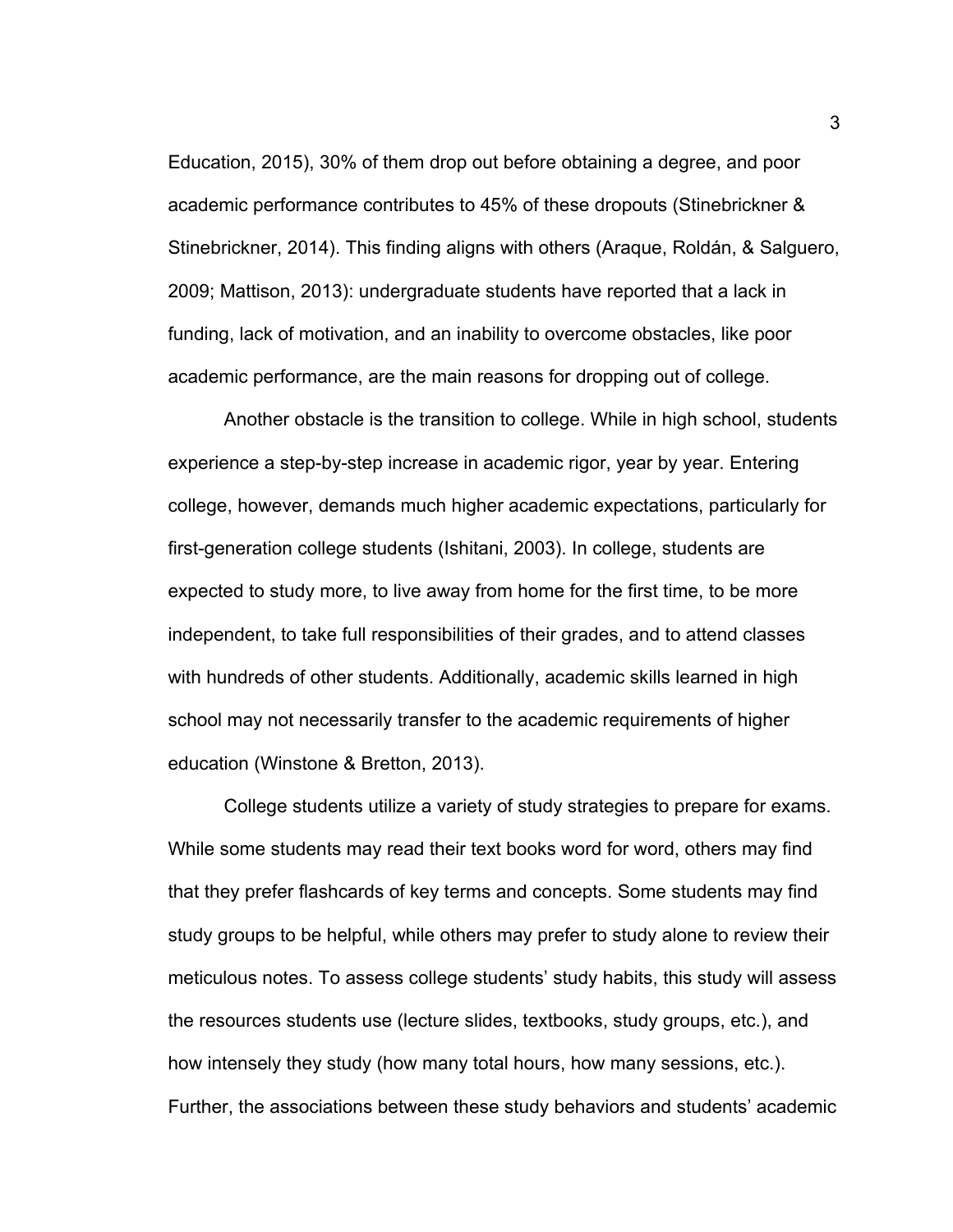Education, 2015), 30% of them drop out before obtaining a degree, and poor academic performance contributes to 45% of these dropouts (Stinebrickner & Stinebrickner, 2014). This finding aligns with others (Araque, Roldán, & Salguero, 2009; Mattison, 2013): undergraduate students have reported that a lack in funding, lack of motivation, and an inability to overcome obstacles, like poor academic performance, are the main reasons for dropping out of college.

Another obstacle is the transition to college. While in high school, students experience a step-by-step increase in academic rigor, year by year. Entering college, however, demands much higher academic expectations, particularly for first-generation college students (Ishitani, 2003). In college, students are expected to study more, to live away from home for the first time, to be more independent, to take full responsibilities of their grades, and to attend classes with hundreds of other students. Additionally, academic skills learned in high school may not necessarily transfer to the academic requirements of higher education (Winstone & Bretton, 2013).

College students utilize a variety of study strategies to prepare for exams. While some students may read their text books word for word, others may find that they prefer flashcards of key terms and concepts. Some students may find study groups to be helpful, while others may prefer to study alone to review their meticulous notes. To assess college students' study habits, this study will assess the resources students use (lecture slides, textbooks, study groups, etc.), and how intensely they study (how many total hours, how many sessions, etc.). Further, the associations between these study behaviors and students' academic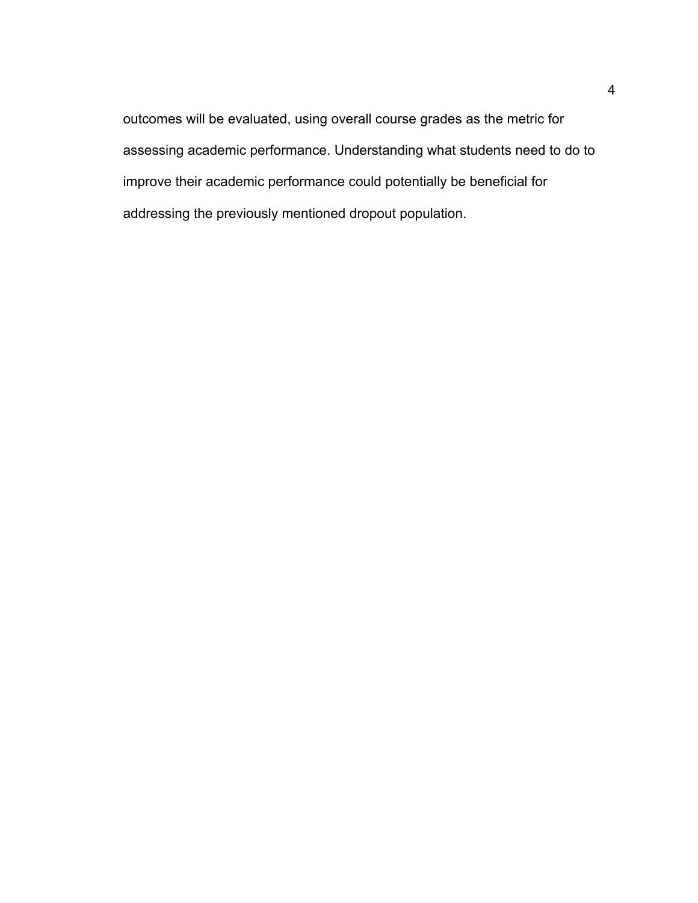outcomes will be evaluated, using overall course grades as the metric for assessing academic performance. Understanding what students need to do to improve their academic performance could potentially be beneficial for addressing the previously mentioned dropout population.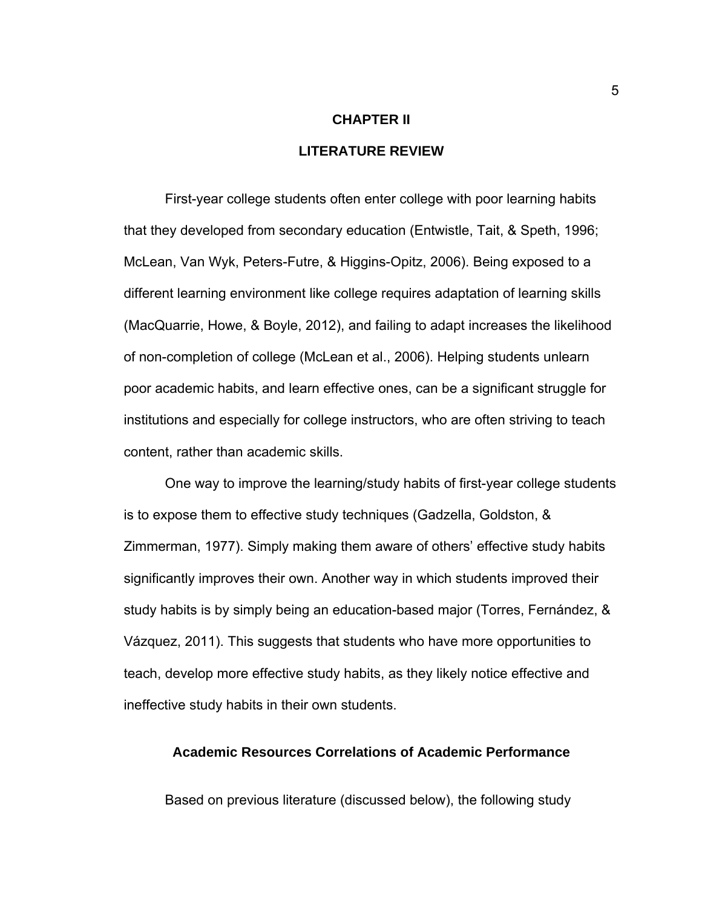# CHAPTER II

# LITERATURE REVIEW

First-year college students often enter college with poor learning habits that they developed from secondary education (Entwistle, Tait, & Speth, 1996; McLean, Van Wyk, Peters-Futre, & Higgins-Opitz, 2006). Being exposed to a different learning environment like college requires adaptation of learning skills (MacQuarrie, Howe, & Boyle, 2012), and failing to adapt increases the likelihood of non-completion of college (McLean et al., 2006). Helping students unlearn poor academic habits, and learn effective ones, can be a significant struggle for institutions and especially for college instructors, who are often striving to teach content, rather than academic skills.

One way to improve the learning/study habits of first-year college students is to expose them to effective study techniques (Gadzella, Goldston, & Zimmerman, 1977). Simply making them aware of others' effective study habits significantly improves their own. Another way in which students improved their study habits is by simply being an education-based major (Torres, Fernández, & Vázquez, 2011). This suggests that students who have more opportunities to teach, develop more effective study habits, as they likely notice effective and ineffective study habits in their own students.

## Academic Resources Correlations of Academic Performance

Based on previous literature (discussed below), the following study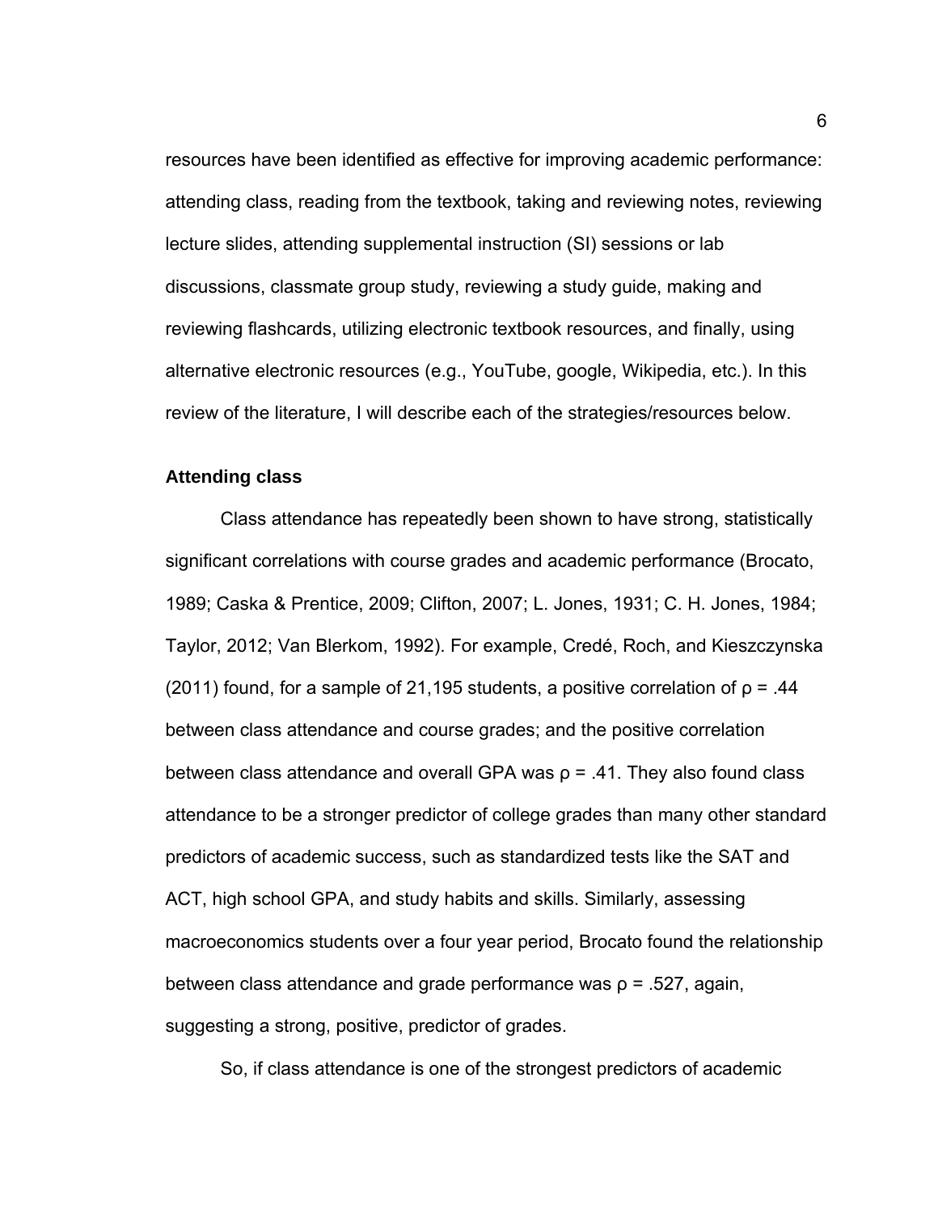resources have been identified as effective for improving academic performance: attending class, reading from the textbook, taking and reviewing notes, reviewing lecture slides, attending supplemental instruction (SI) sessions or lab discussions, classmate group study, reviewing a study guide, making and reviewing flashcards, utilizing electronic textbook resources, and finally, using alternative electronic resources (e.g., YouTube, google, Wikipedia, etc.). In this review of the literature, I will describe each of the strategies/resources below.

### Attending class

Class attendance has repeatedly been shown to have strong, statistically significant correlations with course grades and academic performance (Brocato, 1989; Caska & Prentice, 2009; Clifton, 2007; L. Jones, 1931; C. H. Jones, 1984; Taylor, 2012; Van Blerkom, 1992). For example, Credé, Roch, and Kieszczynska (2011) found, for a sample of 21,195 students, a positive correlation of $\rho = .44$ between class attendance and course grades; and the positive correlation between class attendance and overall GPA was $\rho = .41$. They also found class attendance to be a stronger predictor of college grades than many other standard predictors of academic success, such as standardized tests like the SAT and ACT, high school GPA, and study habits and skills. Similarly, assessing macroeconomics students over a four year period, Brocato found the relationship between class attendance and grade performance was $\rho = .527$, again, suggesting a strong, positive, predictor of grades.

So, if class attendance is one of the strongest predictors of academic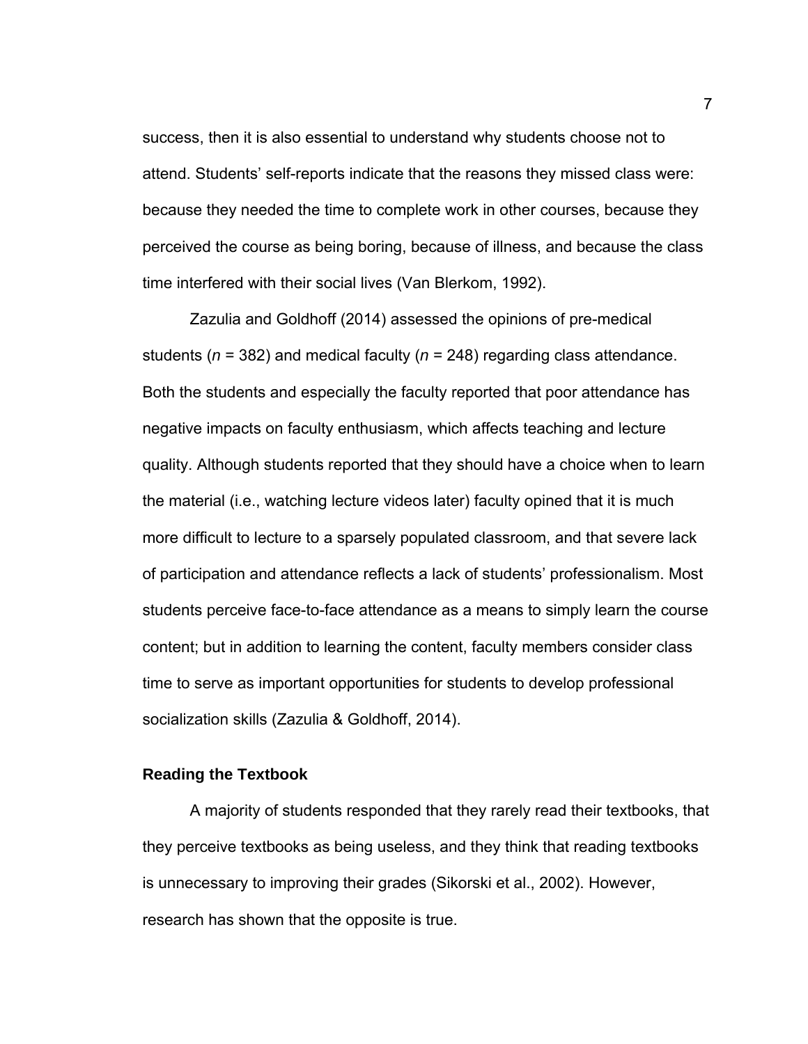success, then it is also essential to understand why students choose not to attend. Students' self-reports indicate that the reasons they missed class were: because they needed the time to complete work in other courses, because they perceived the course as being boring, because of illness, and because the class time interfered with their social lives (Van Blerkom, 1992).

Zazulia and Goldhoff (2014) assessed the opinions of pre-medical students ($n$ = 382) and medical faculty ($n$ = 248) regarding class attendance. Both the students and especially the faculty reported that poor attendance has negative impacts on faculty enthusiasm, which affects teaching and lecture quality. Although students reported that they should have a choice when to learn the material (i.e., watching lecture videos later) faculty opined that it is much more difficult to lecture to a sparsely populated classroom, and that severe lack of participation and attendance reflects a lack of students' professionalism. Most students perceive face-to-face attendance as a means to simply learn the course content; but in addition to learning the content, faculty members consider class time to serve as important opportunities for students to develop professional socialization skills (Zazulia & Goldhoff, 2014).

### Reading the Textbook

A majority of students responded that they rarely read their textbooks, that they perceive textbooks as being useless, and they think that reading textbooks is unnecessary to improving their grades (Sikorski et al., 2002). However, research has shown that the opposite is true.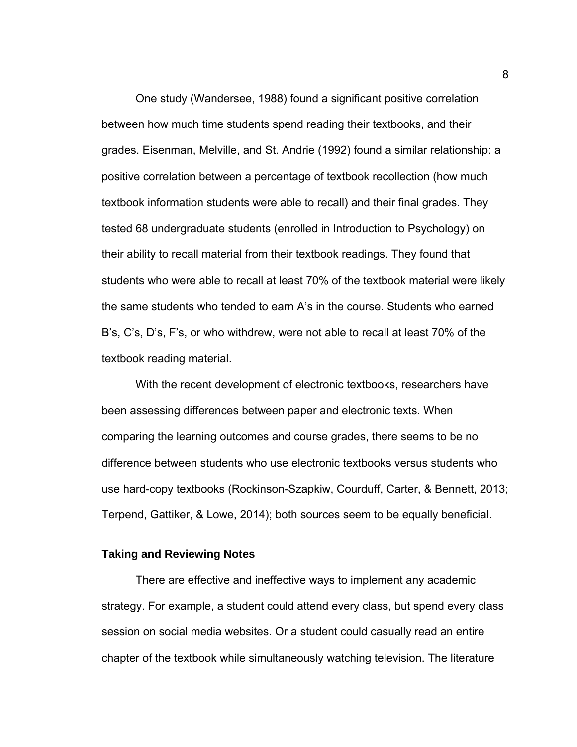One study (Wandersee, 1988) found a significant positive correlation between how much time students spend reading their textbooks, and their grades. Eisenman, Melville, and St. Andrie (1992) found a similar relationship: a positive correlation between a percentage of textbook recollection (how much textbook information students were able to recall) and their final grades. They tested 68 undergraduate students (enrolled in Introduction to Psychology) on their ability to recall material from their textbook readings. They found that students who were able to recall at least 70% of the textbook material were likely the same students who tended to earn A's in the course. Students who earned B's, C's, D's, F's, or who withdrew, were not able to recall at least 70% of the textbook reading material.

With the recent development of electronic textbooks, researchers have been assessing differences between paper and electronic texts. When comparing the learning outcomes and course grades, there seems to be no difference between students who use electronic textbooks versus students who use hard-copy textbooks (Rockinson-Szapkiw, Courduff, Carter, & Bennett, 2013; Terpend, Gattiker, & Lowe, 2014); both sources seem to be equally beneficial.

### Taking and Reviewing Notes

There are effective and ineffective ways to implement any academic strategy. For example, a student could attend every class, but spend every class session on social media websites. Or a student could casually read an entire chapter of the textbook while simultaneously watching television. The literature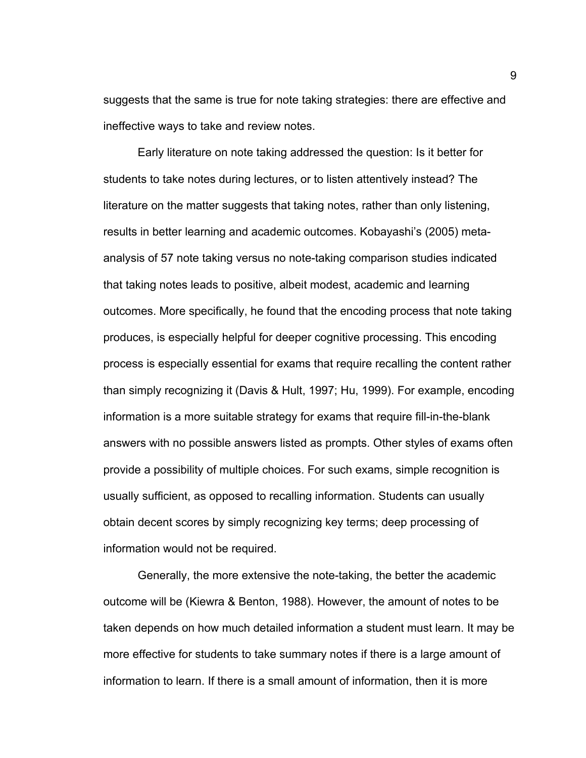suggests that the same is true for note taking strategies: there are effective and ineffective ways to take and review notes.

Early literature on note taking addressed the question: Is it better for students to take notes during lectures, or to listen attentively instead? The literature on the matter suggests that taking notes, rather than only listening, results in better learning and academic outcomes. Kobayashi's (2005) meta-analysis of 57 note taking versus no note-taking comparison studies indicated that taking notes leads to positive, albeit modest, academic and learning outcomes. More specifically, he found that the encoding process that note taking produces, is especially helpful for deeper cognitive processing. This encoding process is especially essential for exams that require recalling the content rather than simply recognizing it (Davis & Hult, 1997; Hu, 1999). For example, encoding information is a more suitable strategy for exams that require fill-in-the-blank answers with no possible answers listed as prompts. Other styles of exams often provide a possibility of multiple choices. For such exams, simple recognition is usually sufficient, as opposed to recalling information. Students can usually obtain decent scores by simply recognizing key terms; deep processing of information would not be required.

Generally, the more extensive the note-taking, the better the academic outcome will be (Kiewra & Benton, 1988). However, the amount of notes to be taken depends on how much detailed information a student must learn. It may be more effective for students to take summary notes if there is a large amount of information to learn. If there is a small amount of information, then it is more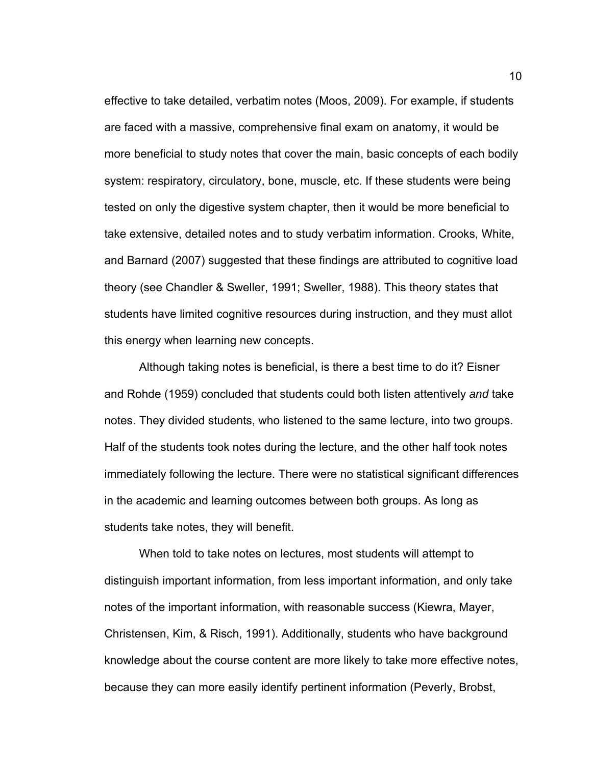effective to take detailed, verbatim notes (Moos, 2009). For example, if students are faced with a massive, comprehensive final exam on anatomy, it would be more beneficial to study notes that cover the main, basic concepts of each bodily system: respiratory, circulatory, bone, muscle, etc. If these students were being tested on only the digestive system chapter, then it would be more beneficial to take extensive, detailed notes and to study verbatim information. Crooks, White, and Barnard (2007) suggested that these findings are attributed to cognitive load theory (see Chandler & Sweller, 1991; Sweller, 1988). This theory states that students have limited cognitive resources during instruction, and they must allot this energy when learning new concepts.

Although taking notes is beneficial, is there a best time to do it? Eisner and Rohde (1959) concluded that students could both listen attentively *and* take notes. They divided students, who listened to the same lecture, into two groups. Half of the students took notes during the lecture, and the other half took notes immediately following the lecture. There were no statistical significant differences in the academic and learning outcomes between both groups. As long as students take notes, they will benefit.

When told to take notes on lectures, most students will attempt to distinguish important information, from less important information, and only take notes of the important information, with reasonable success (Kiewra, Mayer, Christensen, Kim, & Risch, 1991). Additionally, students who have background knowledge about the course content are more likely to take more effective notes, because they can more easily identify pertinent information (Peverly, Brobst,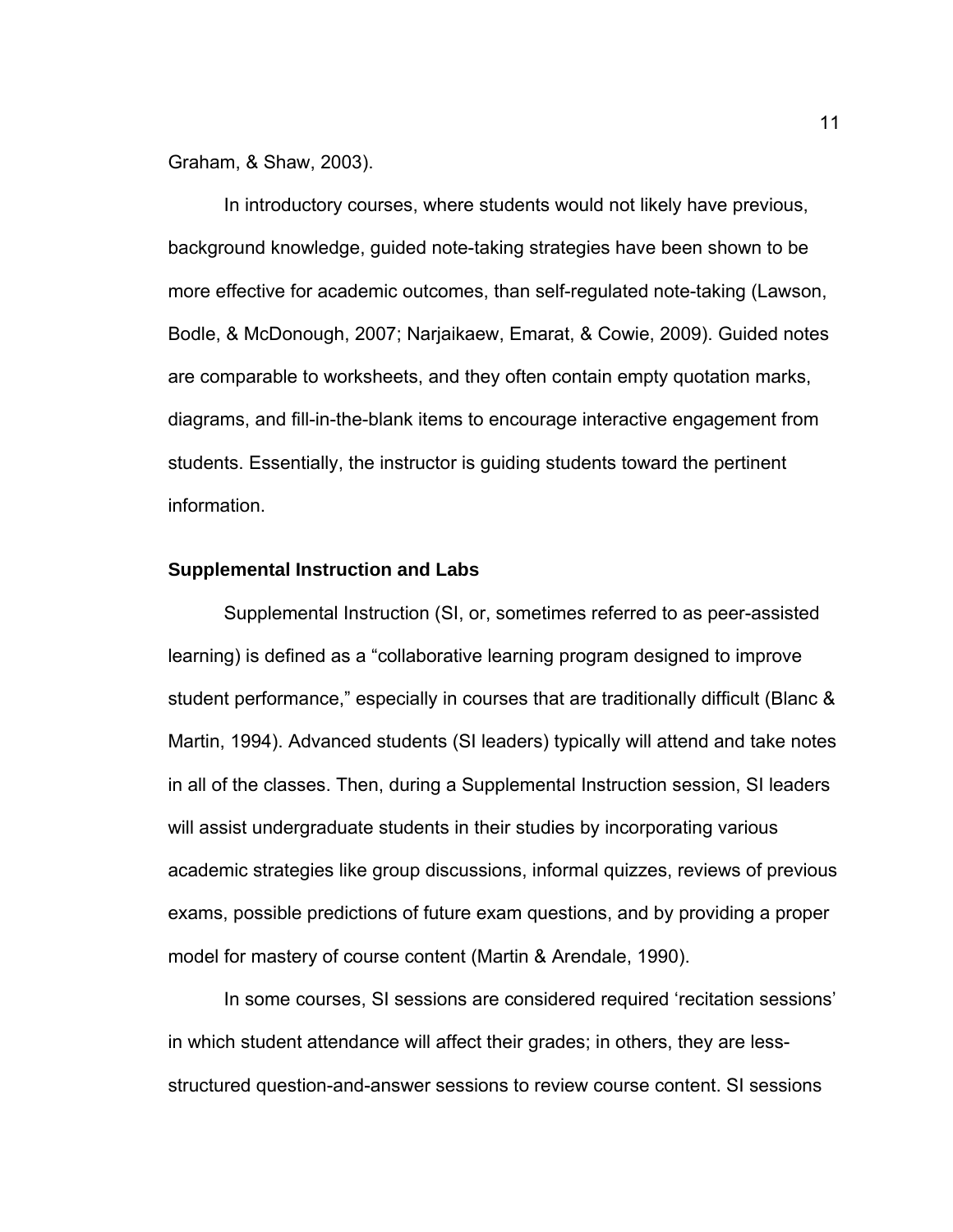Graham, & Shaw, 2003).

In introductory courses, where students would not likely have previous, background knowledge, guided note-taking strategies have been shown to be more effective for academic outcomes, than self-regulated note-taking (Lawson, Bodle, & McDonough, 2007; Narjaikaew, Emarat, & Cowie, 2009). Guided notes are comparable to worksheets, and they often contain empty quotation marks, diagrams, and fill-in-the-blank items to encourage interactive engagement from students. Essentially, the instructor is guiding students toward the pertinent information.

## Supplemental Instruction and Labs

Supplemental Instruction (SI, or, sometimes referred to as peer-assisted learning) is defined as a "collaborative learning program designed to improve student performance," especially in courses that are traditionally difficult (Blanc & Martin, 1994). Advanced students (SI leaders) typically will attend and take notes in all of the classes. Then, during a Supplemental Instruction session, SI leaders will assist undergraduate students in their studies by incorporating various academic strategies like group discussions, informal quizzes, reviews of previous exams, possible predictions of future exam questions, and by providing a proper model for mastery of course content (Martin & Arendale, 1990).

In some courses, SI sessions are considered required 'recitation sessions' in which student attendance will affect their grades; in others, they are less-structured question-and-answer sessions to review course content. SI sessions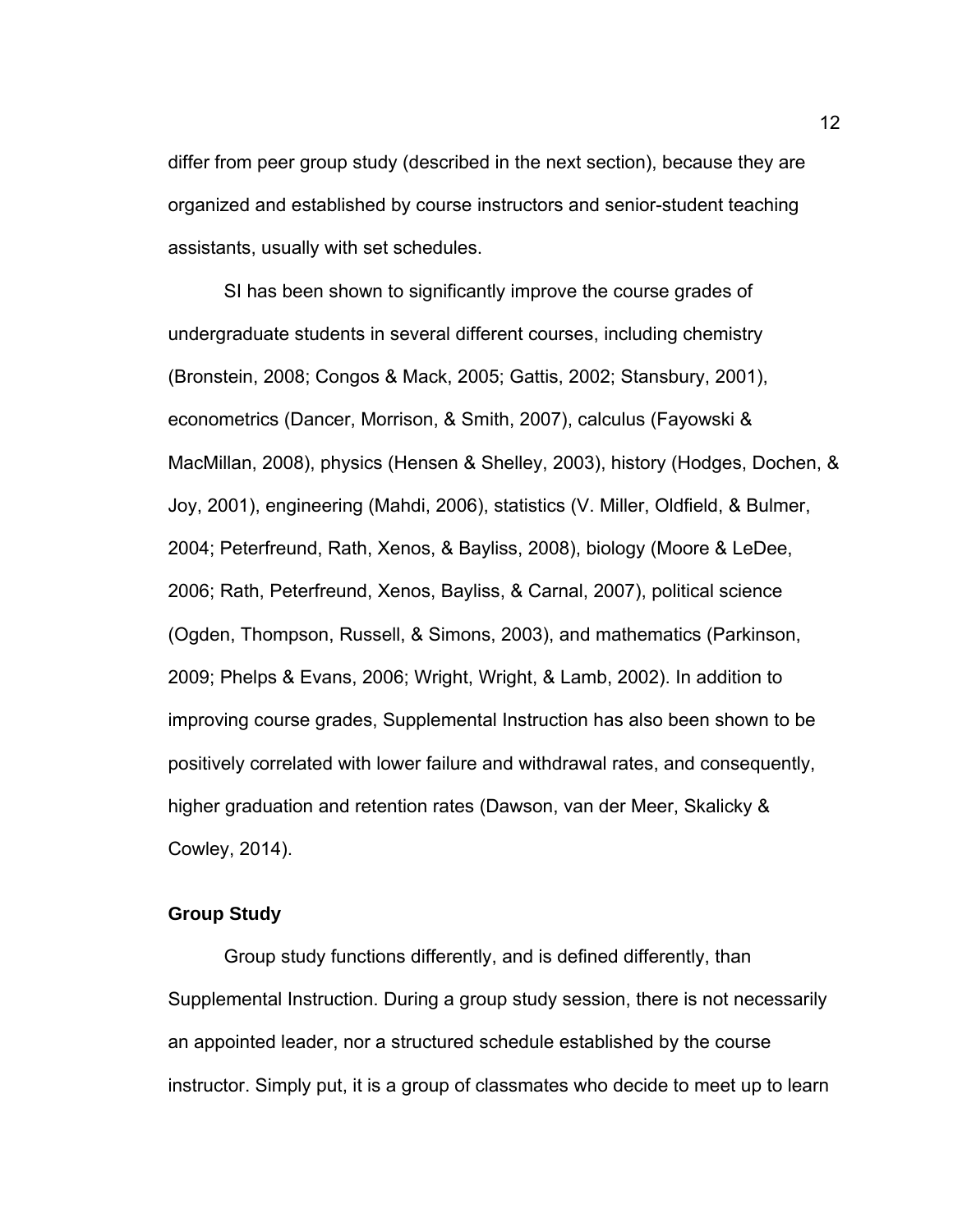differ from peer group study (described in the next section), because they are organized and established by course instructors and senior-student teaching assistants, usually with set schedules.

SI has been shown to significantly improve the course grades of undergraduate students in several different courses, including chemistry (Bronstein, 2008; Congos & Mack, 2005; Gattis, 2002; Stansbury, 2001), econometrics (Dancer, Morrison, & Smith, 2007), calculus (Fayowski & MacMillan, 2008), physics (Hensen & Shelley, 2003), history (Hodges, Dochen, & Joy, 2001), engineering (Mahdi, 2006), statistics (V. Miller, Oldfield, & Bulmer, 2004; Peterfreund, Rath, Xenos, & Bayliss, 2008), biology (Moore & LeDee, 2006; Rath, Peterfreund, Xenos, Bayliss, & Carnal, 2007), political science (Ogden, Thompson, Russell, & Simons, 2003), and mathematics (Parkinson, 2009; Phelps & Evans, 2006; Wright, Wright, & Lamb, 2002). In addition to improving course grades, Supplemental Instruction has also been shown to be positively correlated with lower failure and withdrawal rates, and consequently, higher graduation and retention rates (Dawson, van der Meer, Skalicky & Cowley, 2014).

## Group Study

Group study functions differently, and is defined differently, than Supplemental Instruction. During a group study session, there is not necessarily an appointed leader, nor a structured schedule established by the course instructor. Simply put, it is a group of classmates who decide to meet up to learn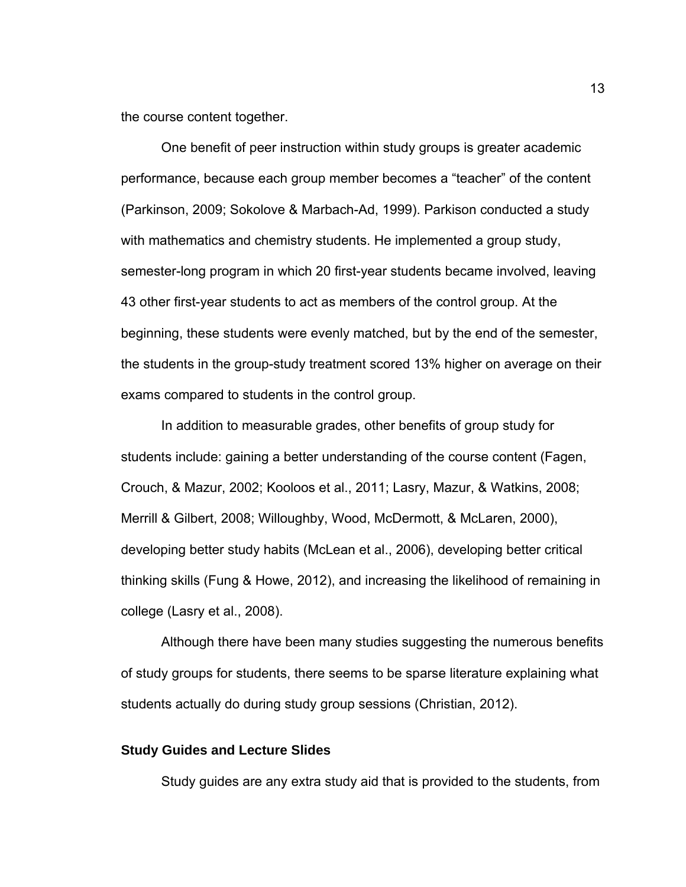the course content together.

One benefit of peer instruction within study groups is greater academic performance, because each group member becomes a “teacher” of the content (Parkinson, 2009; Sokolove & Marbach-Ad, 1999). Parkison conducted a study with mathematics and chemistry students. He implemented a group study, semester-long program in which 20 first-year students became involved, leaving 43 other first-year students to act as members of the control group. At the beginning, these students were evenly matched, but by the end of the semester, the students in the group-study treatment scored 13% higher on average on their exams compared to students in the control group.

In addition to measurable grades, other benefits of group study for students include: gaining a better understanding of the course content (Fagen, Crouch, & Mazur, 2002; Kooloos et al., 2011; Lasry, Mazur, & Watkins, 2008; Merrill & Gilbert, 2008; Willoughby, Wood, McDermott, & McLaren, 2000), developing better study habits (McLean et al., 2006), developing better critical thinking skills (Fung & Howe, 2012), and increasing the likelihood of remaining in college (Lasry et al., 2008).

Although there have been many studies suggesting the numerous benefits of study groups for students, there seems to be sparse literature explaining what students actually do during study group sessions (Christian, 2012).

### Study Guides and Lecture Slides

Study guides are any extra study aid that is provided to the students, from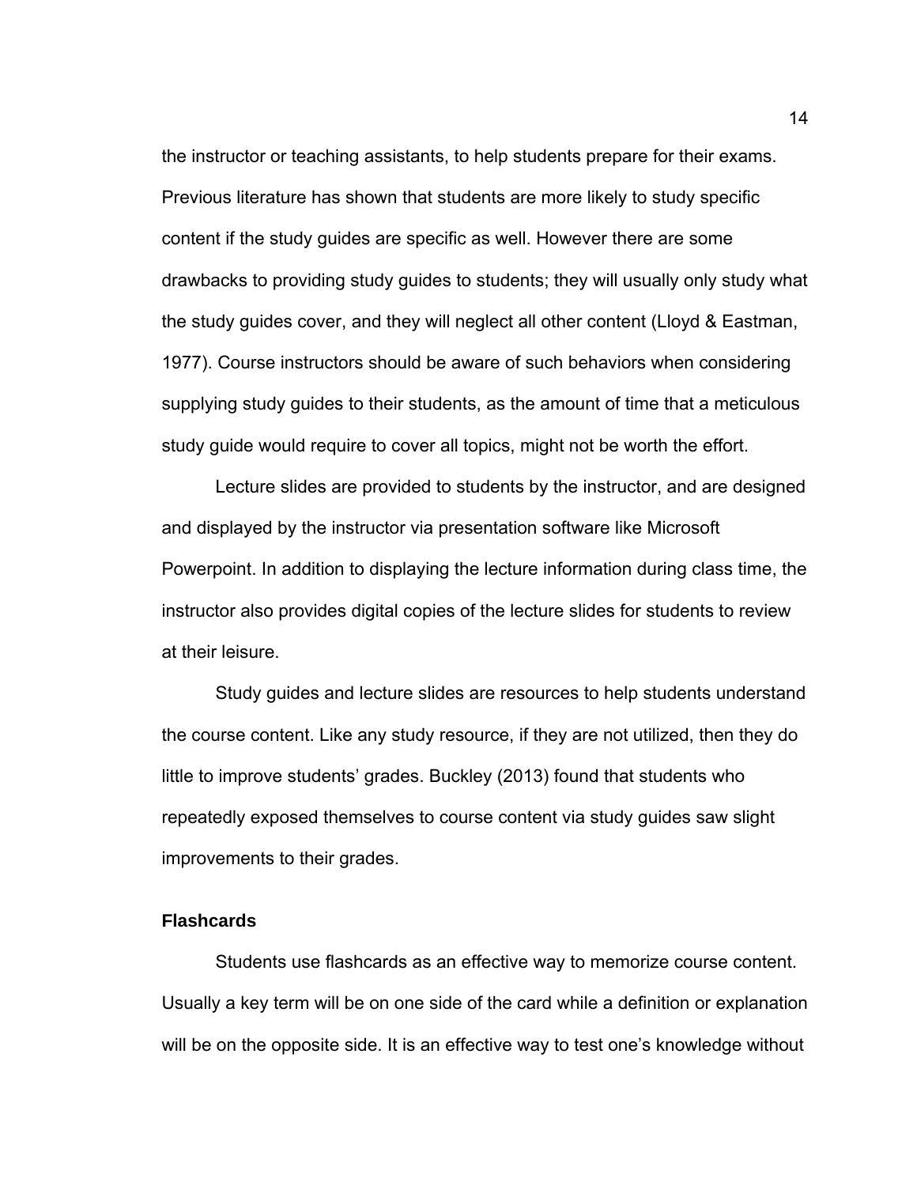the instructor or teaching assistants, to help students prepare for their exams. Previous literature has shown that students are more likely to study specific content if the study guides are specific as well. However there are some drawbacks to providing study guides to students; they will usually only study what the study guides cover, and they will neglect all other content (Lloyd & Eastman, 1977). Course instructors should be aware of such behaviors when considering supplying study guides to their students, as the amount of time that a meticulous study guide would require to cover all topics, might not be worth the effort.

Lecture slides are provided to students by the instructor, and are designed and displayed by the instructor via presentation software like Microsoft Powerpoint. In addition to displaying the lecture information during class time, the instructor also provides digital copies of the lecture slides for students to review at their leisure.

Study guides and lecture slides are resources to help students understand the course content. Like any study resource, if they are not utilized, then they do little to improve students' grades. Buckley (2013) found that students who repeatedly exposed themselves to course content via study guides saw slight improvements to their grades.

### Flashcards

Students use flashcards as an effective way to memorize course content. Usually a key term will be on one side of the card while a definition or explanation will be on the opposite side. It is an effective way to test one's knowledge without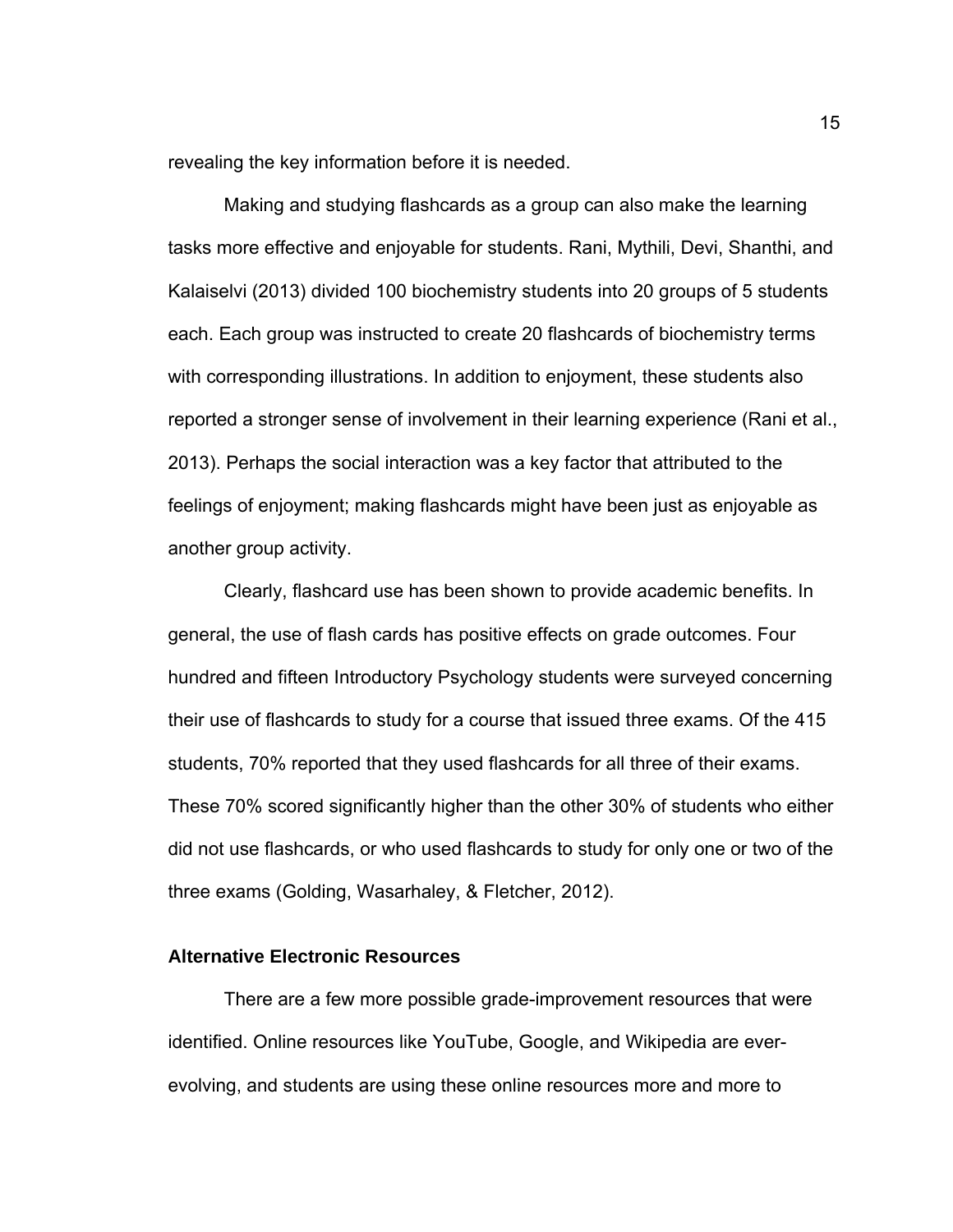revealing the key information before it is needed.

Making and studying flashcards as a group can also make the learning tasks more effective and enjoyable for students. Rani, Mythili, Devi, Shanthi, and Kalaiselvi (2013) divided 100 biochemistry students into 20 groups of 5 students each. Each group was instructed to create 20 flashcards of biochemistry terms with corresponding illustrations. In addition to enjoyment, these students also reported a stronger sense of involvement in their learning experience (Rani et al., 2013). Perhaps the social interaction was a key factor that attributed to the feelings of enjoyment; making flashcards might have been just as enjoyable as another group activity.

Clearly, flashcard use has been shown to provide academic benefits. In general, the use of flash cards has positive effects on grade outcomes. Four hundred and fifteen Introductory Psychology students were surveyed concerning their use of flashcards to study for a course that issued three exams. Of the 415 students, 70% reported that they used flashcards for all three of their exams. These 70% scored significantly higher than the other 30% of students who either did not use flashcards, or who used flashcards to study for only one or two of the three exams (Golding, Wasarhaley, & Fletcher, 2012).

### Alternative Electronic Resources

There are a few more possible grade-improvement resources that were identified. Online resources like YouTube, Google, and Wikipedia are ever-evolving, and students are using these online resources more and more to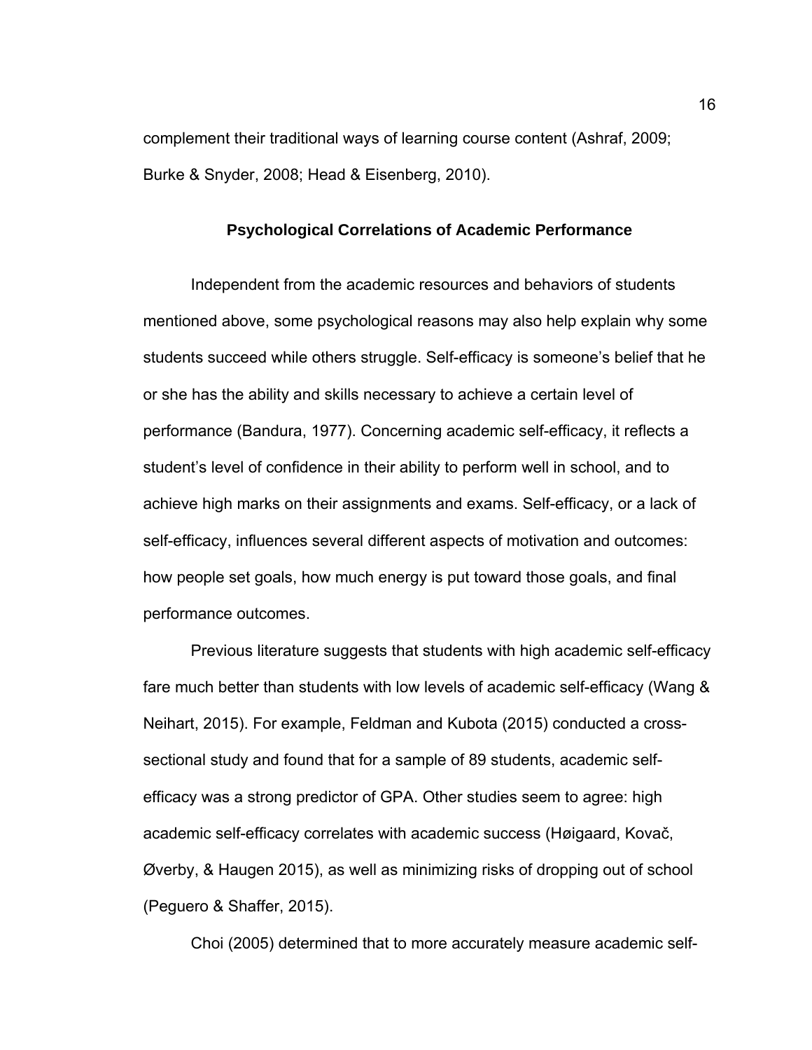complement their traditional ways of learning course content (Ashraf, 2009; Burke & Snyder, 2008; Head & Eisenberg, 2010).

## Psychological Correlations of Academic Performance

Independent from the academic resources and behaviors of students mentioned above, some psychological reasons may also help explain why some students succeed while others struggle. Self-efficacy is someone's belief that he or she has the ability and skills necessary to achieve a certain level of performance (Bandura, 1977). Concerning academic self-efficacy, it reflects a student's level of confidence in their ability to perform well in school, and to achieve high marks on their assignments and exams. Self-efficacy, or a lack of self-efficacy, influences several different aspects of motivation and outcomes: how people set goals, how much energy is put toward those goals, and final performance outcomes.

Previous literature suggests that students with high academic self-efficacy fare much better than students with low levels of academic self-efficacy (Wang & Neihart, 2015). For example, Feldman and Kubota (2015) conducted a cross-sectional study and found that for a sample of 89 students, academic self-efficacy was a strong predictor of GPA. Other studies seem to agree: high academic self-efficacy correlates with academic success (Høigaard, Kovač, Øverby, & Haugen 2015), as well as minimizing risks of dropping out of school (Peguero & Shaffer, 2015).

Choi (2005) determined that to more accurately measure academic self-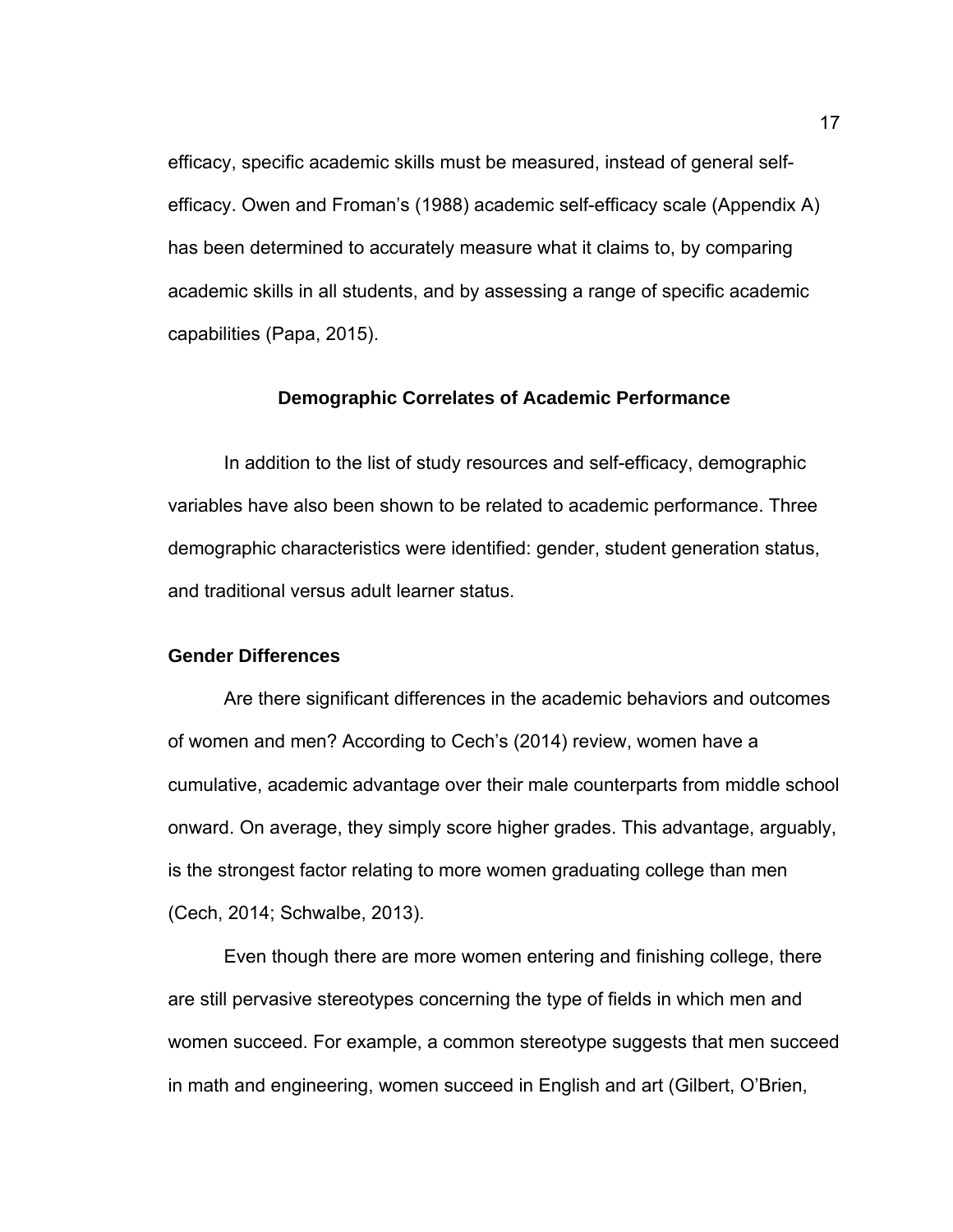efficacy, specific academic skills must be measured, instead of general self-efficacy. Owen and Froman's (1988) academic self-efficacy scale (Appendix A) has been determined to accurately measure what it claims to, by comparing academic skills in all students, and by assessing a range of specific academic capabilities (Papa, 2015).

## Demographic Correlates of Academic Performance

In addition to the list of study resources and self-efficacy, demographic variables have also been shown to be related to academic performance. Three demographic characteristics were identified: gender, student generation status, and traditional versus adult learner status.

### Gender Differences

Are there significant differences in the academic behaviors and outcomes of women and men? According to Cech's (2014) review, women have a cumulative, academic advantage over their male counterparts from middle school onward. On average, they simply score higher grades. This advantage, arguably, is the strongest factor relating to more women graduating college than men (Cech, 2014; Schwalbe, 2013).

Even though there are more women entering and finishing college, there are still pervasive stereotypes concerning the type of fields in which men and women succeed. For example, a common stereotype suggests that men succeed in math and engineering, women succeed in English and art (Gilbert, O'Brien,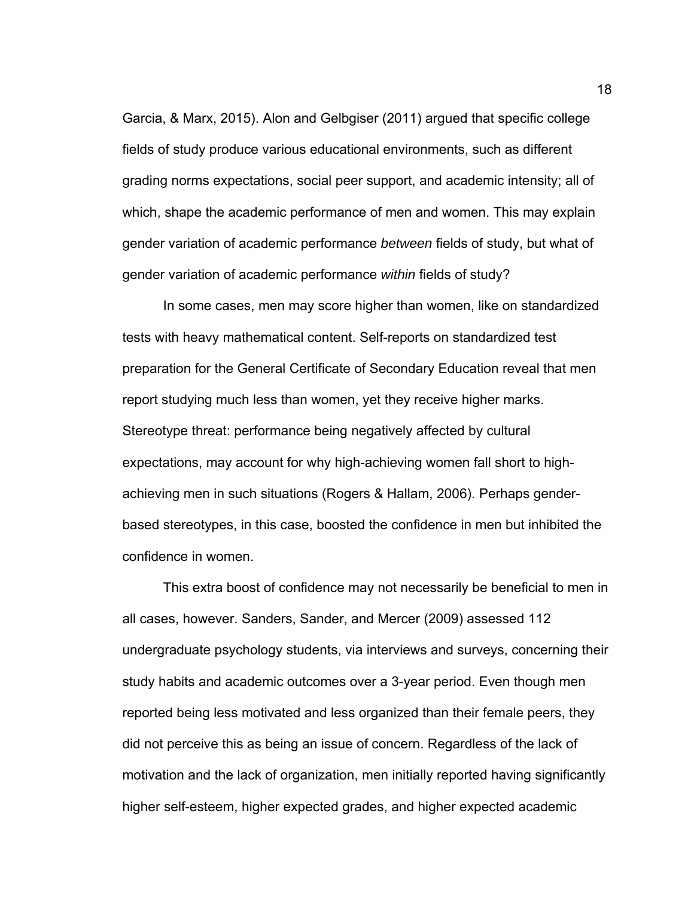Garcia, & Marx, 2015). Alon and Gelbgiser (2011) argued that specific college fields of study produce various educational environments, such as different grading norms expectations, social peer support, and academic intensity; all of which, shape the academic performance of men and women. This may explain gender variation of academic performance *between* fields of study, but what of gender variation of academic performance *within* fields of study?

In some cases, men may score higher than women, like on standardized tests with heavy mathematical content. Self-reports on standardized test preparation for the General Certificate of Secondary Education reveal that men report studying much less than women, yet they receive higher marks. Stereotype threat: performance being negatively affected by cultural expectations, may account for why high-achieving women fall short to high-achieving men in such situations (Rogers & Hallam, 2006). Perhaps gender-based stereotypes, in this case, boosted the confidence in men but inhibited the confidence in women.

This extra boost of confidence may not necessarily be beneficial to men in all cases, however. Sanders, Sander, and Mercer (2009) assessed 112 undergraduate psychology students, via interviews and surveys, concerning their study habits and academic outcomes over a 3-year period. Even though men reported being less motivated and less organized than their female peers, they did not perceive this as being an issue of concern. Regardless of the lack of motivation and the lack of organization, men initially reported having significantly higher self-esteem, higher expected grades, and higher expected academic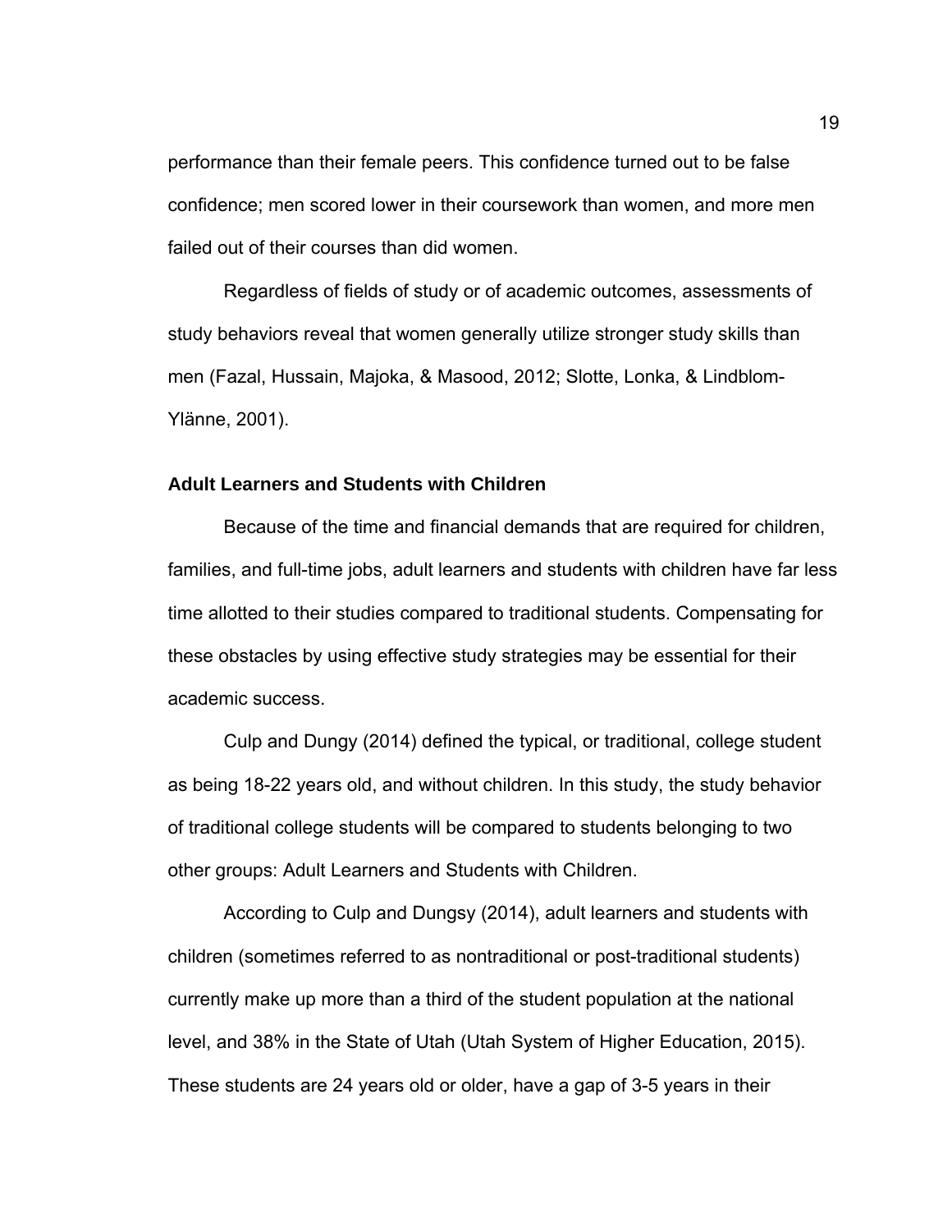performance than their female peers. This confidence turned out to be false confidence; men scored lower in their coursework than women, and more men failed out of their courses than did women.

Regardless of fields of study or of academic outcomes, assessments of study behaviors reveal that women generally utilize stronger study skills than men (Fazal, Hussain, Majoka, & Masood, 2012; Slotte, Lonka, & Lindblom-Ylänne, 2001).

### Adult Learners and Students with Children

Because of the time and financial demands that are required for children, families, and full-time jobs, adult learners and students with children have far less time allotted to their studies compared to traditional students. Compensating for these obstacles by using effective study strategies may be essential for their academic success.

Culp and Dungy (2014) defined the typical, or traditional, college student as being 18-22 years old, and without children. In this study, the study behavior of traditional college students will be compared to students belonging to two other groups: Adult Learners and Students with Children.

According to Culp and Dungsy (2014), adult learners and students with children (sometimes referred to as nontraditional or post-traditional students) currently make up more than a third of the student population at the national level, and 38% in the State of Utah (Utah System of Higher Education, 2015). These students are 24 years old or older, have a gap of 3-5 years in their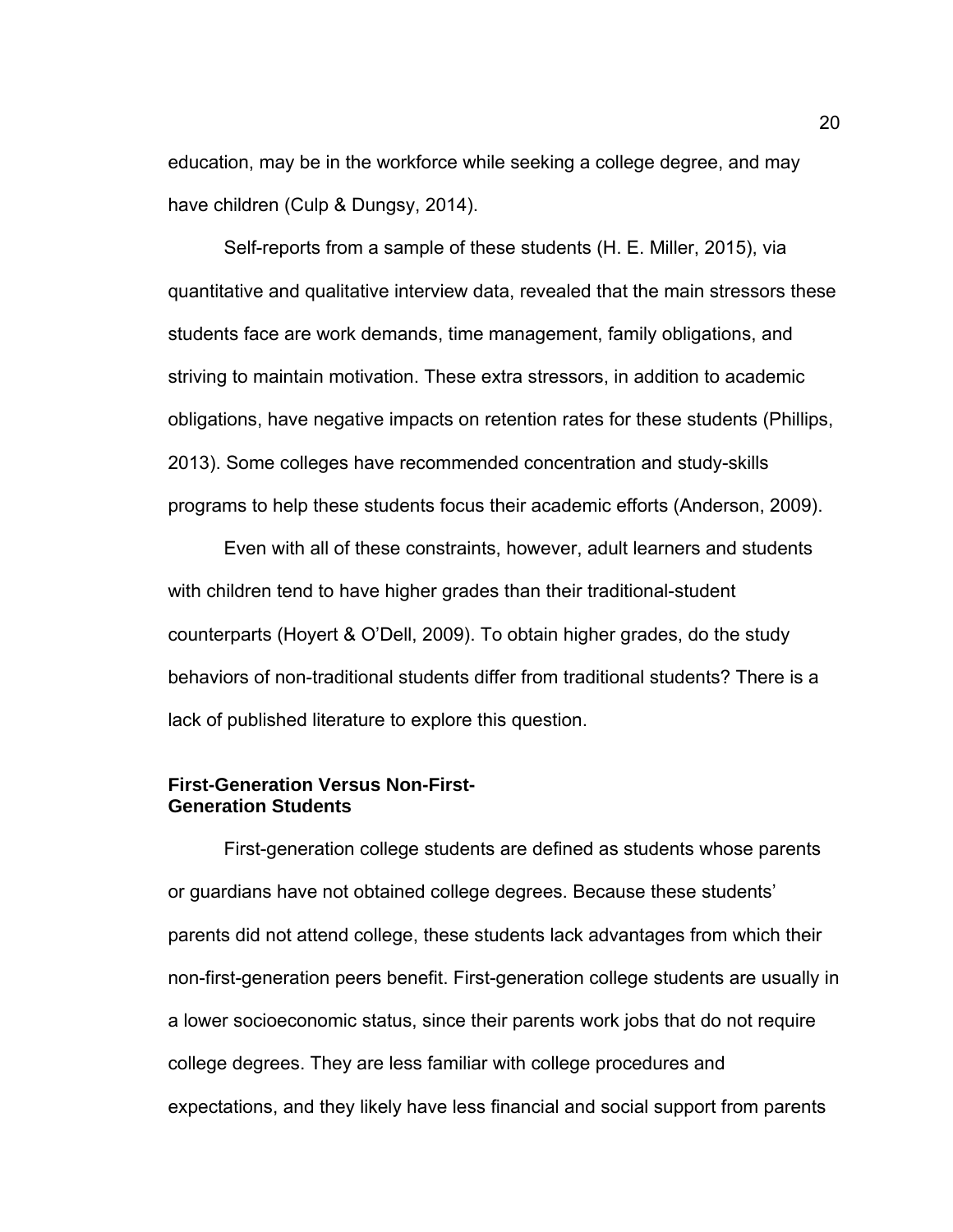education, may be in the workforce while seeking a college degree, and may have children (Culp & Dungsy, 2014).

Self-reports from a sample of these students (H. E. Miller, 2015), via quantitative and qualitative interview data, revealed that the main stressors these students face are work demands, time management, family obligations, and striving to maintain motivation. These extra stressors, in addition to academic obligations, have negative impacts on retention rates for these students (Phillips, 2013). Some colleges have recommended concentration and study-skills programs to help these students focus their academic efforts (Anderson, 2009).

Even with all of these constraints, however, adult learners and students with children tend to have higher grades than their traditional-student counterparts (Hoyert & O'Dell, 2009). To obtain higher grades, do the study behaviors of non-traditional students differ from traditional students? There is a lack of published literature to explore this question.

### First-Generation Versus Non-First-Generation Students

First-generation college students are defined as students whose parents or guardians have not obtained college degrees. Because these students' parents did not attend college, these students lack advantages from which their non-first-generation peers benefit. First-generation college students are usually in a lower socioeconomic status, since their parents work jobs that do not require college degrees. They are less familiar with college procedures and expectations, and they likely have less financial and social support from parents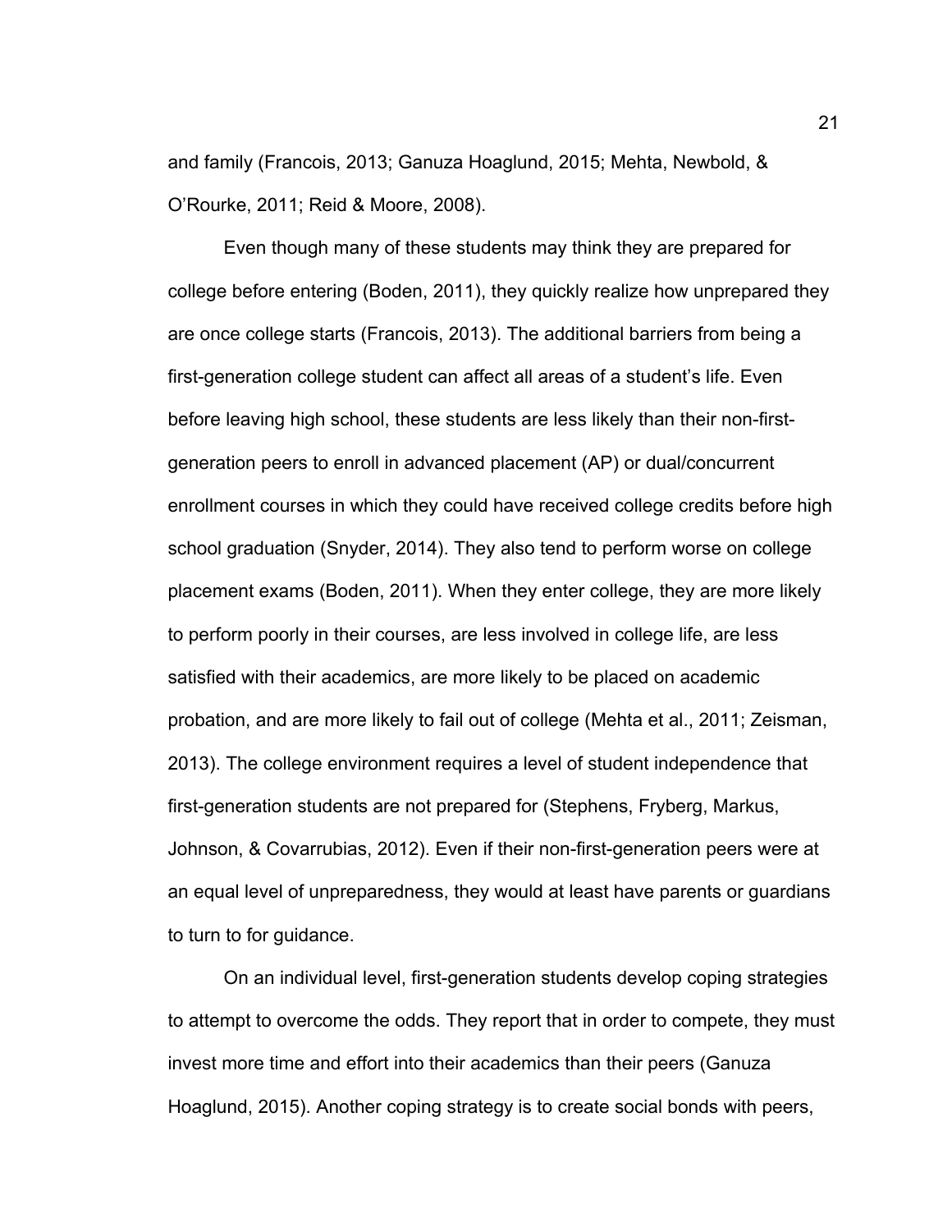and family (Francois, 2013; Ganuza Hoaglund, 2015; Mehta, Newbold, & O'Rourke, 2011; Reid & Moore, 2008).

Even though many of these students may think they are prepared for college before entering (Boden, 2011), they quickly realize how unprepared they are once college starts (Francois, 2013). The additional barriers from being a first-generation college student can affect all areas of a student's life. Even before leaving high school, these students are less likely than their non-first-generation peers to enroll in advanced placement (AP) or dual/concurrent enrollment courses in which they could have received college credits before high school graduation (Snyder, 2014). They also tend to perform worse on college placement exams (Boden, 2011). When they enter college, they are more likely to perform poorly in their courses, are less involved in college life, are less satisfied with their academics, are more likely to be placed on academic probation, and are more likely to fail out of college (Mehta et al., 2011; Zeisman, 2013). The college environment requires a level of student independence that first-generation students are not prepared for (Stephens, Fryberg, Markus, Johnson, & Covarrubias, 2012). Even if their non-first-generation peers were at an equal level of unpreparedness, they would at least have parents or guardians to turn to for guidance.

On an individual level, first-generation students develop coping strategies to attempt to overcome the odds. They report that in order to compete, they must invest more time and effort into their academics than their peers (Ganuza Hoaglund, 2015). Another coping strategy is to create social bonds with peers,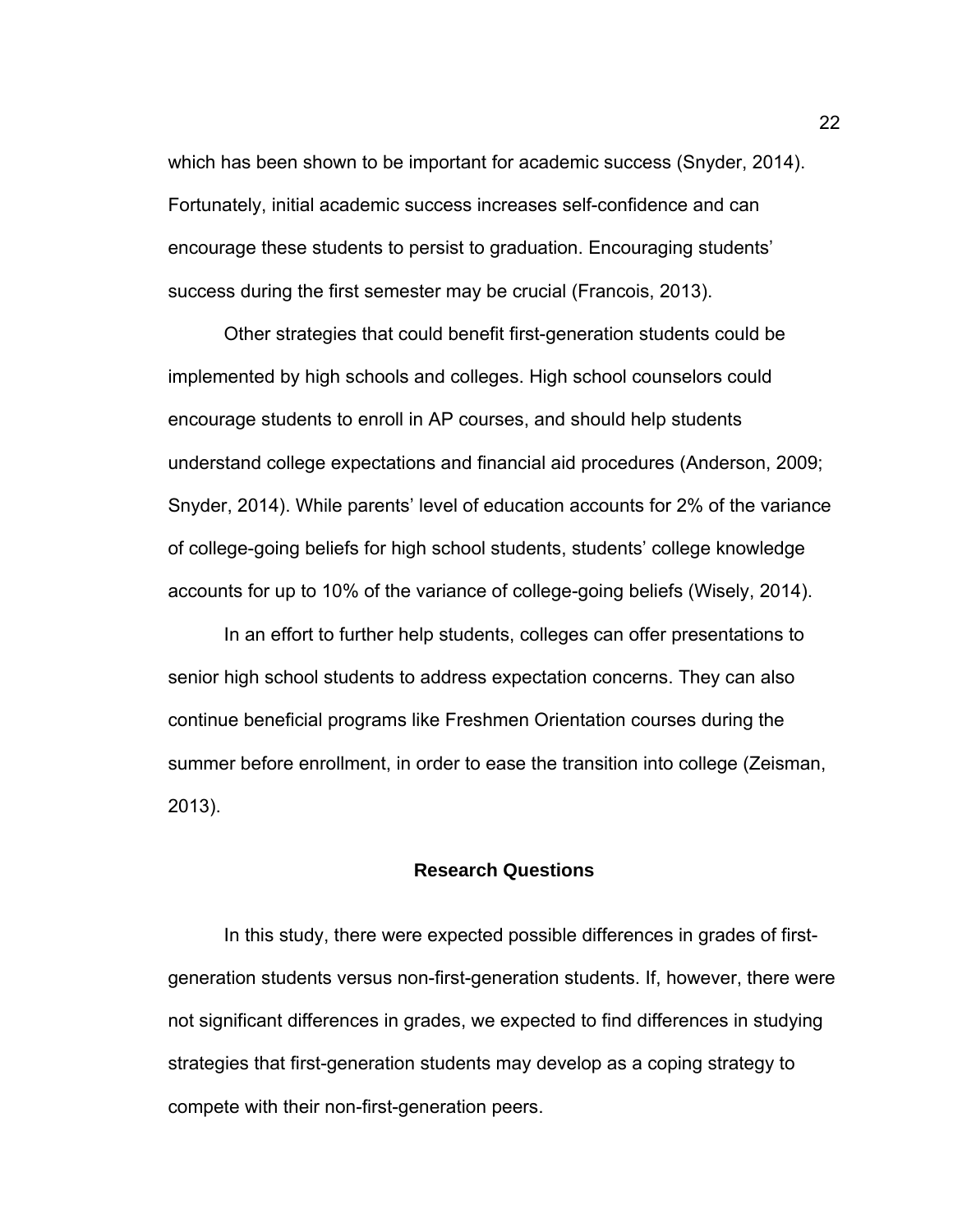which has been shown to be important for academic success (Snyder, 2014). Fortunately, initial academic success increases self-confidence and can encourage these students to persist to graduation. Encouraging students' success during the first semester may be crucial (Francois, 2013).

Other strategies that could benefit first-generation students could be implemented by high schools and colleges. High school counselors could encourage students to enroll in AP courses, and should help students understand college expectations and financial aid procedures (Anderson, 2009; Snyder, 2014). While parents' level of education accounts for 2% of the variance of college-going beliefs for high school students, students' college knowledge accounts for up to 10% of the variance of college-going beliefs (Wisely, 2014).

In an effort to further help students, colleges can offer presentations to senior high school students to address expectation concerns. They can also continue beneficial programs like Freshmen Orientation courses during the summer before enrollment, in order to ease the transition into college (Zeisman, 2013).

## Research Questions

In this study, there were expected possible differences in grades of first-generation students versus non-first-generation students. If, however, there were not significant differences in grades, we expected to find differences in studying strategies that first-generation students may develop as a coping strategy to compete with their non-first-generation peers.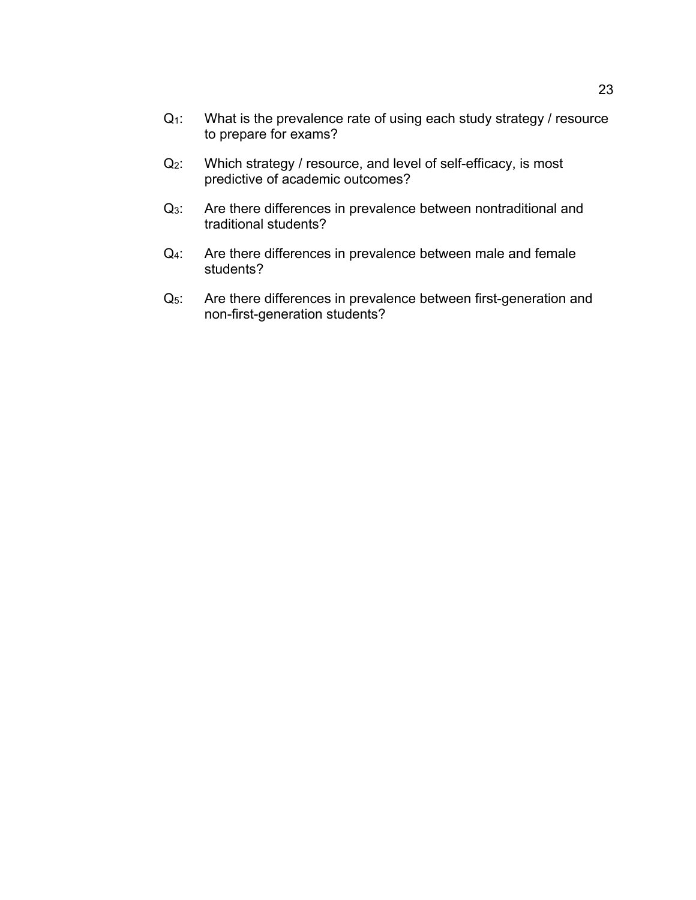$Q_1$: What is the prevalence rate of using each study strategy / resource to prepare for exams?

$Q_2$: Which strategy / resource, and level of self-efficacy, is most predictive of academic outcomes?

$Q_3$: Are there differences in prevalence between nontraditional and traditional students?

$Q_4$: Are there differences in prevalence between male and female students?

$Q_5$: Are there differences in prevalence between first-generation and non-first-generation students?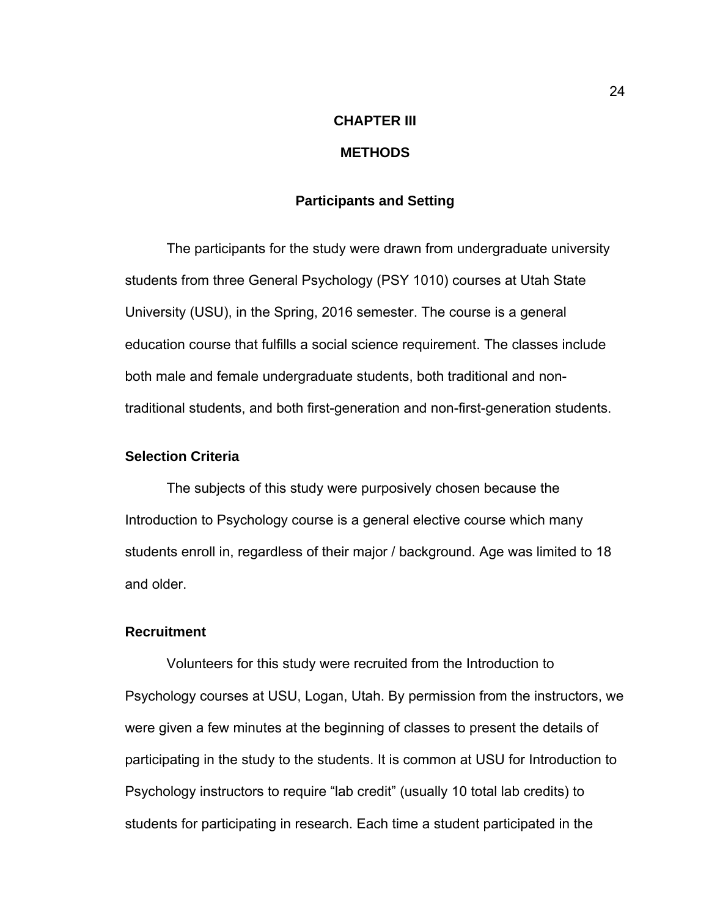# CHAPTER III

# METHODS

## Participants and Setting

The participants for the study were drawn from undergraduate university students from three General Psychology (PSY 1010) courses at Utah State University (USU), in the Spring, 2016 semester. The course is a general education course that fulfills a social science requirement. The classes include both male and female undergraduate students, both traditional and non-traditional students, and both first-generation and non-first-generation students.

### Selection Criteria

The subjects of this study were purposively chosen because the Introduction to Psychology course is a general elective course which many students enroll in, regardless of their major / background. Age was limited to 18 and older.

### Recruitment

Volunteers for this study were recruited from the Introduction to Psychology courses at USU, Logan, Utah. By permission from the instructors, we were given a few minutes at the beginning of classes to present the details of participating in the study to the students. It is common at USU for Introduction to Psychology instructors to require "lab credit" (usually 10 total lab credits) to students for participating in research. Each time a student participated in the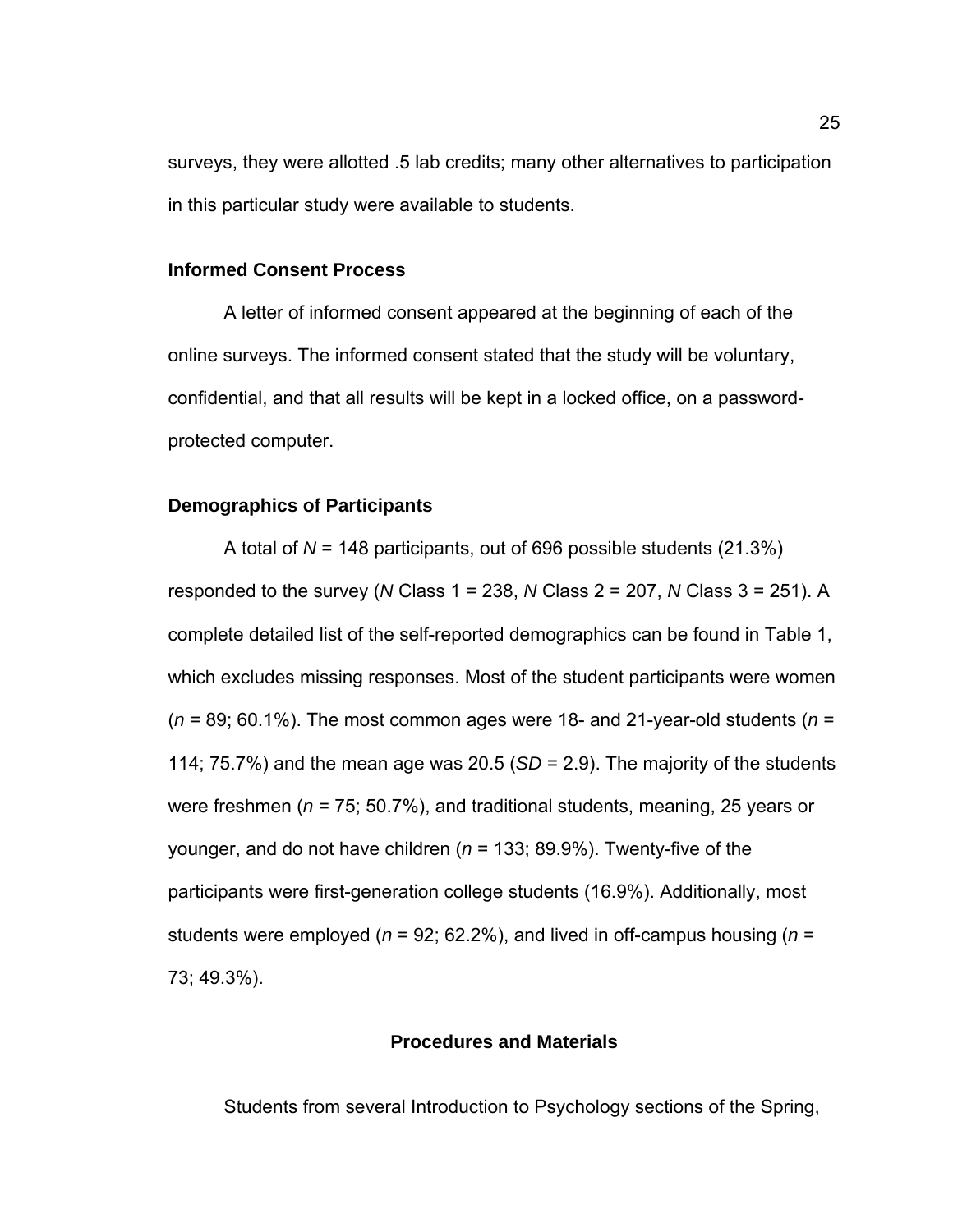surveys, they were allotted .5 lab credits; many other alternatives to participation in this particular study were available to students.

### Informed Consent Process

A letter of informed consent appeared at the beginning of each of the online surveys. The informed consent stated that the study will be voluntary, confidential, and that all results will be kept in a locked office, on a password-protected computer.

### Demographics of Participants

A total of $N$ = 148 participants, out of 696 possible students (21.3%) responded to the survey ($N$ Class 1 = 238, $N$ Class 2 = 207, $N$ Class 3 = 251). A complete detailed list of the self-reported demographics can be found in Table 1, which excludes missing responses. Most of the student participants were women ($n$ = 89; 60.1%). The most common ages were 18- and 21-year-old students ($n$ = 114; 75.7%) and the mean age was 20.5 ($SD$ = 2.9). The majority of the students were freshmen ($n$ = 75; 50.7%), and traditional students, meaning, 25 years or younger, and do not have children ($n$ = 133; 89.9%). Twenty-five of the participants were first-generation college students (16.9%). Additionally, most students were employed ($n$ = 92; 62.2%), and lived in off-campus housing ($n$ = 73; 49.3%).

## Procedures and Materials

Students from several Introduction to Psychology sections of the Spring,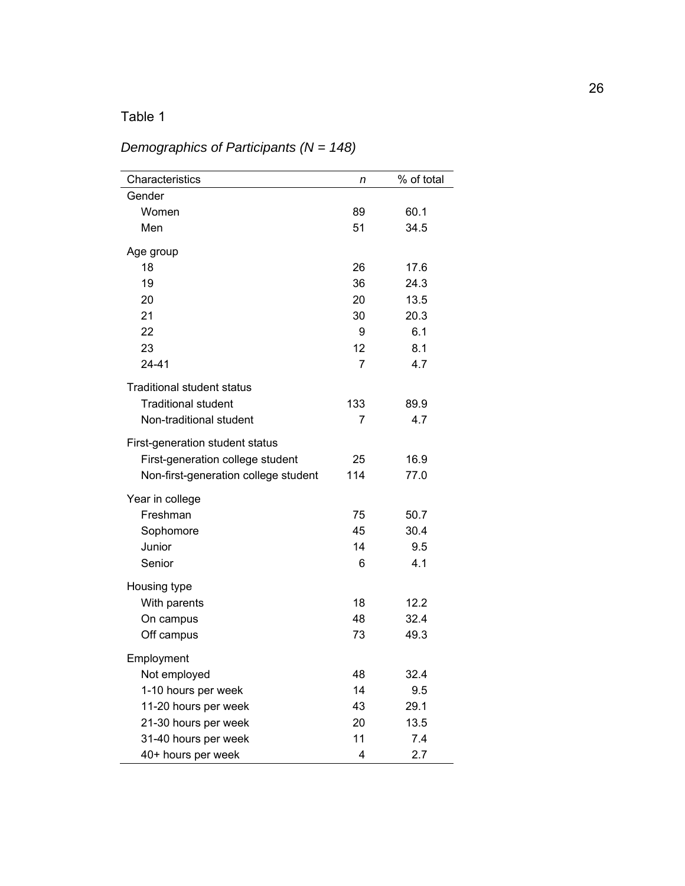Table 1

*Demographics of Participants (N = 148)*

| Characteristics | *n* | % of total |
|---|---|---|
| Gender | | |
| Women | 89 | 60.1 |
| Men | 51 | 34.5 |
| Age group | | |
| 18 | 26 | 17.6 |
| 19 | 36 | 24.3 |
| 20 | 20 | 13.5 |
| 21 | 30 | 20.3 |
| 22 | 9 | 6.1 |
| 23 | 12 | 8.1 |
| 24-41 | 7 | 4.7 |
| Traditional student status | | |
| Traditional student | 133 | 89.9 |
| Non-traditional student | 7 | 4.7 |
| First-generation student status | | |
| First-generation college student | 25 | 16.9 |
| Non-first-generation college student | 114 | 77.0 |
| Year in college | | |
| Freshman | 75 | 50.7 |
| Sophomore | 45 | 30.4 |
| Junior | 14 | 9.5 |
| Senior | 6 | 4.1 |
| Housing type | | |
| With parents | 18 | 12.2 |
| On campus | 48 | 32.4 |
| Off campus | 73 | 49.3 |
| Employment | | |
| Not employed | 48 | 32.4 |
| 1-10 hours per week | 14 | 9.5 |
| 11-20 hours per week | 43 | 29.1 |
| 21-30 hours per week | 20 | 13.5 |
| 31-40 hours per week | 11 | 7.4 |
| 40+ hours per week | 4 | 2.7 |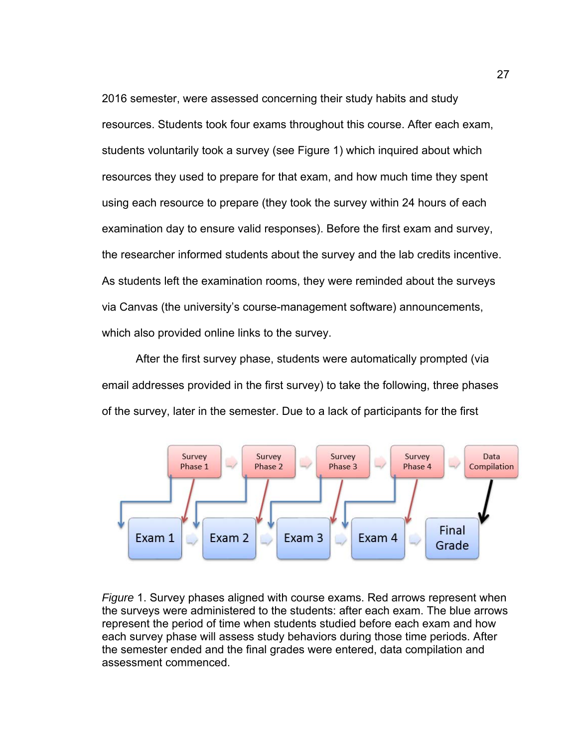2016 semester, were assessed concerning their study habits and study resources. Students took four exams throughout this course. After each exam, students voluntarily took a survey (see Figure 1) which inquired about which resources they used to prepare for that exam, and how much time they spent using each resource to prepare (they took the survey within 24 hours of each examination day to ensure valid responses). Before the first exam and survey, the researcher informed students about the survey and the lab credits incentive. As students left the examination rooms, they were reminded about the surveys via Canvas (the university's course-management software) announcements, which also provided online links to the survey.

After the first survey phase, students were automatically prompted (via email addresses provided in the first survey) to take the following, three phases of the survey, later in the semester. Due to a lack of participants for the first

*Figure* 1. Survey phases aligned with course exams. Red arrows represent when the surveys were administered to the students: after each exam. The blue arrows represent the period of time when students studied before each exam and how each survey phase will assess study behaviors during those time periods. After the semester ended and the final grades were entered, data compilation and assessment commenced.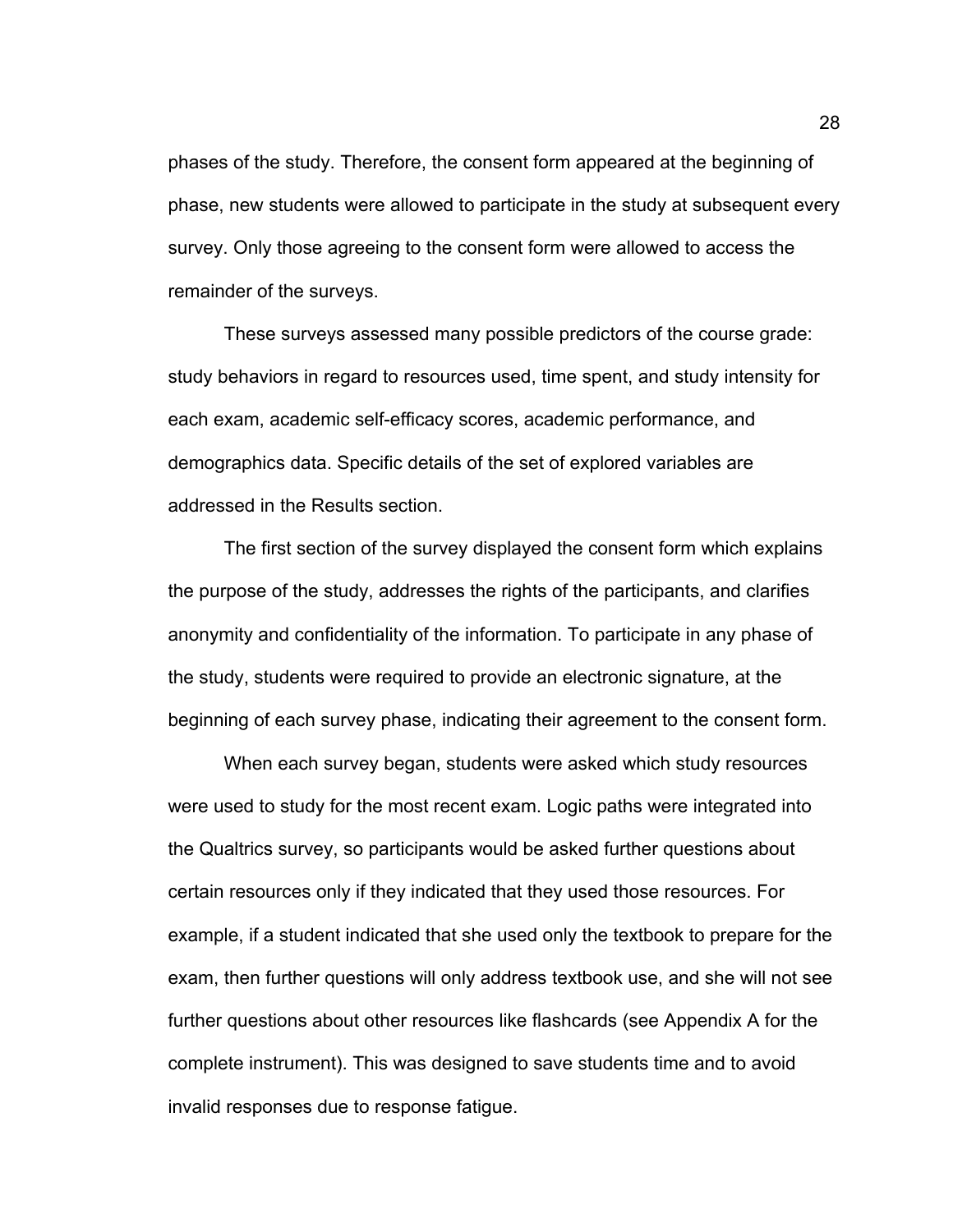phases of the study. Therefore, the consent form appeared at the beginning of phase, new students were allowed to participate in the study at subsequent every survey. Only those agreeing to the consent form were allowed to access the remainder of the surveys.

These surveys assessed many possible predictors of the course grade: study behaviors in regard to resources used, time spent, and study intensity for each exam, academic self-efficacy scores, academic performance, and demographics data. Specific details of the set of explored variables are addressed in the Results section.

The first section of the survey displayed the consent form which explains the purpose of the study, addresses the rights of the participants, and clarifies anonymity and confidentiality of the information. To participate in any phase of the study, students were required to provide an electronic signature, at the beginning of each survey phase, indicating their agreement to the consent form.

When each survey began, students were asked which study resources were used to study for the most recent exam. Logic paths were integrated into the Qualtrics survey, so participants would be asked further questions about certain resources only if they indicated that they used those resources. For example, if a student indicated that she used only the textbook to prepare for the exam, then further questions will only address textbook use, and she will not see further questions about other resources like flashcards (see Appendix A for the complete instrument). This was designed to save students time and to avoid invalid responses due to response fatigue.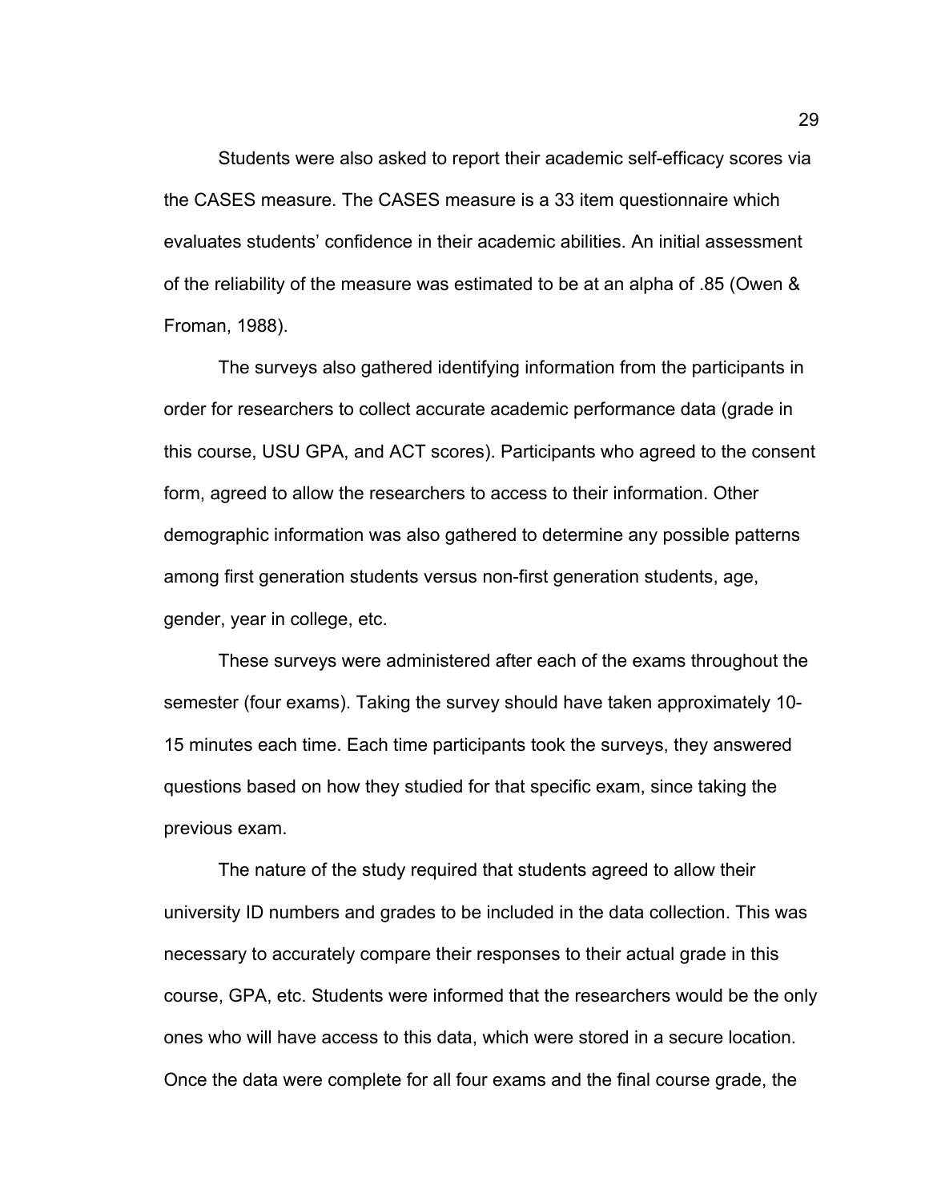Students were also asked to report their academic self-efficacy scores via the CASES measure. The CASES measure is a 33 item questionnaire which evaluates students' confidence in their academic abilities. An initial assessment of the reliability of the measure was estimated to be at an alpha of .85 (Owen & Froman, 1988).

The surveys also gathered identifying information from the participants in order for researchers to collect accurate academic performance data (grade in this course, USU GPA, and ACT scores). Participants who agreed to the consent form, agreed to allow the researchers to access to their information. Other demographic information was also gathered to determine any possible patterns among first generation students versus non-first generation students, age, gender, year in college, etc.

These surveys were administered after each of the exams throughout the semester (four exams). Taking the survey should have taken approximately 10-15 minutes each time. Each time participants took the surveys, they answered questions based on how they studied for that specific exam, since taking the previous exam.

The nature of the study required that students agreed to allow their university ID numbers and grades to be included in the data collection. This was necessary to accurately compare their responses to their actual grade in this course, GPA, etc. Students were informed that the researchers would be the only ones who will have access to this data, which were stored in a secure location. Once the data were complete for all four exams and the final course grade, the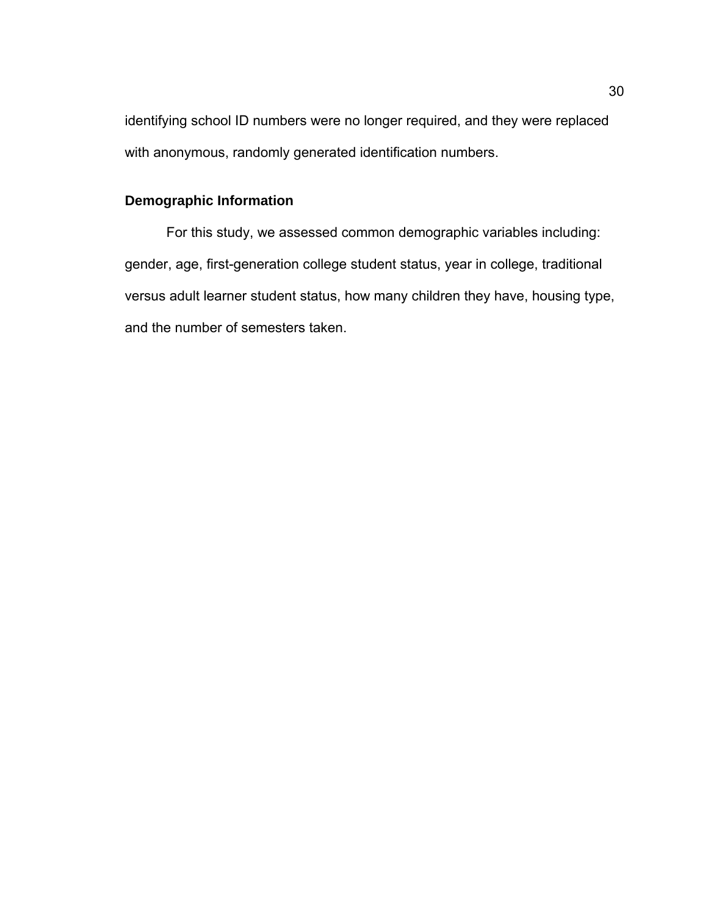identifying school ID numbers were no longer required, and they were replaced with anonymous, randomly generated identification numbers.

### Demographic Information

For this study, we assessed common demographic variables including: gender, age, first-generation college student status, year in college, traditional versus adult learner student status, how many children they have, housing type, and the number of semesters taken.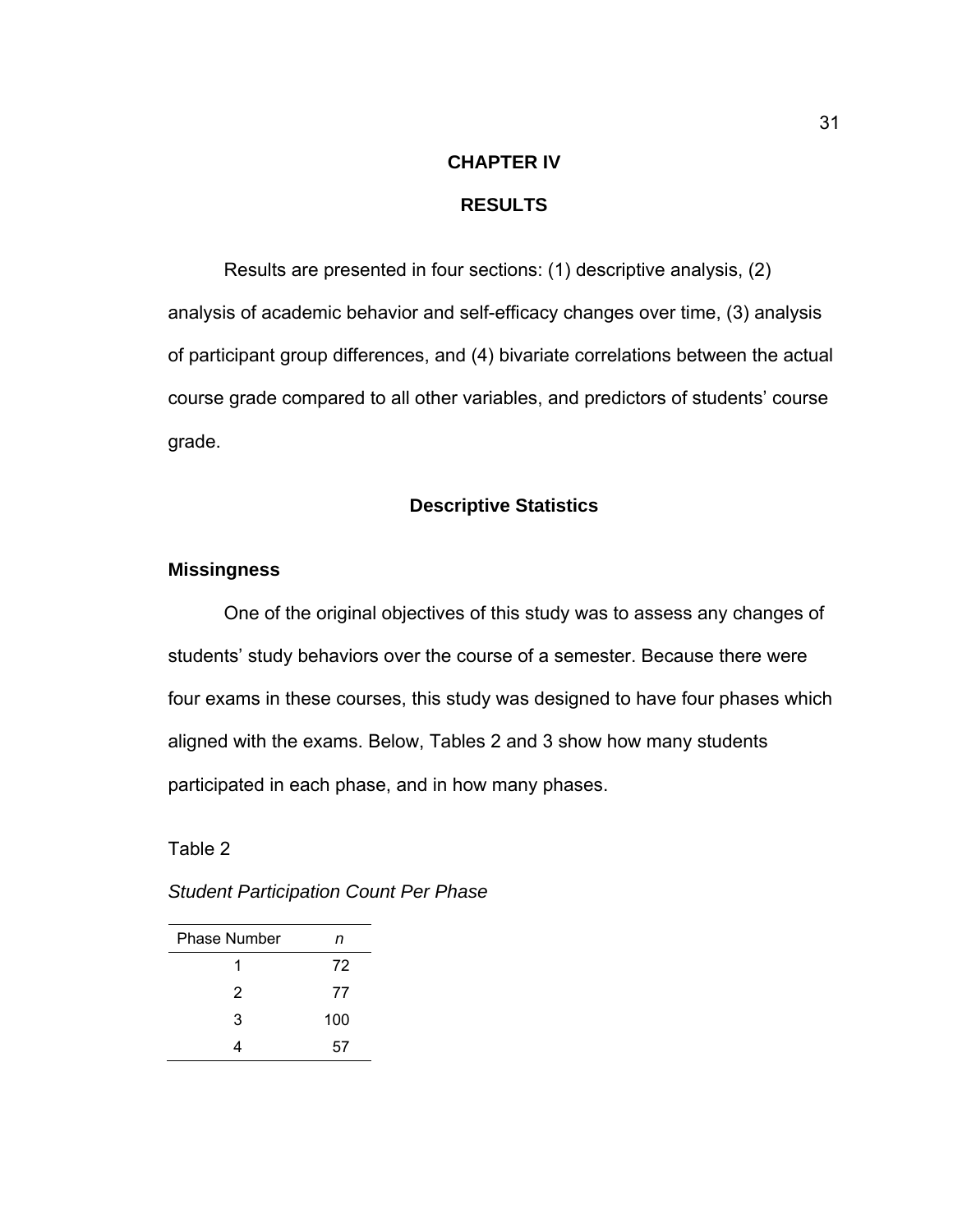# CHAPTER IV

# RESULTS

Results are presented in four sections: (1) descriptive analysis, (2) analysis of academic behavior and self-efficacy changes over time, (3) analysis of participant group differences, and (4) bivariate correlations between the actual course grade compared to all other variables, and predictors of students' course grade.

## Descriptive Statistics

### Missingness

One of the original objectives of this study was to assess any changes of students' study behaviors over the course of a semester. Because there were four exams in these courses, this study was designed to have four phases which aligned with the exams. Below, Tables 2 and 3 show how many students participated in each phase, and in how many phases.

Table 2

*Student Participation Count Per Phase*

| Phase Number | *n* |
|---|---|
| 1 | 72 |
| 2 | 77 |
| 3 | 100 |
| 4 | 57 |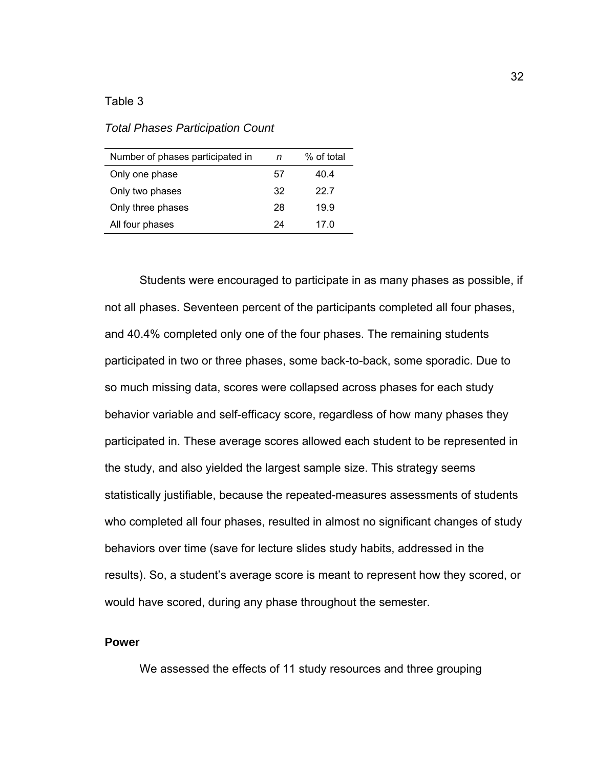Table 3

*Total Phases Participation Count*

| Number of phases participated in | *n* | % of total |
|---|---|---|
| Only one phase | 57 | 40.4 |
| Only two phases | 32 | 22.7 |
| Only three phases | 28 | 19.9 |
| All four phases | 24 | 17.0 |

Students were encouraged to participate in as many phases as possible, if not all phases. Seventeen percent of the participants completed all four phases, and 40.4% completed only one of the four phases. The remaining students participated in two or three phases, some back-to-back, some sporadic. Due to so much missing data, scores were collapsed across phases for each study behavior variable and self-efficacy score, regardless of how many phases they participated in. These average scores allowed each student to be represented in the study, and also yielded the largest sample size. This strategy seems statistically justifiable, because the repeated-measures assessments of students who completed all four phases, resulted in almost no significant changes of study behaviors over time (save for lecture slides study habits, addressed in the results). So, a student's average score is meant to represent how they scored, or would have scored, during any phase throughout the semester.

**Power**

We assessed the effects of 11 study resources and three grouping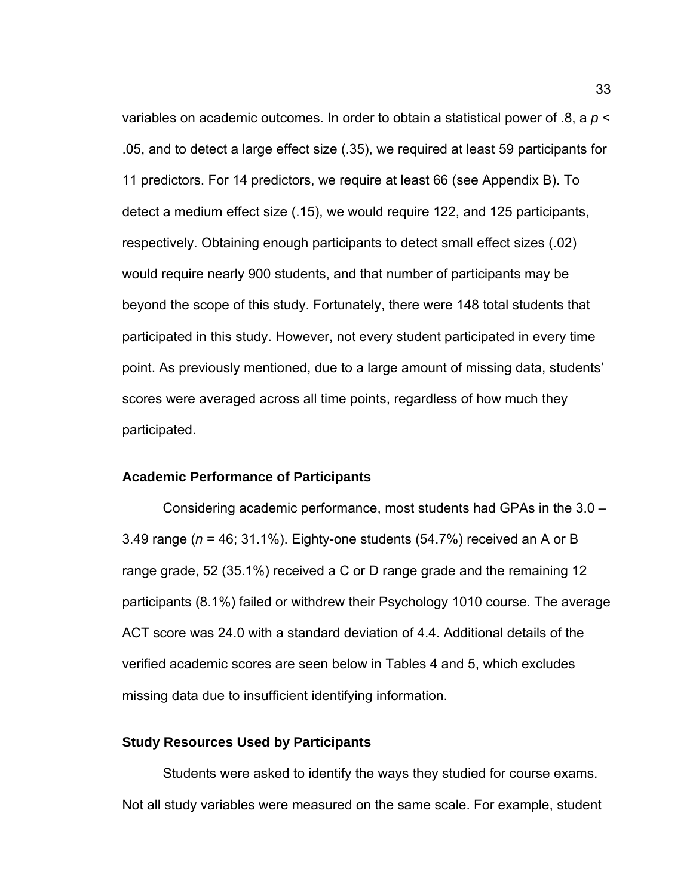variables on academic outcomes. In order to obtain a statistical power of .8, a $p <$ .05, and to detect a large effect size (.35), we required at least 59 participants for 11 predictors. For 14 predictors, we require at least 66 (see Appendix B). To detect a medium effect size (.15), we would require 122, and 125 participants, respectively. Obtaining enough participants to detect small effect sizes (.02) would require nearly 900 students, and that number of participants may be beyond the scope of this study. Fortunately, there were 148 total students that participated in this study. However, not every student participated in every time point. As previously mentioned, due to a large amount of missing data, students' scores were averaged across all time points, regardless of how much they participated.

### Academic Performance of Participants

Considering academic performance, most students had GPAs in the 3.0 – 3.49 range ($n$ = 46; 31.1%). Eighty-one students (54.7%) received an A or B range grade, 52 (35.1%) received a C or D range grade and the remaining 12 participants (8.1%) failed or withdrew their Psychology 1010 course. The average ACT score was 24.0 with a standard deviation of 4.4. Additional details of the verified academic scores are seen below in Tables 4 and 5, which excludes missing data due to insufficient identifying information.

### Study Resources Used by Participants

Students were asked to identify the ways they studied for course exams. Not all study variables were measured on the same scale. For example, student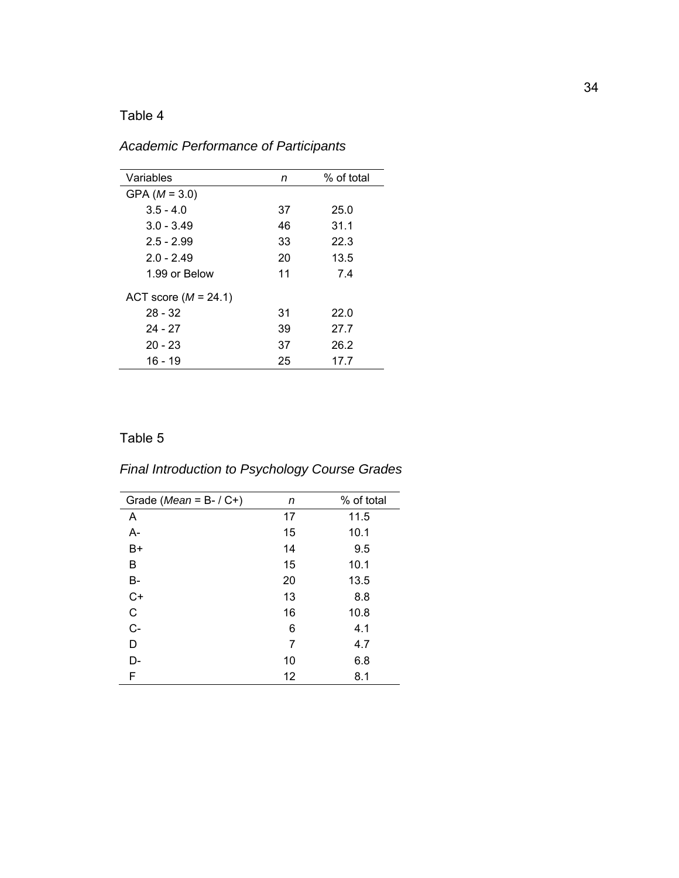Table 4

*Academic Performance of Participants*

| Variables | *n* | % of total |
|---|---|---|
| GPA (*M* = 3.0) | | |
| 3.5 - 4.0 | 37 | 25.0 |
| 3.0 - 3.49 | 46 | 31.1 |
| 2.5 - 2.99 | 33 | 22.3 |
| 2.0 - 2.49 | 20 | 13.5 |
| 1.99 or Below | 11 | 7.4 |
| ACT score (*M* = 24.1) | | |
| 28 - 32 | 31 | 22.0 |
| 24 - 27 | 39 | 27.7 |
| 20 - 23 | 37 | 26.2 |
| 16 - 19 | 25 | 17.7 |

Table 5

*Final Introduction to Psychology Course Grades*

| Grade (*Mean* = B- / C+) | *n* | % of total |
|---|---|---|
| A | 17 | 11.5 |
| A- | 15 | 10.1 |
| B+ | 14 | 9.5 |
| B | 15 | 10.1 |
| B- | 20 | 13.5 |
| C+ | 13 | 8.8 |
| C | 16 | 10.8 |
| C- | 6 | 4.1 |
| D | 7 | 4.7 |
| D- | 10 | 6.8 |
| F | 12 | 8.1 |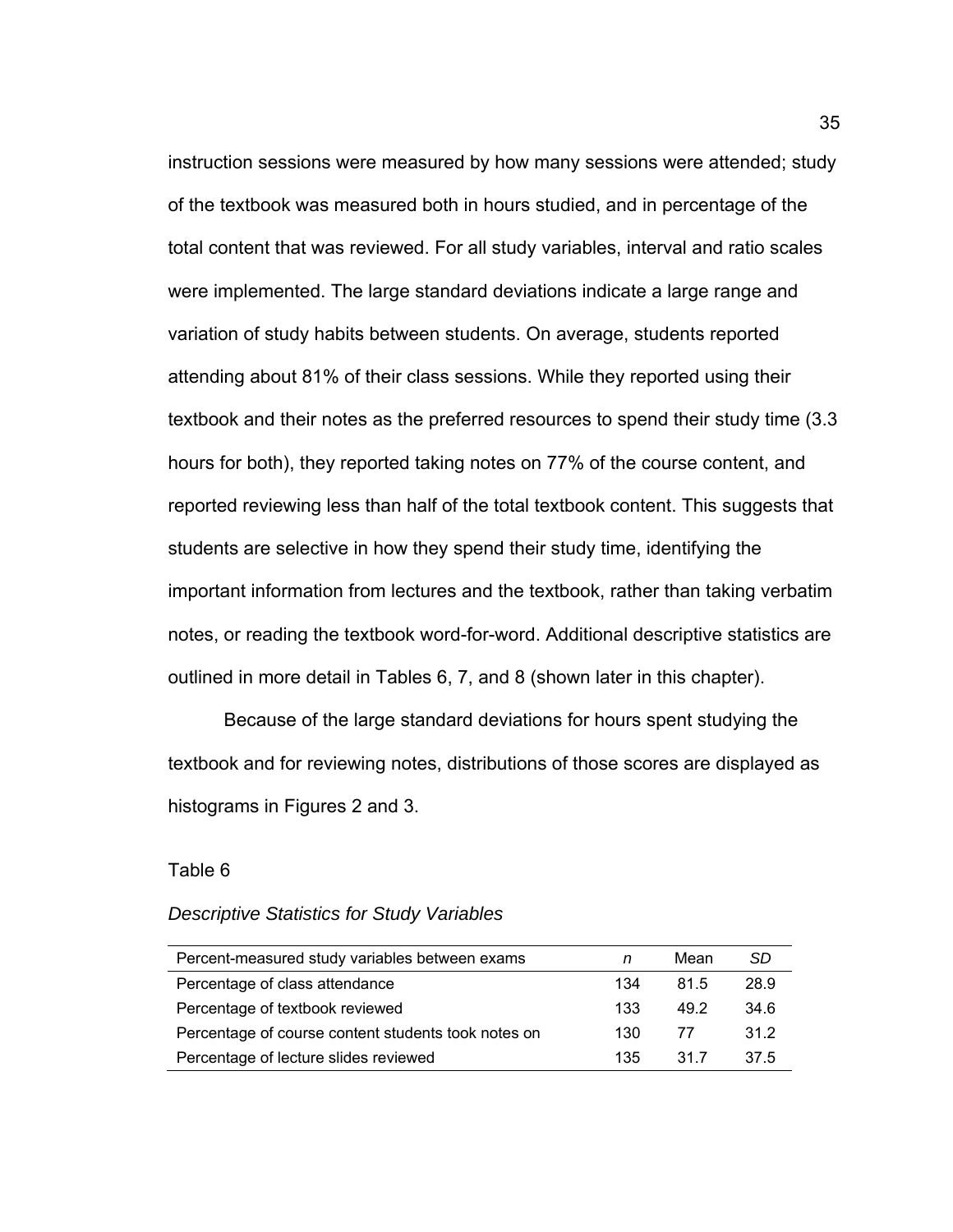instruction sessions were measured by how many sessions were attended; study of the textbook was measured both in hours studied, and in percentage of the total content that was reviewed. For all study variables, interval and ratio scales were implemented. The large standard deviations indicate a large range and variation of study habits between students. On average, students reported attending about 81% of their class sessions. While they reported using their textbook and their notes as the preferred resources to spend their study time (3.3 hours for both), they reported taking notes on 77% of the course content, and reported reviewing less than half of the total textbook content. This suggests that students are selective in how they spend their study time, identifying the important information from lectures and the textbook, rather than taking verbatim notes, or reading the textbook word-for-word. Additional descriptive statistics are outlined in more detail in Tables 6, 7, and 8 (shown later in this chapter).

Because of the large standard deviations for hours spent studying the textbook and for reviewing notes, distributions of those scores are displayed as histograms in Figures 2 and 3.

Table 6

*Descriptive Statistics for Study Variables*

| Percent-measured study variables between exams | *n* | Mean | *SD* |
|---|---|---|---|
| Percentage of class attendance | 134 | 81.5 | 28.9 |
| Percentage of textbook reviewed | 133 | 49.2 | 34.6 |
| Percentage of course content students took notes on | 130 | 77 | 31.2 |
| Percentage of lecture slides reviewed | 135 | 31.7 | 37.5 |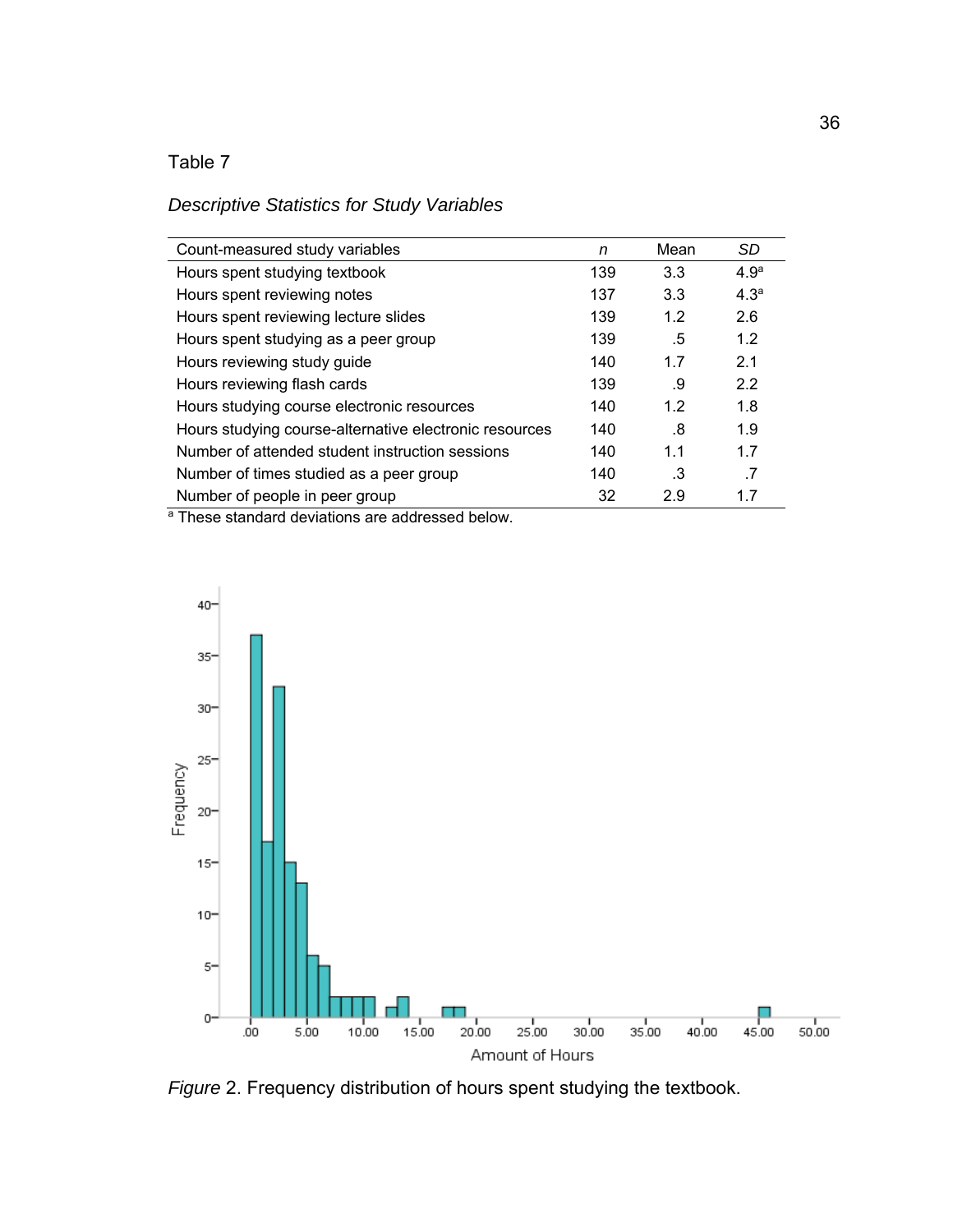Table 7

*Descriptive Statistics for Study Variables*

| Count-measured study variables | *n* | Mean | *SD* |
|---|---|---|---|
| Hours spent studying textbook | 139 | 3.3 | 4.9[a] |
| Hours spent reviewing notes | 137 | 3.3 | 4.3[a] |
| Hours spent reviewing lecture slides | 139 | 1.2 | 2.6 |
| Hours spent studying as a peer group | 139 | .5 | 1.2 |
| Hours reviewing study guide | 140 | 1.7 | 2.1 |
| Hours reviewing flash cards | 139 | .9 | 2.2 |
| Hours studying course electronic resources | 140 | 1.2 | 1.8 |
| Hours studying course-alternative electronic resources | 140 | .8 | 1.9 |
| Number of attended student instruction sessions | 140 | 1.1 | 1.7 |
| Number of times studied as a peer group | 140 | .3 | .7 |
| Number of people in peer group | 32 | 2.9 | 1.7 |

[a] These standard deviations are addressed below.

*Figure* 2. Frequency distribution of hours spent studying the textbook.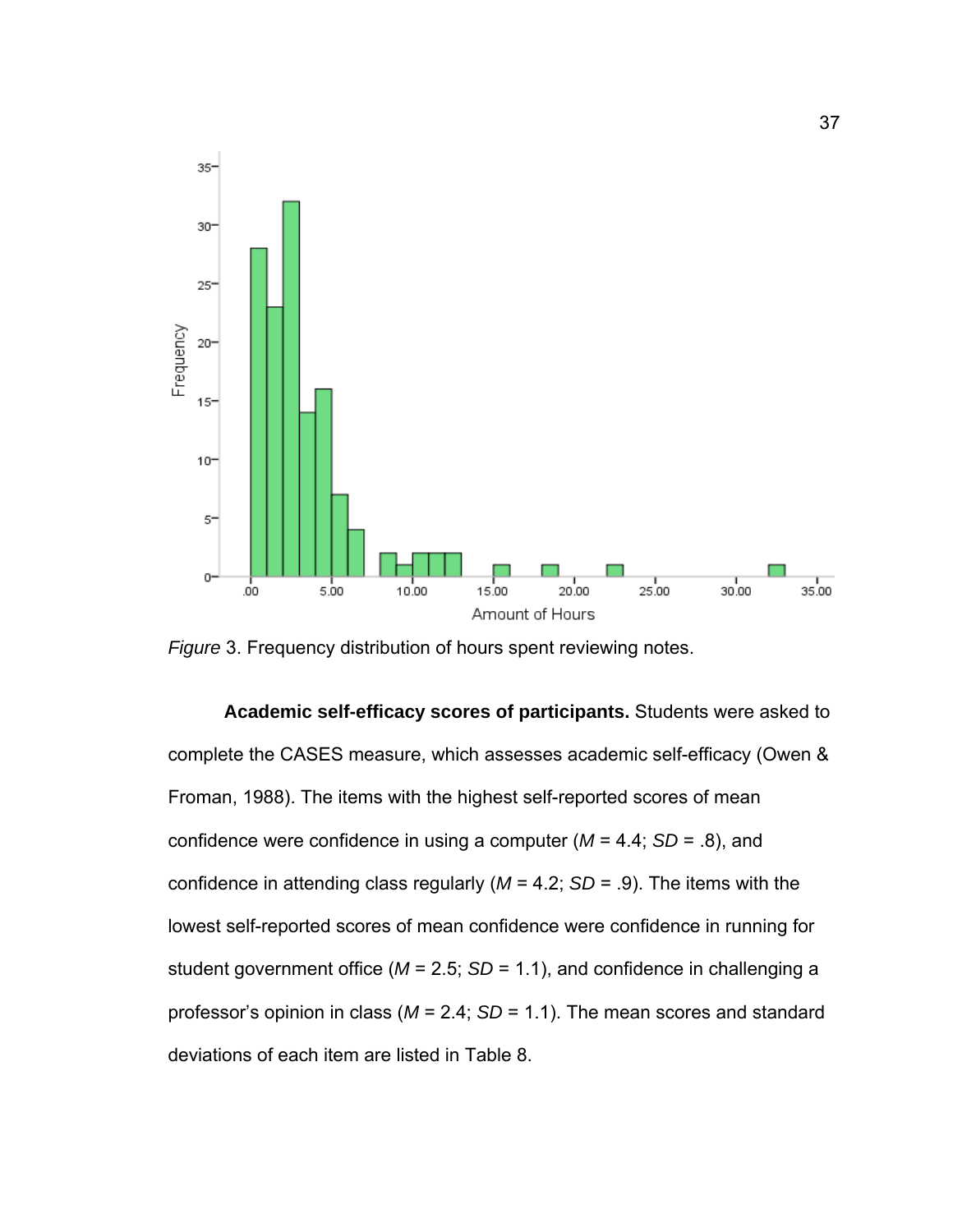*Figure* 3. Frequency distribution of hours spent reviewing notes.

**Academic self-efficacy scores of participants.** Students were asked to complete the CASES measure, which assesses academic self-efficacy (Owen & Froman, 1988). The items with the highest self-reported scores of mean confidence were confidence in using a computer (*M* = 4.4; *SD* = .8), and confidence in attending class regularly (*M* = 4.2; *SD* = .9). The items with the lowest self-reported scores of mean confidence were confidence in running for student government office (*M* = 2.5; *SD* = 1.1), and confidence in challenging a professor's opinion in class (*M* = 2.4; *SD* = 1.1). The mean scores and standard deviations of each item are listed in Table 8.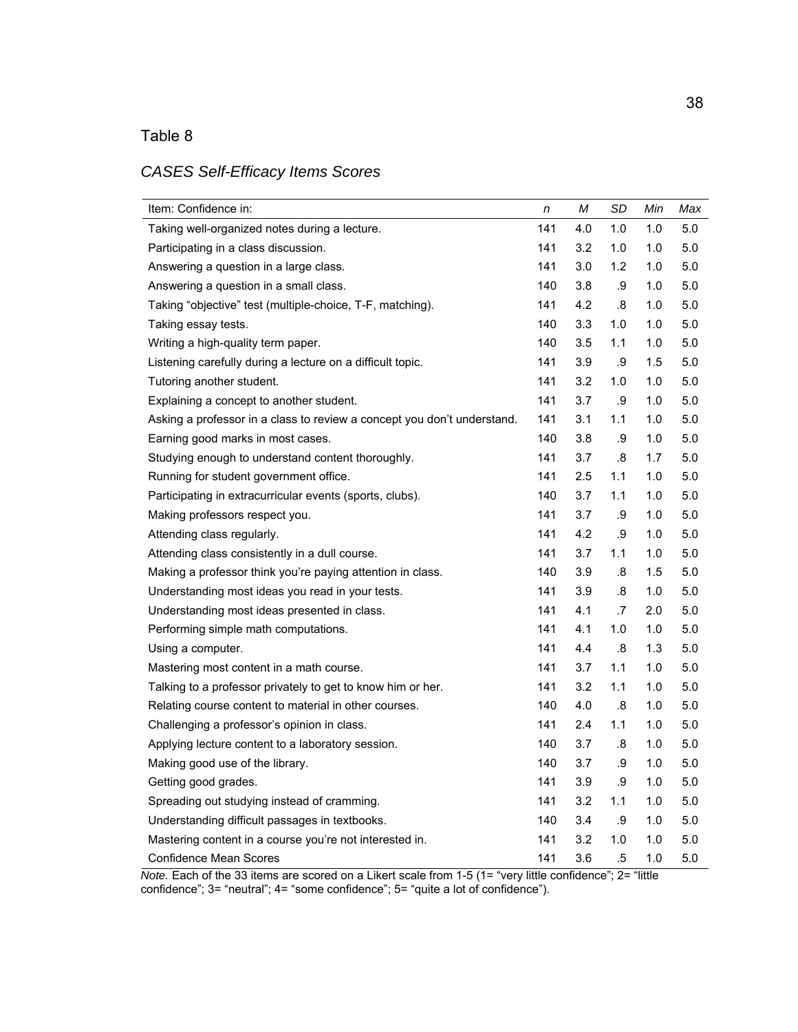Table 8

*CASES Self-Efficacy Items Scores*

| Item: Confidence in: | *n* | *M* | *SD* | *Min* | *Max* |
|---|---|---|---|---|---|
| Taking well-organized notes during a lecture. | 141 | 4.0 | 1.0 | 1.0 | 5.0 |
| Participating in a class discussion. | 141 | 3.2 | 1.0 | 1.0 | 5.0 |
| Answering a question in a large class. | 141 | 3.0 | 1.2 | 1.0 | 5.0 |
| Answering a question in a small class. | 140 | 3.8 | .9 | 1.0 | 5.0 |
| Taking "objective" test (multiple-choice, T-F, matching). | 141 | 4.2 | .8 | 1.0 | 5.0 |
| Taking essay tests. | 140 | 3.3 | 1.0 | 1.0 | 5.0 |
| Writing a high-quality term paper. | 140 | 3.5 | 1.1 | 1.0 | 5.0 |
| Listening carefully during a lecture on a difficult topic. | 141 | 3.9 | .9 | 1.5 | 5.0 |
| Tutoring another student. | 141 | 3.2 | 1.0 | 1.0 | 5.0 |
| Explaining a concept to another student. | 141 | 3.7 | .9 | 1.0 | 5.0 |
| Asking a professor in a class to review a concept you don't understand. | 141 | 3.1 | 1.1 | 1.0 | 5.0 |
| Earning good marks in most cases. | 140 | 3.8 | .9 | 1.0 | 5.0 |
| Studying enough to understand content thoroughly. | 141 | 3.7 | .8 | 1.7 | 5.0 |
| Running for student government office. | 141 | 2.5 | 1.1 | 1.0 | 5.0 |
| Participating in extracurricular events (sports, clubs). | 140 | 3.7 | 1.1 | 1.0 | 5.0 |
| Making professors respect you. | 141 | 3.7 | .9 | 1.0 | 5.0 |
| Attending class regularly. | 141 | 4.2 | .9 | 1.0 | 5.0 |
| Attending class consistently in a dull course. | 141 | 3.7 | 1.1 | 1.0 | 5.0 |
| Making a professor think you're paying attention in class. | 140 | 3.9 | .8 | 1.5 | 5.0 |
| Understanding most ideas you read in your tests. | 141 | 3.9 | .8 | 1.0 | 5.0 |
| Understanding most ideas presented in class. | 141 | 4.1 | .7 | 2.0 | 5.0 |
| Performing simple math computations. | 141 | 4.1 | 1.0 | 1.0 | 5.0 |
| Using a computer. | 141 | 4.4 | .8 | 1.3 | 5.0 |
| Mastering most content in a math course. | 141 | 3.7 | 1.1 | 1.0 | 5.0 |
| Talking to a professor privately to get to know him or her. | 141 | 3.2 | 1.1 | 1.0 | 5.0 |
| Relating course content to material in other courses. | 140 | 4.0 | .8 | 1.0 | 5.0 |
| Challenging a professor's opinion in class. | 141 | 2.4 | 1.1 | 1.0 | 5.0 |
| Applying lecture content to a laboratory session. | 140 | 3.7 | .8 | 1.0 | 5.0 |
| Making good use of the library. | 140 | 3.7 | .9 | 1.0 | 5.0 |
| Getting good grades. | 141 | 3.9 | .9 | 1.0 | 5.0 |
| Spreading out studying instead of cramming. | 141 | 3.2 | 1.1 | 1.0 | 5.0 |
| Understanding difficult passages in textbooks. | 140 | 3.4 | .9 | 1.0 | 5.0 |
| Mastering content in a course you're not interested in. | 141 | 3.2 | 1.0 | 1.0 | 5.0 |
| Confidence Mean Scores | 141 | 3.6 | .5 | 1.0 | 5.0 |

*Note.* Each of the 33 items are scored on a Likert scale from 1-5 (1= "very little confidence"; 2= "little confidence"; 3= "neutral"; 4= "some confidence"; 5= "quite a lot of confidence").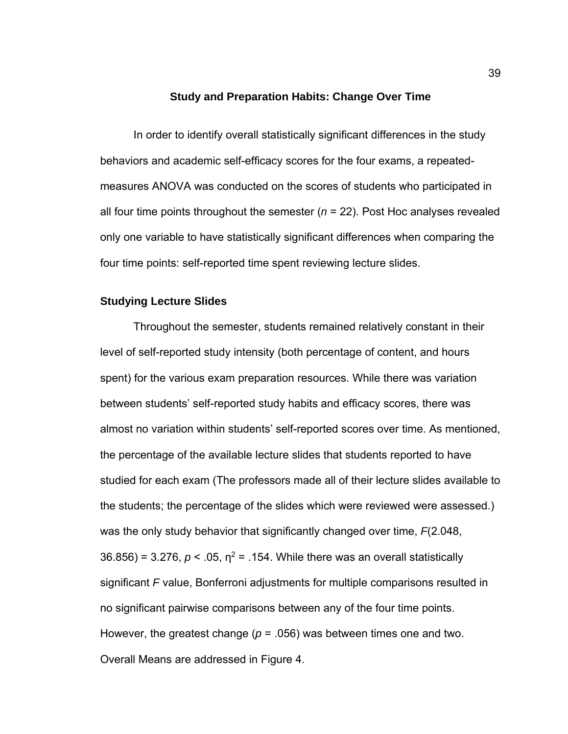## Study and Preparation Habits: Change Over Time

In order to identify overall statistically significant differences in the study behaviors and academic self-efficacy scores for the four exams, a repeated-measures ANOVA was conducted on the scores of students who participated in all four time points throughout the semester ($n$ = 22). Post Hoc analyses revealed only one variable to have statistically significant differences when comparing the four time points: self-reported time spent reviewing lecture slides.

### Studying Lecture Slides

Throughout the semester, students remained relatively constant in their level of self-reported study intensity (both percentage of content, and hours spent) for the various exam preparation resources. While there was variation between students' self-reported study habits and efficacy scores, there was almost no variation within students' self-reported scores over time. As mentioned, the percentage of the available lecture slides that students reported to have studied for each exam (The professors made all of their lecture slides available to the students; the percentage of the slides which were reviewed were assessed.) was the only study behavior that significantly changed over time, $F(2.048, 36.856) = 3.276$, $p < .05$, $\eta^2 = .154$. While there was an overall statistically significant $F$ value, Bonferroni adjustments for multiple comparisons resulted in no significant pairwise comparisons between any of the four time points. However, the greatest change ($p = .056$) was between times one and two. Overall Means are addressed in Figure 4.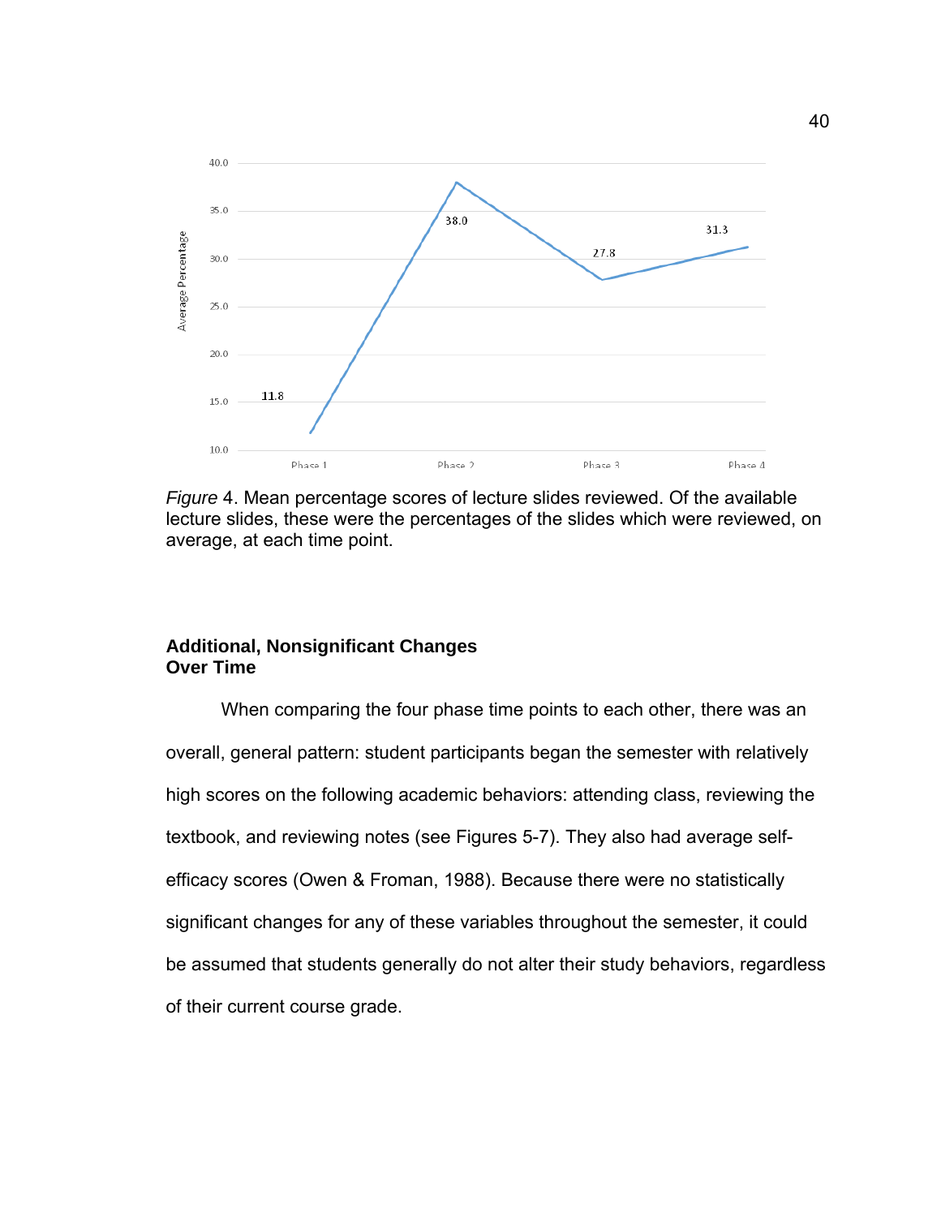*Figure* 4. Mean percentage scores of lecture slides reviewed. Of the available lecture slides, these were the percentages of the slides which were reviewed, on average, at each time point.

### Additional, Nonsignificant Changes Over Time

When comparing the four phase time points to each other, there was an overall, general pattern: student participants began the semester with relatively high scores on the following academic behaviors: attending class, reviewing the textbook, and reviewing notes (see Figures 5-7). They also had average self-efficacy scores (Owen & Froman, 1988). Because there were no statistically significant changes for any of these variables throughout the semester, it could be assumed that students generally do not alter their study behaviors, regardless of their current course grade.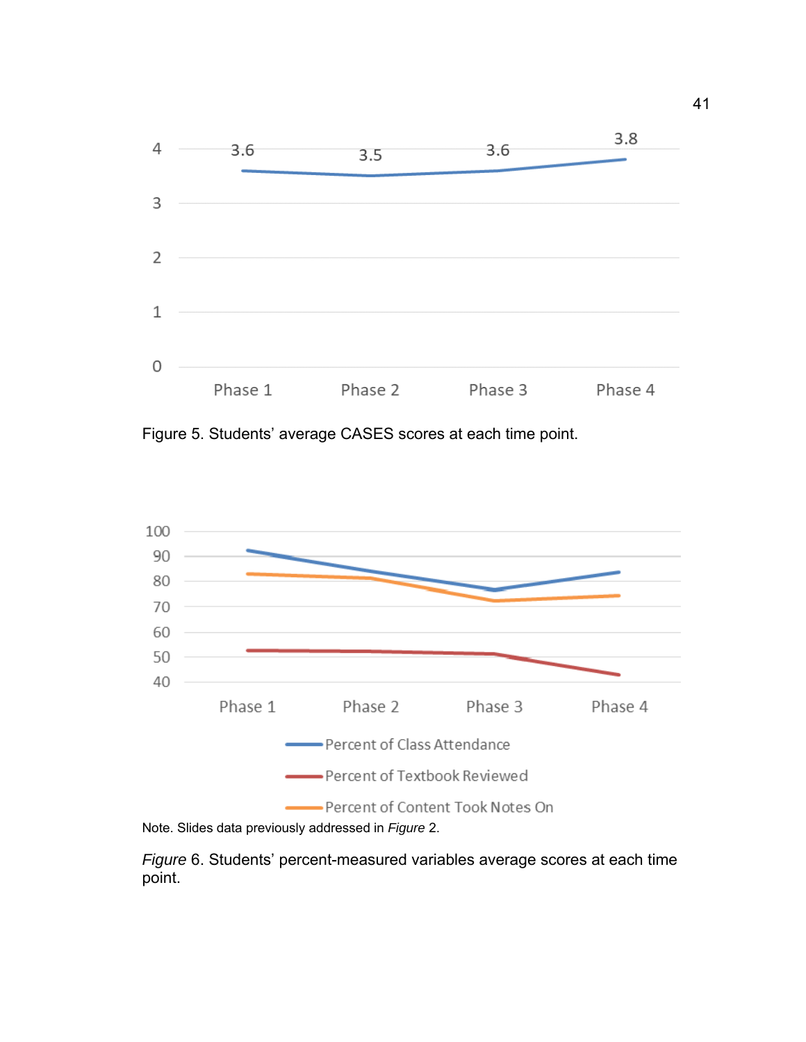Figure 5. Students' average CASES scores at each time point.

Note. Slides data previously addressed in *Figure* 2.

*Figure* 6. Students' percent-measured variables average scores at each time point.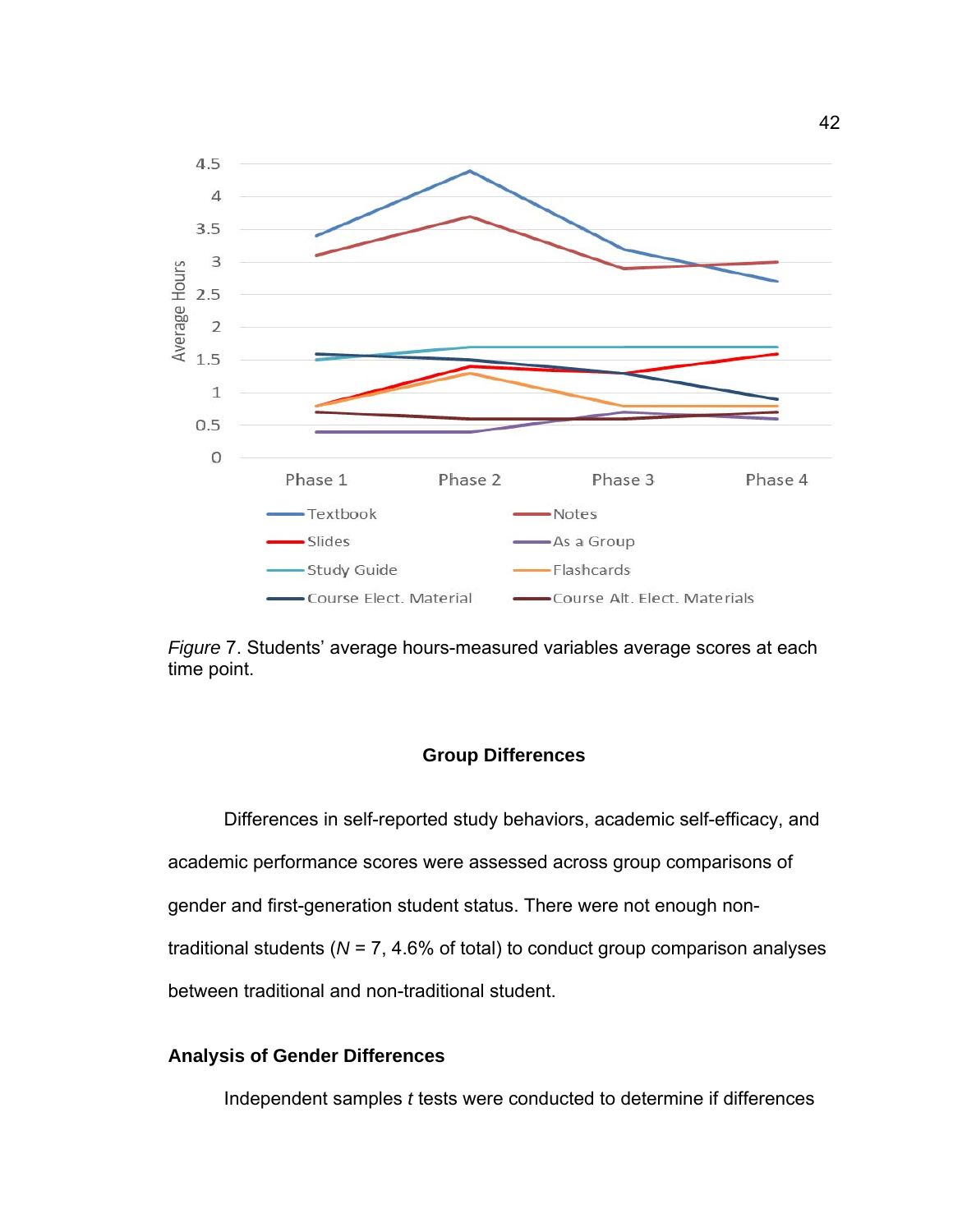*Figure* 7. Students' average hours-measured variables average scores at each time point.

## Group Differences

Differences in self-reported study behaviors, academic self-efficacy, and academic performance scores were assessed across group comparisons of gender and first-generation student status. There were not enough non-traditional students ($N$ = 7, 4.6% of total) to conduct group comparison analyses between traditional and non-traditional student.

### Analysis of Gender Differences

Independent samples $t$ tests were conducted to determine if differences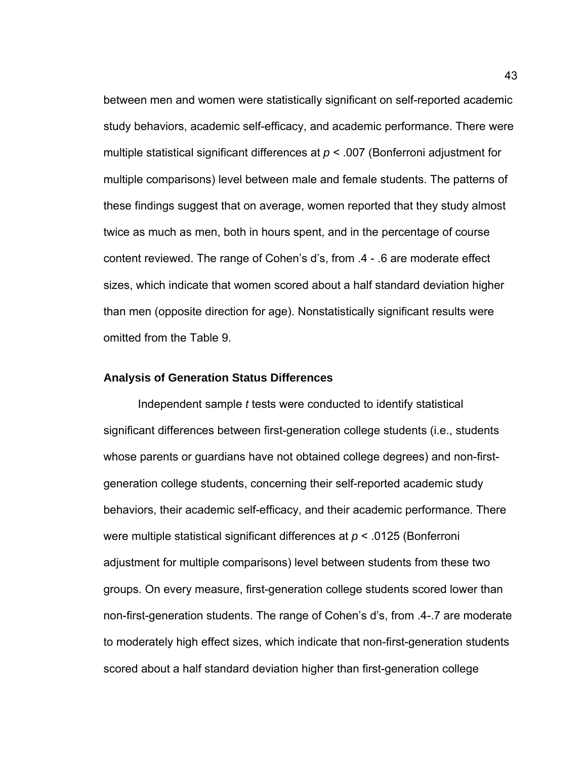between men and women were statistically significant on self-reported academic study behaviors, academic self-efficacy, and academic performance. There were multiple statistical significant differences at $p < .007$ (Bonferroni adjustment for multiple comparisons) level between male and female students. The patterns of these findings suggest that on average, women reported that they study almost twice as much as men, both in hours spent, and in the percentage of course content reviewed. The range of Cohen's d's, from .4 - .6 are moderate effect sizes, which indicate that women scored about a half standard deviation higher than men (opposite direction for age). Nonstatistically significant results were omitted from the Table 9.

### Analysis of Generation Status Differences

Independent sample *t* tests were conducted to identify statistical significant differences between first-generation college students (i.e., students whose parents or guardians have not obtained college degrees) and non-first-generation college students, concerning their self-reported academic study behaviors, their academic self-efficacy, and their academic performance. There were multiple statistical significant differences at $p < .0125$ (Bonferroni adjustment for multiple comparisons) level between students from these two groups. On every measure, first-generation college students scored lower than non-first-generation students. The range of Cohen's d's, from .4-.7 are moderate to moderately high effect sizes, which indicate that non-first-generation students scored about a half standard deviation higher than first-generation college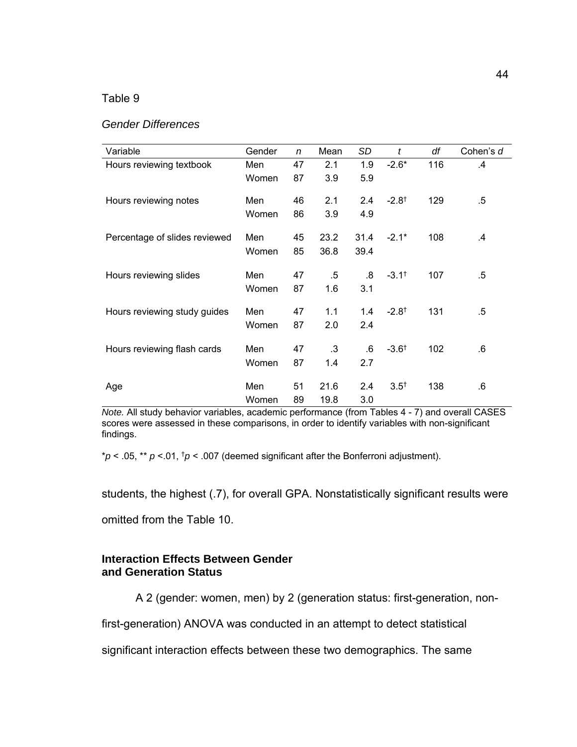Table 9

*Gender Differences*

| Variable | Gender | *n* | Mean | *SD* | *t* | *df* | Cohen's *d* |
|---|---|---|---|---|---|---|---|
| Hours reviewing textbook | Men | 47 | 2.1 | 1.9 | -2.6* | 116 | .4 |
| | Women | 87 | 3.9 | 5.9 | | | |
| Hours reviewing notes | Men | 46 | 2.1 | 2.4 | -2.8† | 129 | .5 |
| | Women | 86 | 3.9 | 4.9 | | | |
| Percentage of slides reviewed | Men | 45 | 23.2 | 31.4 | -2.1* | 108 | .4 |
| | Women | 85 | 36.8 | 39.4 | | | |
| Hours reviewing slides | Men | 47 | .5 | .8 | -3.1† | 107 | .5 |
| | Women | 87 | 1.6 | 3.1 | | | |
| Hours reviewing study guides | Men | 47 | 1.1 | 1.4 | -2.8† | 131 | .5 |
| | Women | 87 | 2.0 | 2.4 | | | |
| Hours reviewing flash cards | Men | 47 | .3 | .6 | -3.6† | 102 | .6 |
| | Women | 87 | 1.4 | 2.7 | | | |
| Age | Men | 51 | 21.6 | 2.4 | 3.5† | 138 | .6 |
| | Women | 89 | 19.8 | 3.0 | | | |

*Note.* All study behavior variables, academic performance (from Tables 4 - 7) and overall CASES scores were assessed in these comparisons, in order to identify variables with non-significant findings.

*$p$ < .05, ** $p$ <.01, †$p$ < .007 (deemed significant after the Bonferroni adjustment).

students, the highest (.7), for overall GPA. Nonstatistically significant results were omitted from the Table 10.

### Interaction Effects Between Gender and Generation Status

A 2 (gender: women, men) by 2 (generation status: first-generation, non-first-generation) ANOVA was conducted in an attempt to detect statistical significant interaction effects between these two demographics. The same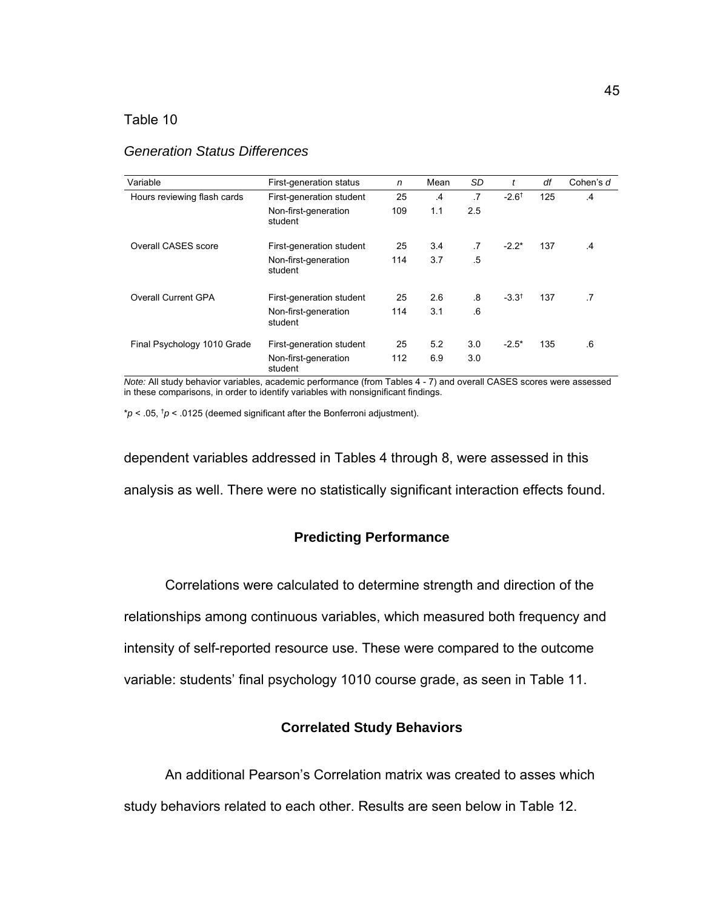Table 10

*Generation Status Differences*

| Variable | First-generation status | *n* | Mean | *SD* | *t* | *df* | Cohen's *d* |
|---|---|---|---|---|---|---|---|
| Hours reviewing flash cards | First-generation student | 25 | .4 | .7 | -2.6† | 125 | .4 |
| | Non-first-generation student | 109 | 1.1 | 2.5 | | | |
| Overall CASES score | First-generation student | 25 | 3.4 | .7 | -2.2* | 137 | .4 |
| | Non-first-generation student | 114 | 3.7 | .5 | | | |
| Overall Current GPA | First-generation student | 25 | 2.6 | .8 | -3.3† | 137 | .7 |
| | Non-first-generation student | 114 | 3.1 | .6 | | | |
| Final Psychology 1010 Grade | First-generation student | 25 | 5.2 | 3.0 | -2.5* | 135 | .6 |
| | Non-first-generation student | 112 | 6.9 | 3.0 | | | |

*Note:* All study behavior variables, academic performance (from Tables 4 - 7) and overall CASES scores were assessed in these comparisons, in order to identify variables with nonsignificant findings.

*$p < .05$, †$p < .0125$ (deemed significant after the Bonferroni adjustment).

dependent variables addressed in Tables 4 through 8, were assessed in this analysis as well. There were no statistically significant interaction effects found.

## Predicting Performance

Correlations were calculated to determine strength and direction of the relationships among continuous variables, which measured both frequency and intensity of self-reported resource use. These were compared to the outcome variable: students' final psychology 1010 course grade, as seen in Table 11.

## Correlated Study Behaviors

An additional Pearson's Correlation matrix was created to asses which study behaviors related to each other. Results are seen below in Table 12.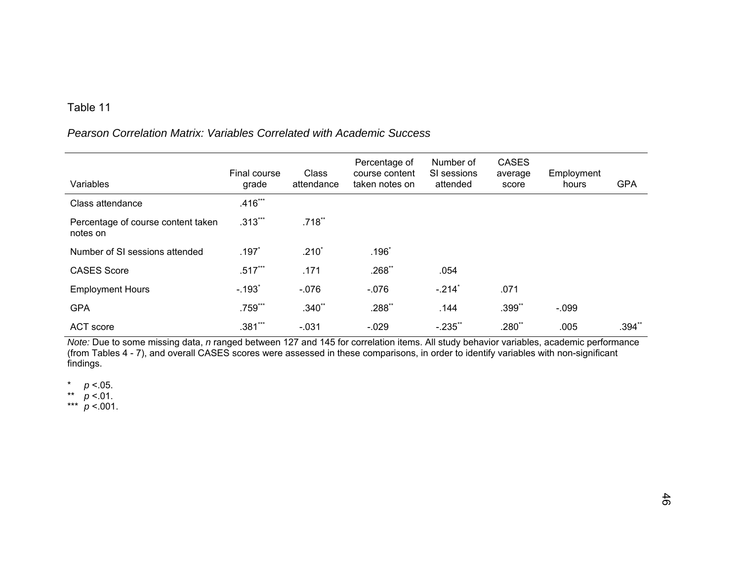Table 11

*Pearson Correlation Matrix: Variables Correlated with Academic Success*

| Variables | Final course grade | Class attendance | Percentage of course content taken notes on | Number of SI sessions attended | CASES average score | Employment hours | GPA |
|---|---|---|---|---|---|---|---|
| Class attendance | .416*** | | | | | | |
| Percentage of course content taken notes on | .313*** | .718** | | | | | |
| Number of SI sessions attended | .197* | .210* | .196* | | | | |
| CASES Score | .517*** | .171 | .268** | .054 | | | |
| Employment Hours | -.193* | -.076 | -.076 | -.214* | .071 | | |
| GPA | .759*** | .340** | .288** | .144 | .399** | -.099 | |
| ACT score | .381*** | -.031 | -.029 | -.235** | .280** | .005 | .394** |

*Note:* Due to some missing data, *n* ranged between 127 and 145 for correlation items. All study behavior variables, academic performance (from Tables 4 - 7), and overall CASES scores were assessed in these comparisons, in order to identify variables with non-significant findings.

\* $p < .05$.
\*\* $p < .01$.
\*\*\* $p < .001$.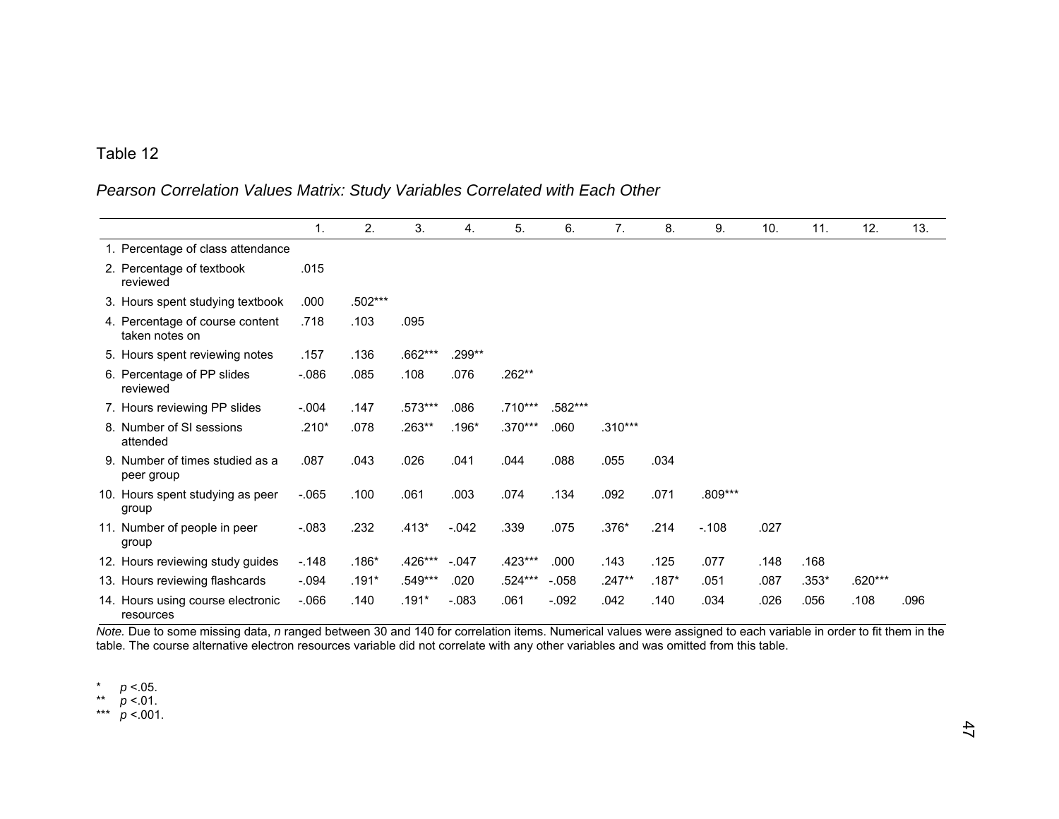Table 12

*Pearson Correlation Values Matrix: Study Variables Correlated with Each Other*

| | 1. | 2. | 3. | 4. | 5. | 6. | 7. | 8. | 9. | 10. | 11. | 12. | 13. |
|---|---|---|---|---|---|---|---|---|---|---|---|---|---|
| 1. Percentage of class attendance | | | | | | | | | | | | | |
| 2. Percentage of textbook reviewed | .015 | | | | | | | | | | | | |
| 3. Hours spent studying textbook | .000 | .502*** | | | | | | | | | | | |
| 4. Percentage of course content taken notes on | .718 | .103 | .095 | | | | | | | | | | |
| 5. Hours spent reviewing notes | .157 | .136 | .662*** | .299** | | | | | | | | | |
| 6. Percentage of PP slides reviewed | -.086 | .085 | .108 | .076 | .262** | | | | | | | | |
| 7. Hours reviewing PP slides | -.004 | .147 | .573*** | .086 | .710*** | .582*** | | | | | | | |
| 8. Number of SI sessions attended | .210* | .078 | .263** | .196* | .370*** | .060 | .310*** | | | | | | |
| 9. Number of times studied as a peer group | .087 | .043 | .026 | .041 | .044 | .088 | .055 | .034 | | | | | |
| 10. Hours spent studying as peer group | -.065 | .100 | .061 | .003 | .074 | .134 | .092 | .071 | .809*** | | | | |
| 11. Number of people in peer group | -.083 | .232 | .413* | -.042 | .339 | .075 | .376* | .214 | -.108 | .027 | | | |
| 12. Hours reviewing study guides | -.148 | .186* | .426*** | -.047 | .423*** | .000 | .143 | .125 | .077 | .148 | .168 | | |
| 13. Hours reviewing flashcards | -.094 | .191* | .549*** | .020 | .524*** | -.058 | .247** | .187* | .051 | .087 | .353* | .620*** | |
| 14. Hours using course electronic resources | -.066 | .140 | .191* | -.083 | .061 | -.092 | .042 | .140 | .034 | .026 | .056 | .108 | .096 |

*Note.* Due to some missing data, *n* ranged between 30 and 140 for correlation items. Numerical values were assigned to each variable in order to fit them in the table. The course alternative electron resources variable did not correlate with any other variables and was omitted from this table.

\* $p < .05$.
\*\* $p < .01$.
\*\*\* $p < .001$.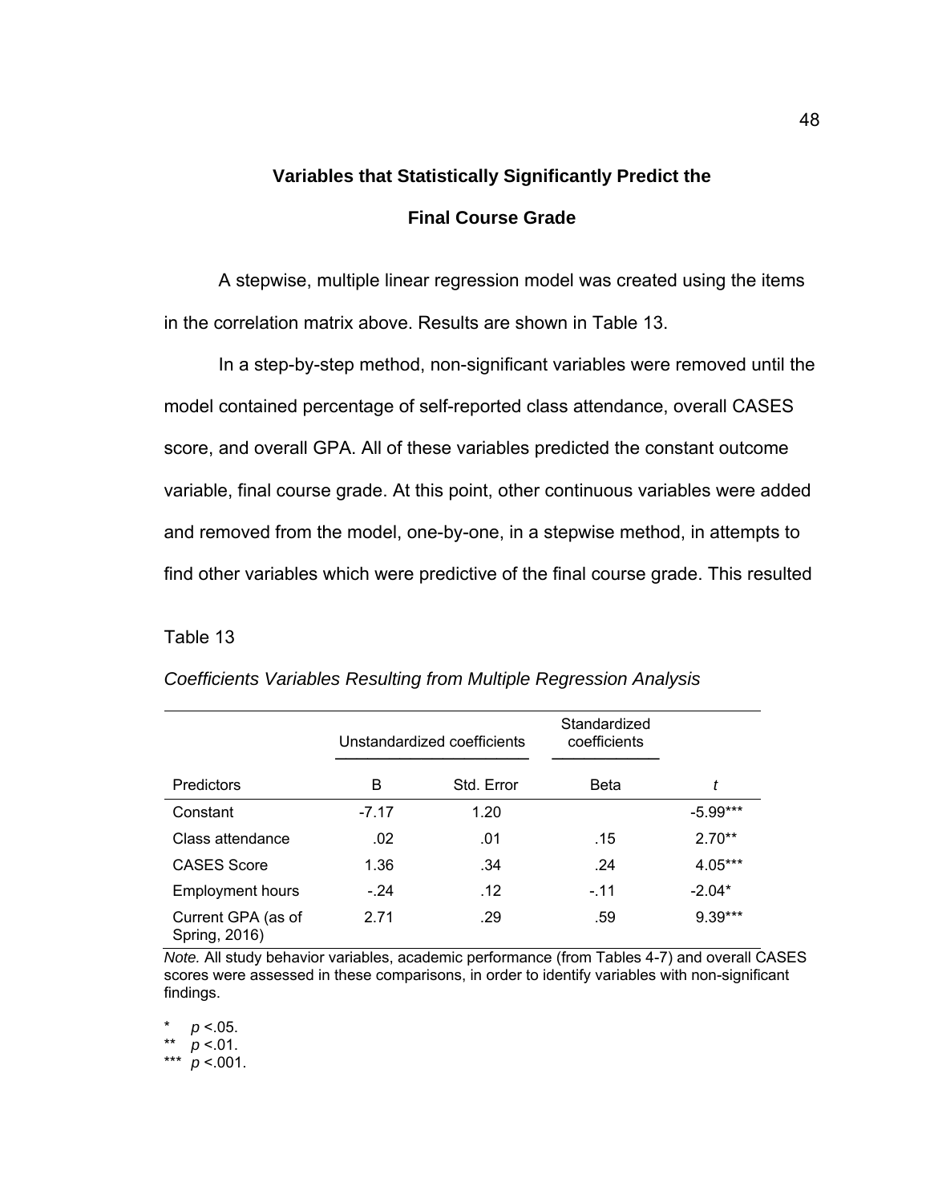## Variables that Statistically Significantly Predict the Final Course Grade

A stepwise, multiple linear regression model was created using the items in the correlation matrix above. Results are shown in Table 13.

In a step-by-step method, non-significant variables were removed until the model contained percentage of self-reported class attendance, overall CASES score, and overall GPA. All of these variables predicted the constant outcome variable, final course grade. At this point, other continuous variables were added and removed from the model, one-by-one, in a stepwise method, in attempts to find other variables which were predictive of the final course grade. This resulted

Table 13

*Coefficients Variables Resulting from Multiple Regression Analysis*

| | Unstandardized coefficients | | Standardized coefficients | |
|---|---|---|---|---|
| Predictors | B | Std. Error | Beta | *t* |
| Constant | -7.17 | 1.20 | | -5.99*** |
| Class attendance | .02 | .01 | .15 | 2.70** |
| CASES Score | 1.36 | .34 | .24 | 4.05*** |
| Employment hours | -.24 | .12 | -.11 | -2.04* |
| Current GPA (as of Spring, 2016) | 2.71 | .29 | .59 | 9.39*** |

*Note.* All study behavior variables, academic performance (from Tables 4-7) and overall CASES scores were assessed in these comparisons, in order to identify variables with non-significant findings.

\* $p < .05$.
\*\* $p < .01$.
\*\*\* $p < .001$.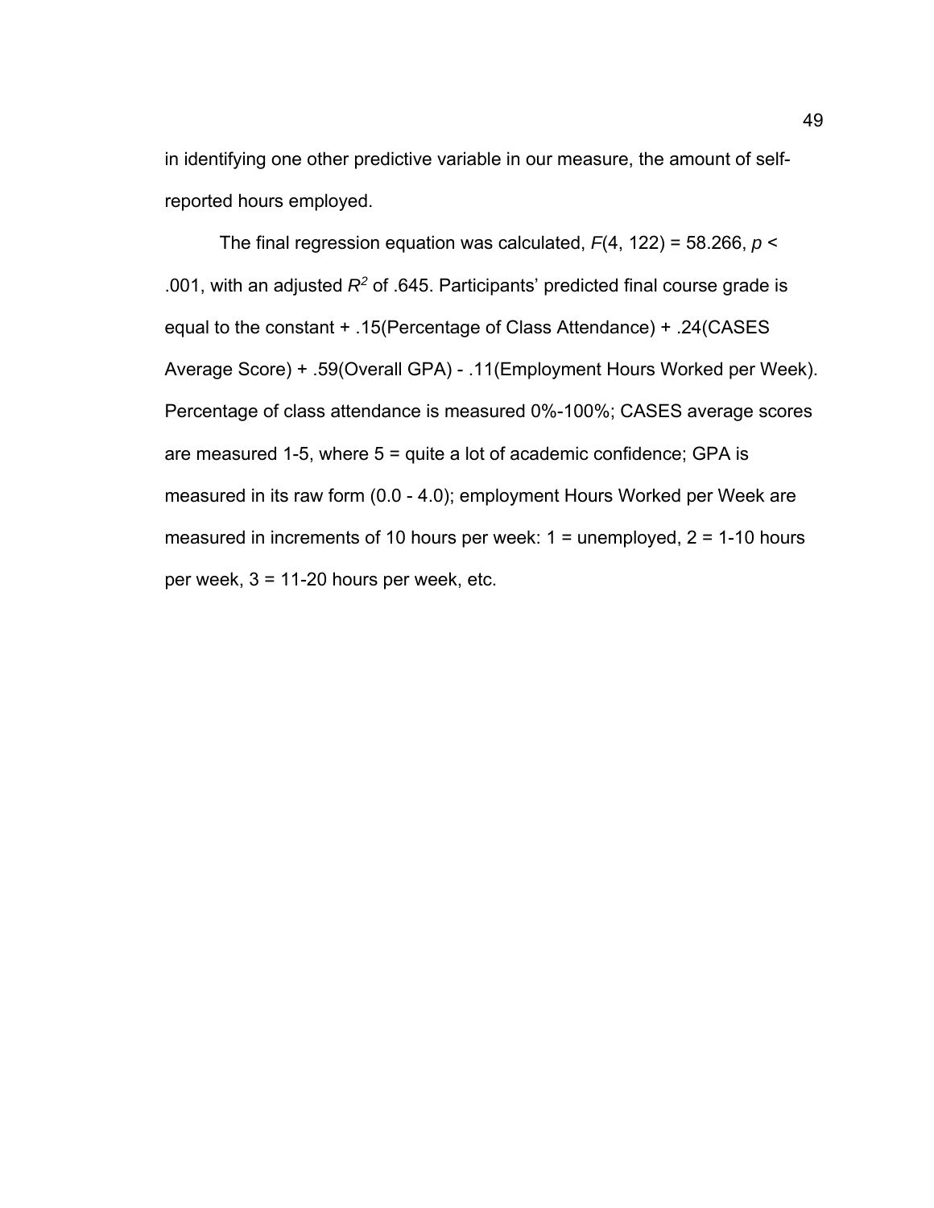in identifying one other predictive variable in our measure, the amount of self-reported hours employed.

The final regression equation was calculated, $F(4, 122) = 58.266$, $p < .001$, with an adjusted $R^2$ of .645. Participants' predicted final course grade is equal to the constant + .15(Percentage of Class Attendance) + .24(CASES Average Score) + .59(Overall GPA) - .11(Employment Hours Worked per Week). Percentage of class attendance is measured 0%-100%; CASES average scores are measured 1-5, where 5 = quite a lot of academic confidence; GPA is measured in its raw form (0.0 - 4.0); employment Hours Worked per Week are measured in increments of 10 hours per week: 1 = unemployed, 2 = 1-10 hours per week, 3 = 11-20 hours per week, etc.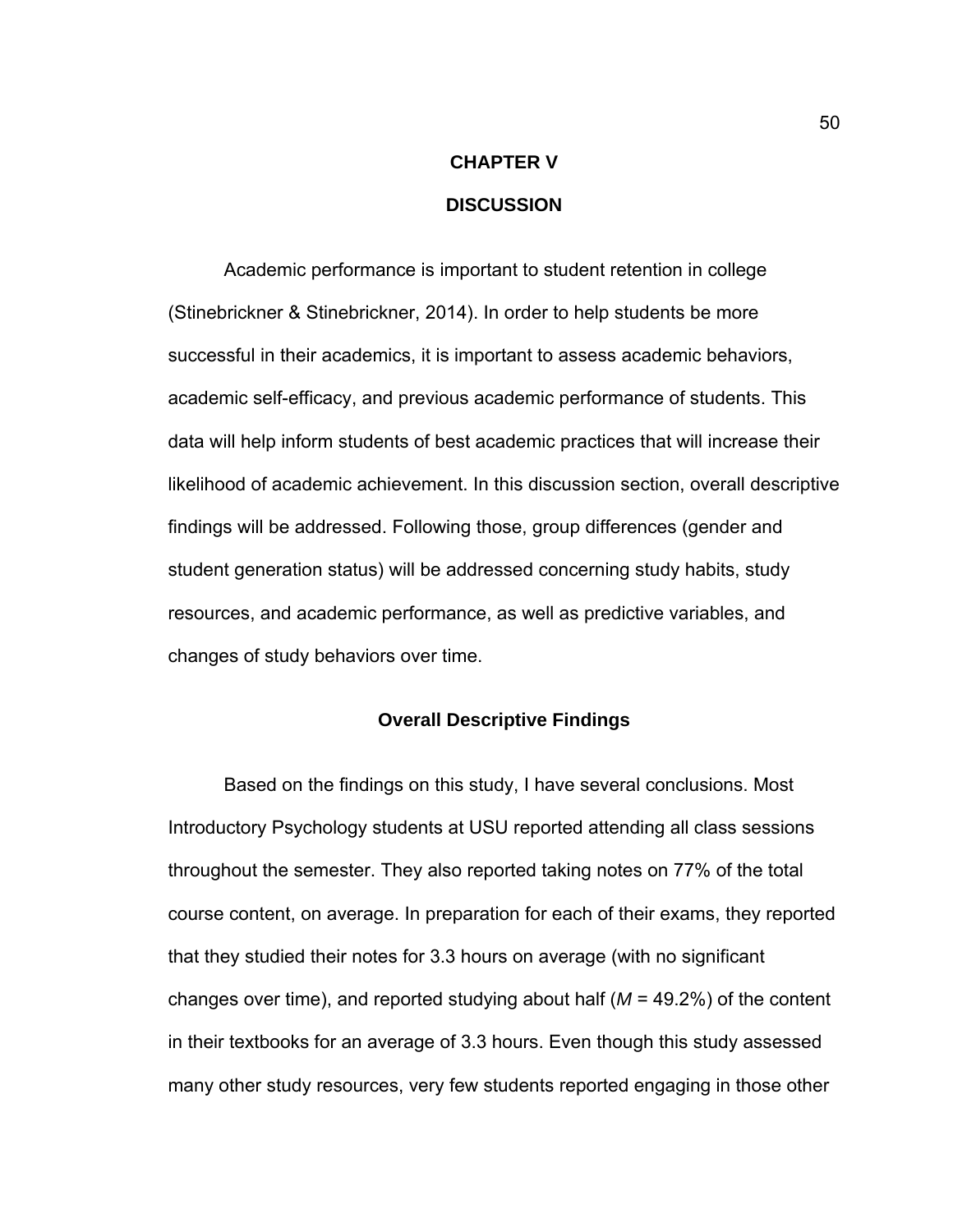# CHAPTER V

# DISCUSSION

Academic performance is important to student retention in college (Stinebrickner & Stinebrickner, 2014). In order to help students be more successful in their academics, it is important to assess academic behaviors, academic self-efficacy, and previous academic performance of students. This data will help inform students of best academic practices that will increase their likelihood of academic achievement. In this discussion section, overall descriptive findings will be addressed. Following those, group differences (gender and student generation status) will be addressed concerning study habits, study resources, and academic performance, as well as predictive variables, and changes of study behaviors over time.

## Overall Descriptive Findings

Based on the findings on this study, I have several conclusions. Most Introductory Psychology students at USU reported attending all class sessions throughout the semester. They also reported taking notes on 77% of the total course content, on average. In preparation for each of their exams, they reported that they studied their notes for 3.3 hours on average (with no significant changes over time), and reported studying about half ($M$ = 49.2%) of the content in their textbooks for an average of 3.3 hours. Even though this study assessed many other study resources, very few students reported engaging in those other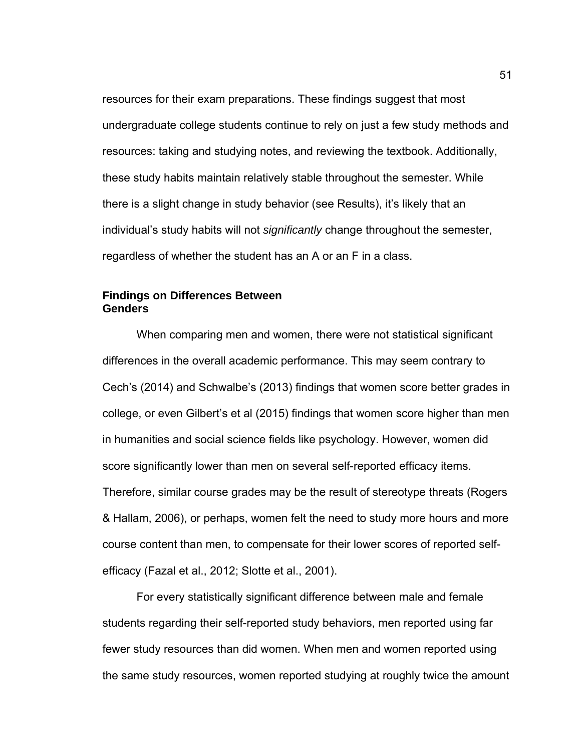resources for their exam preparations. These findings suggest that most undergraduate college students continue to rely on just a few study methods and resources: taking and studying notes, and reviewing the textbook. Additionally, these study habits maintain relatively stable throughout the semester. While there is a slight change in study behavior (see Results), it's likely that an individual's study habits will not *significantly* change throughout the semester, regardless of whether the student has an A or an F in a class.

### Findings on Differences Between Genders

When comparing men and women, there were not statistical significant differences in the overall academic performance. This may seem contrary to Cech's (2014) and Schwalbe's (2013) findings that women score better grades in college, or even Gilbert's et al (2015) findings that women score higher than men in humanities and social science fields like psychology. However, women did score significantly lower than men on several self-reported efficacy items. Therefore, similar course grades may be the result of stereotype threats (Rogers & Hallam, 2006), or perhaps, women felt the need to study more hours and more course content than men, to compensate for their lower scores of reported self-efficacy (Fazal et al., 2012; Slotte et al., 2001).

For every statistically significant difference between male and female students regarding their self-reported study behaviors, men reported using far fewer study resources than did women. When men and women reported using the same study resources, women reported studying at roughly twice the amount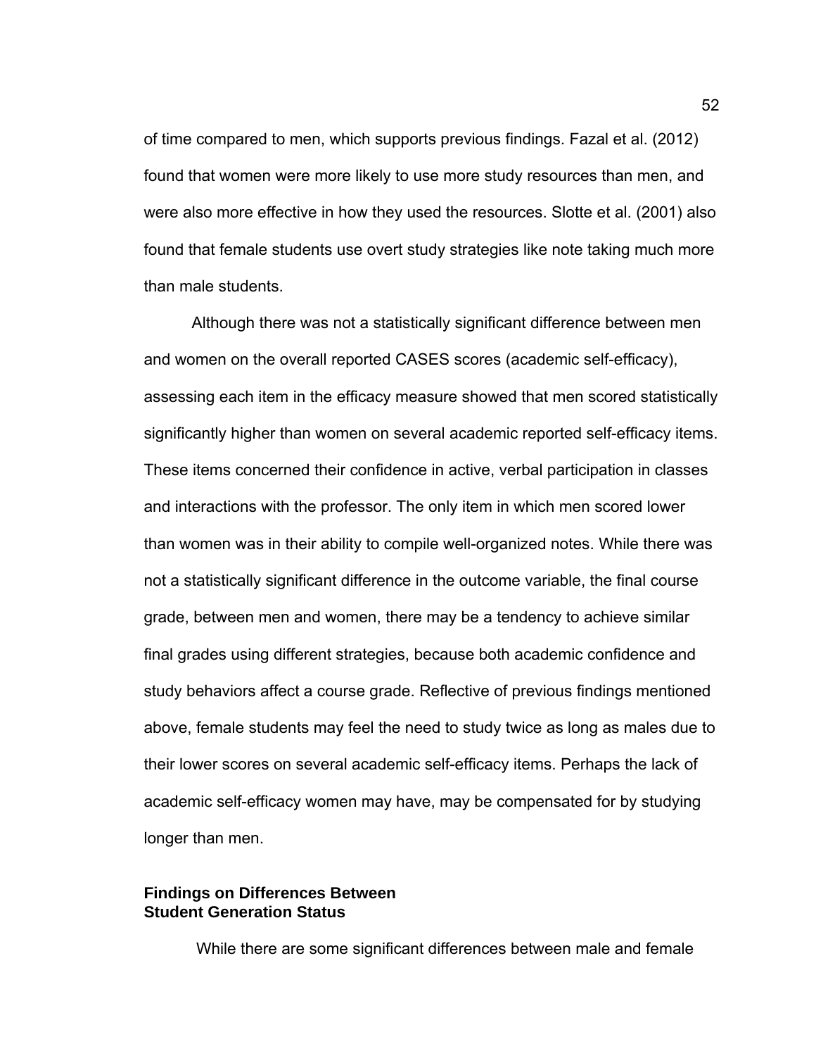of time compared to men, which supports previous findings. Fazal et al. (2012) found that women were more likely to use more study resources than men, and were also more effective in how they used the resources. Slotte et al. (2001) also found that female students use overt study strategies like note taking much more than male students.

Although there was not a statistically significant difference between men and women on the overall reported CASES scores (academic self-efficacy), assessing each item in the efficacy measure showed that men scored statistically significantly higher than women on several academic reported self-efficacy items. These items concerned their confidence in active, verbal participation in classes and interactions with the professor. The only item in which men scored lower than women was in their ability to compile well-organized notes. While there was not a statistically significant difference in the outcome variable, the final course grade, between men and women, there may be a tendency to achieve similar final grades using different strategies, because both academic confidence and study behaviors affect a course grade. Reflective of previous findings mentioned above, female students may feel the need to study twice as long as males due to their lower scores on several academic self-efficacy items. Perhaps the lack of academic self-efficacy women may have, may be compensated for by studying longer than men.

## Findings on Differences Between Student Generation Status

While there are some significant differences between male and female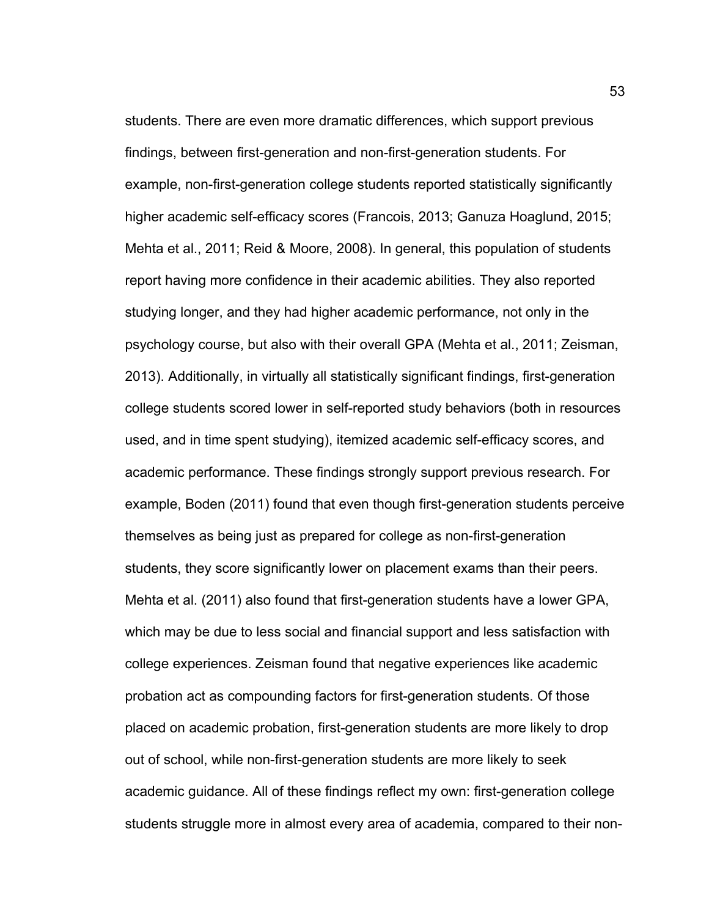students. There are even more dramatic differences, which support previous findings, between first-generation and non-first-generation students. For example, non-first-generation college students reported statistically significantly higher academic self-efficacy scores (Francois, 2013; Ganuza Hoaglund, 2015; Mehta et al., 2011; Reid & Moore, 2008). In general, this population of students report having more confidence in their academic abilities. They also reported studying longer, and they had higher academic performance, not only in the psychology course, but also with their overall GPA (Mehta et al., 2011; Zeisman, 2013). Additionally, in virtually all statistically significant findings, first-generation college students scored lower in self-reported study behaviors (both in resources used, and in time spent studying), itemized academic self-efficacy scores, and academic performance. These findings strongly support previous research. For example, Boden (2011) found that even though first-generation students perceive themselves as being just as prepared for college as non-first-generation students, they score significantly lower on placement exams than their peers. Mehta et al. (2011) also found that first-generation students have a lower GPA, which may be due to less social and financial support and less satisfaction with college experiences. Zeisman found that negative experiences like academic probation act as compounding factors for first-generation students. Of those placed on academic probation, first-generation students are more likely to drop out of school, while non-first-generation students are more likely to seek academic guidance. All of these findings reflect my own: first-generation college students struggle more in almost every area of academia, compared to their non-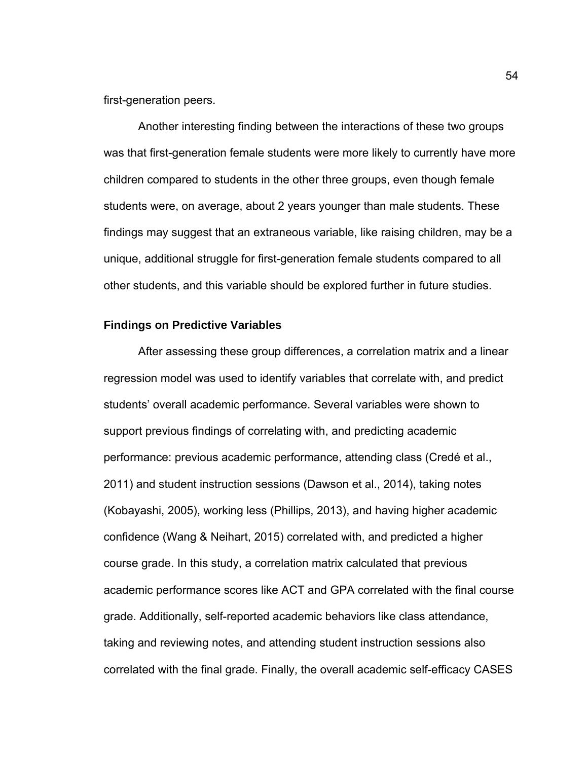first-generation peers.

Another interesting finding between the interactions of these two groups was that first-generation female students were more likely to currently have more children compared to students in the other three groups, even though female students were, on average, about 2 years younger than male students. These findings may suggest that an extraneous variable, like raising children, may be a unique, additional struggle for first-generation female students compared to all other students, and this variable should be explored further in future studies.

### Findings on Predictive Variables

After assessing these group differences, a correlation matrix and a linear regression model was used to identify variables that correlate with, and predict students' overall academic performance. Several variables were shown to support previous findings of correlating with, and predicting academic performance: previous academic performance, attending class (Credé et al., 2011) and student instruction sessions (Dawson et al., 2014), taking notes (Kobayashi, 2005), working less (Phillips, 2013), and having higher academic confidence (Wang & Neihart, 2015) correlated with, and predicted a higher course grade. In this study, a correlation matrix calculated that previous academic performance scores like ACT and GPA correlated with the final course grade. Additionally, self-reported academic behaviors like class attendance, taking and reviewing notes, and attending student instruction sessions also correlated with the final grade. Finally, the overall academic self-efficacy CASES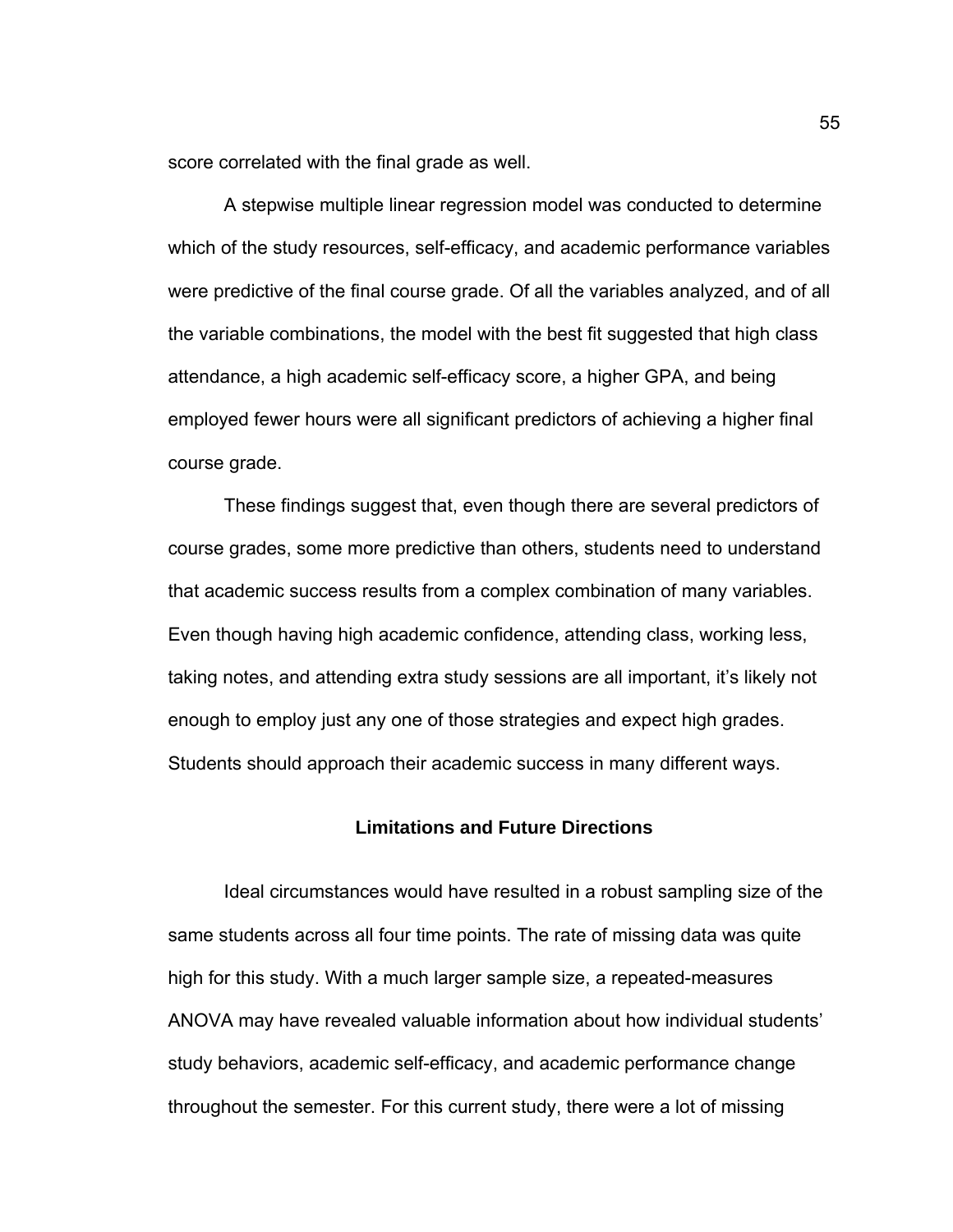score correlated with the final grade as well.

A stepwise multiple linear regression model was conducted to determine which of the study resources, self-efficacy, and academic performance variables were predictive of the final course grade. Of all the variables analyzed, and of all the variable combinations, the model with the best fit suggested that high class attendance, a high academic self-efficacy score, a higher GPA, and being employed fewer hours were all significant predictors of achieving a higher final course grade.

These findings suggest that, even though there are several predictors of course grades, some more predictive than others, students need to understand that academic success results from a complex combination of many variables. Even though having high academic confidence, attending class, working less, taking notes, and attending extra study sessions are all important, it's likely not enough to employ just any one of those strategies and expect high grades. Students should approach their academic success in many different ways.

## Limitations and Future Directions

Ideal circumstances would have resulted in a robust sampling size of the same students across all four time points. The rate of missing data was quite high for this study. With a much larger sample size, a repeated-measures ANOVA may have revealed valuable information about how individual students' study behaviors, academic self-efficacy, and academic performance change throughout the semester. For this current study, there were a lot of missing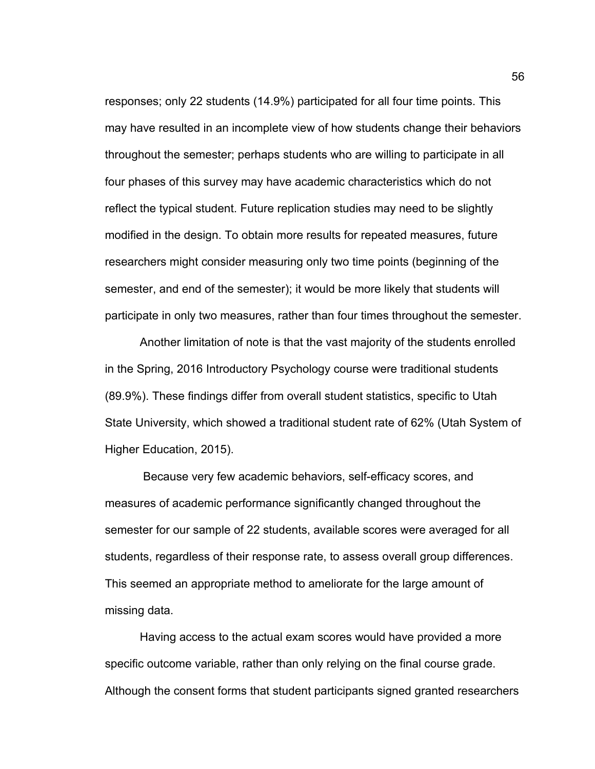responses; only 22 students (14.9%) participated for all four time points. This may have resulted in an incomplete view of how students change their behaviors throughout the semester; perhaps students who are willing to participate in all four phases of this survey may have academic characteristics which do not reflect the typical student. Future replication studies may need to be slightly modified in the design. To obtain more results for repeated measures, future researchers might consider measuring only two time points (beginning of the semester, and end of the semester); it would be more likely that students will participate in only two measures, rather than four times throughout the semester.

Another limitation of note is that the vast majority of the students enrolled in the Spring, 2016 Introductory Psychology course were traditional students (89.9%). These findings differ from overall student statistics, specific to Utah State University, which showed a traditional student rate of 62% (Utah System of Higher Education, 2015).

Because very few academic behaviors, self-efficacy scores, and measures of academic performance significantly changed throughout the semester for our sample of 22 students, available scores were averaged for all students, regardless of their response rate, to assess overall group differences. This seemed an appropriate method to ameliorate for the large amount of missing data.

Having access to the actual exam scores would have provided a more specific outcome variable, rather than only relying on the final course grade. Although the consent forms that student participants signed granted researchers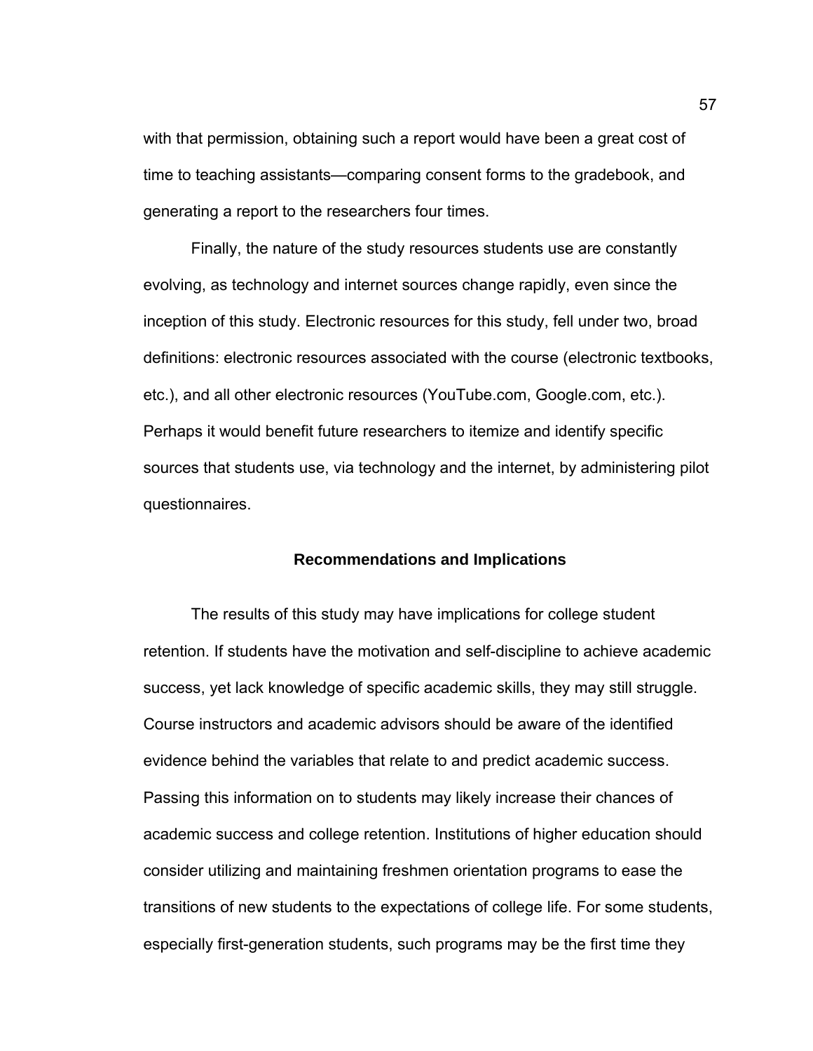with that permission, obtaining such a report would have been a great cost of time to teaching assistants—comparing consent forms to the gradebook, and generating a report to the researchers four times.

Finally, the nature of the study resources students use are constantly evolving, as technology and internet sources change rapidly, even since the inception of this study. Electronic resources for this study, fell under two, broad definitions: electronic resources associated with the course (electronic textbooks, etc.), and all other electronic resources (YouTube.com, Google.com, etc.). Perhaps it would benefit future researchers to itemize and identify specific sources that students use, via technology and the internet, by administering pilot questionnaires.

## Recommendations and Implications

The results of this study may have implications for college student retention. If students have the motivation and self-discipline to achieve academic success, yet lack knowledge of specific academic skills, they may still struggle. Course instructors and academic advisors should be aware of the identified evidence behind the variables that relate to and predict academic success. Passing this information on to students may likely increase their chances of academic success and college retention. Institutions of higher education should consider utilizing and maintaining freshmen orientation programs to ease the transitions of new students to the expectations of college life. For some students, especially first-generation students, such programs may be the first time they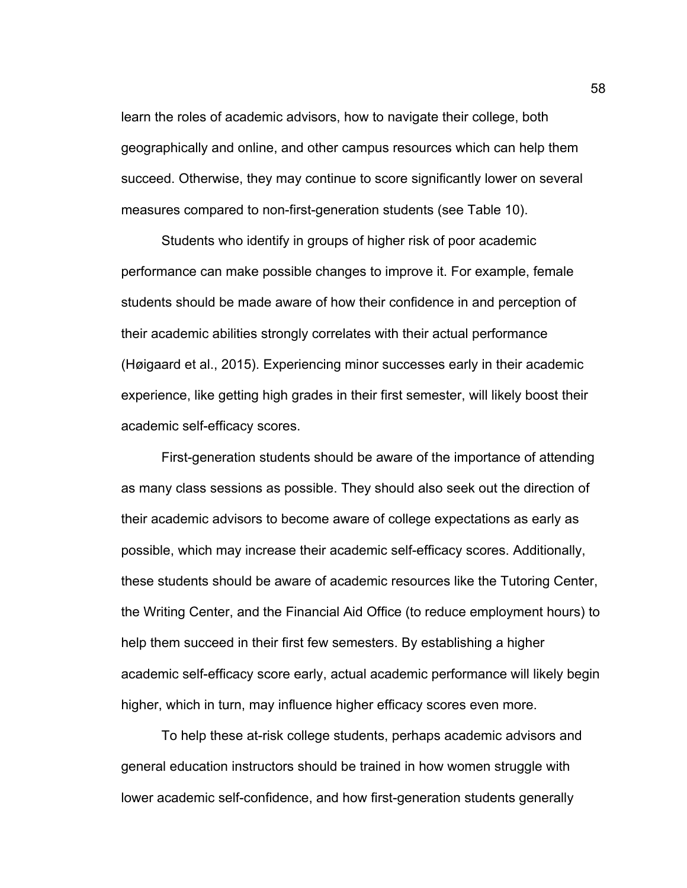learn the roles of academic advisors, how to navigate their college, both geographically and online, and other campus resources which can help them succeed. Otherwise, they may continue to score significantly lower on several measures compared to non-first-generation students (see Table 10).

Students who identify in groups of higher risk of poor academic performance can make possible changes to improve it. For example, female students should be made aware of how their confidence in and perception of their academic abilities strongly correlates with their actual performance (Høigaard et al., 2015). Experiencing minor successes early in their academic experience, like getting high grades in their first semester, will likely boost their academic self-efficacy scores.

First-generation students should be aware of the importance of attending as many class sessions as possible. They should also seek out the direction of their academic advisors to become aware of college expectations as early as possible, which may increase their academic self-efficacy scores. Additionally, these students should be aware of academic resources like the Tutoring Center, the Writing Center, and the Financial Aid Office (to reduce employment hours) to help them succeed in their first few semesters. By establishing a higher academic self-efficacy score early, actual academic performance will likely begin higher, which in turn, may influence higher efficacy scores even more.

To help these at-risk college students, perhaps academic advisors and general education instructors should be trained in how women struggle with lower academic self-confidence, and how first-generation students generally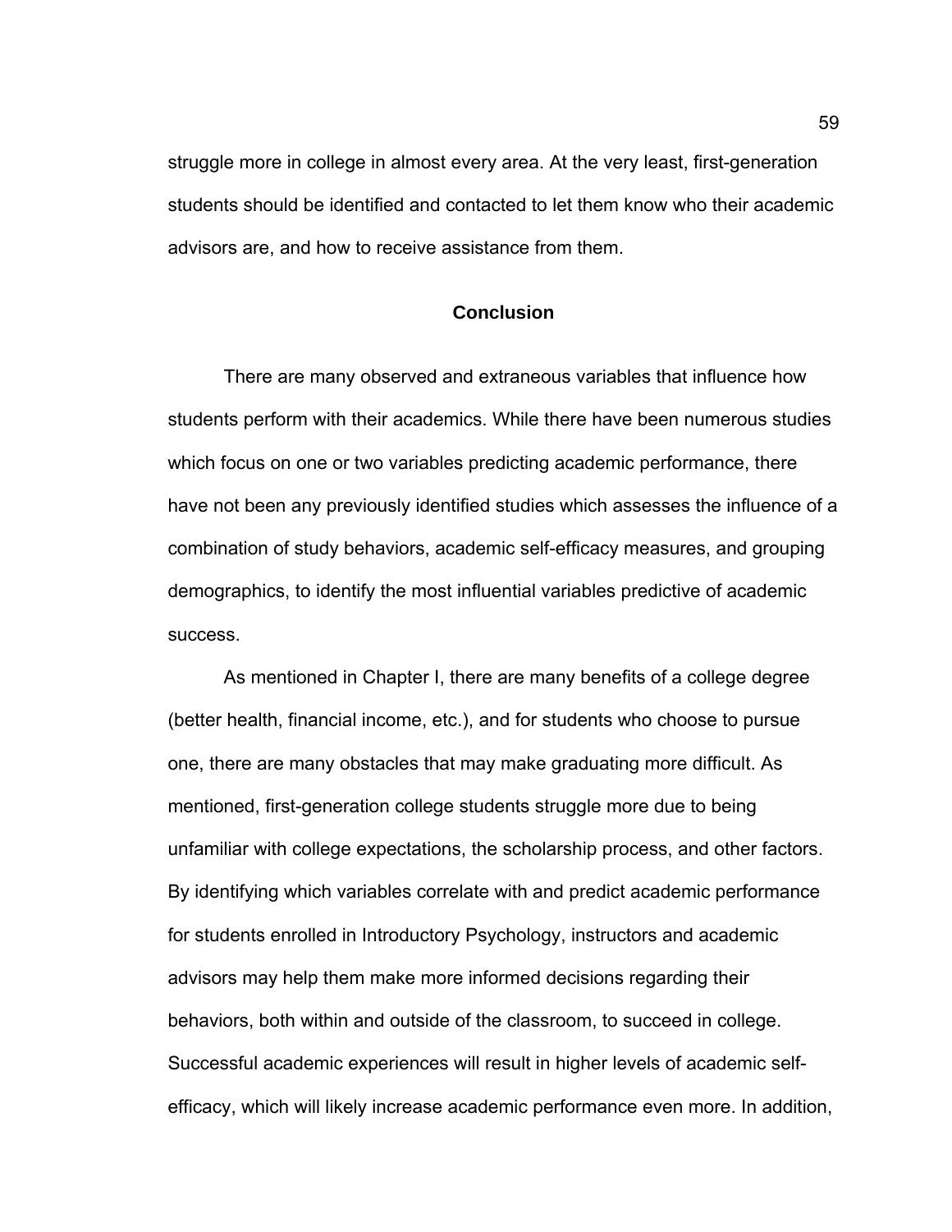struggle more in college in almost every area. At the very least, first-generation students should be identified and contacted to let them know who their academic advisors are, and how to receive assistance from them.

## Conclusion

There are many observed and extraneous variables that influence how students perform with their academics. While there have been numerous studies which focus on one or two variables predicting academic performance, there have not been any previously identified studies which assesses the influence of a combination of study behaviors, academic self-efficacy measures, and grouping demographics, to identify the most influential variables predictive of academic success.

As mentioned in Chapter I, there are many benefits of a college degree (better health, financial income, etc.), and for students who choose to pursue one, there are many obstacles that may make graduating more difficult. As mentioned, first-generation college students struggle more due to being unfamiliar with college expectations, the scholarship process, and other factors. By identifying which variables correlate with and predict academic performance for students enrolled in Introductory Psychology, instructors and academic advisors may help them make more informed decisions regarding their behaviors, both within and outside of the classroom, to succeed in college. Successful academic experiences will result in higher levels of academic self-efficacy, which will likely increase academic performance even more. In addition,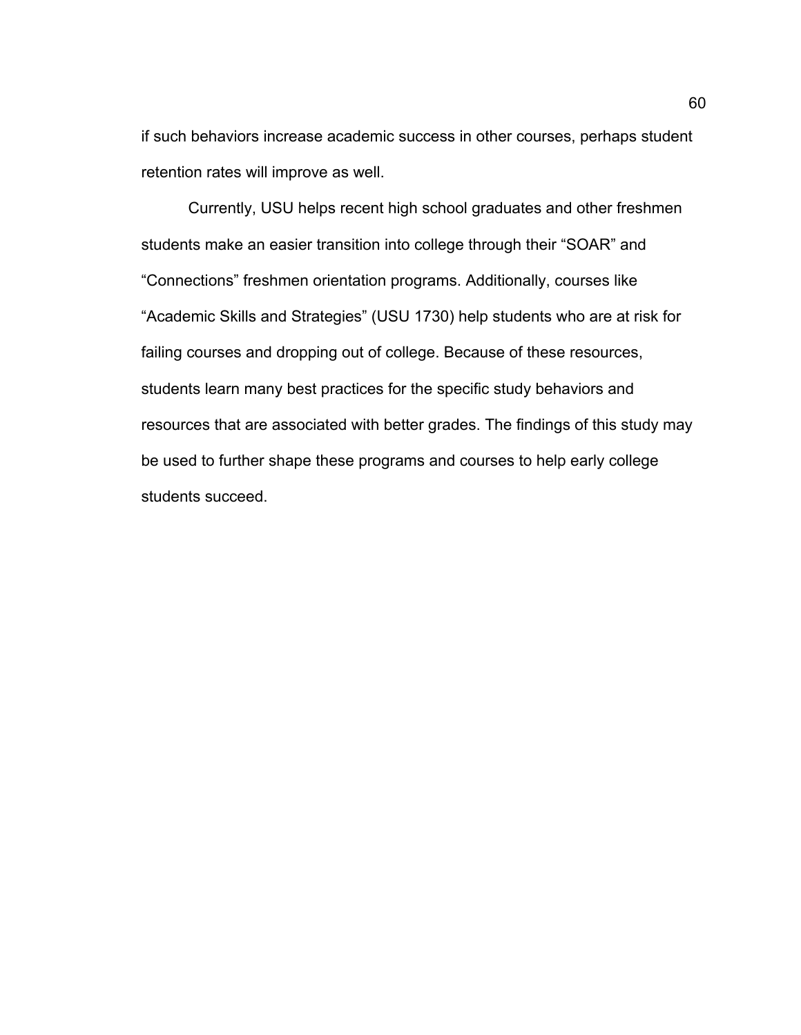if such behaviors increase academic success in other courses, perhaps student retention rates will improve as well.

Currently, USU helps recent high school graduates and other freshmen students make an easier transition into college through their “SOAR” and “Connections” freshmen orientation programs. Additionally, courses like “Academic Skills and Strategies” (USU 1730) help students who are at risk for failing courses and dropping out of college. Because of these resources, students learn many best practices for the specific study behaviors and resources that are associated with better grades. The findings of this study may be used to further shape these programs and courses to help early college students succeed.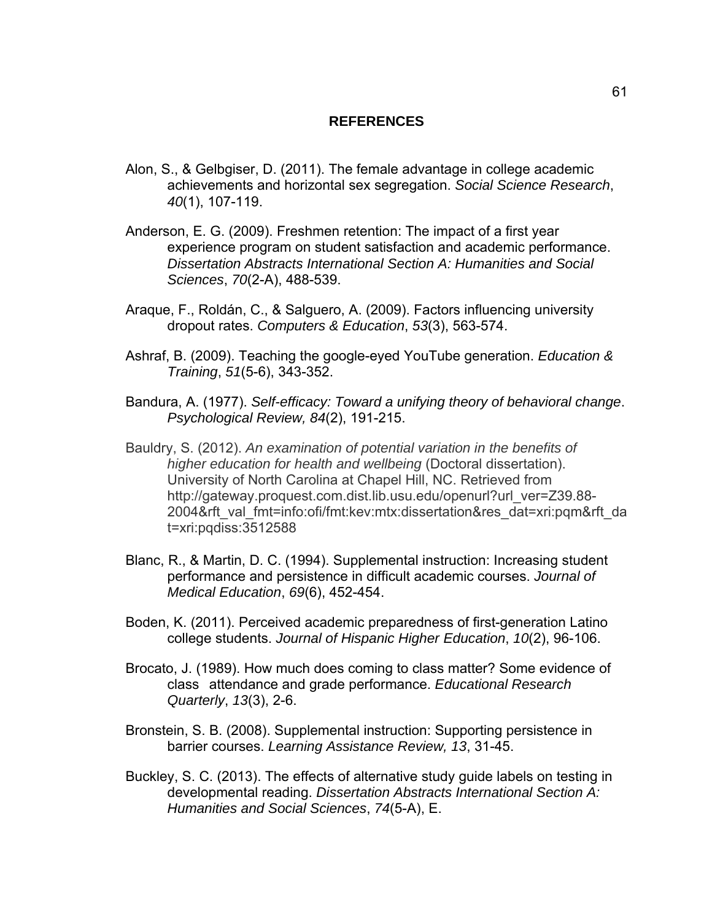# REFERENCES

Alon, S., & Gelbgiser, D. (2011). The female advantage in college academic achievements and horizontal sex segregation. *Social Science Research*, *40*(1), 107-119.

Anderson, E. G. (2009). Freshmen retention: The impact of a first year experience program on student satisfaction and academic performance. *Dissertation Abstracts International Section A: Humanities and Social Sciences*, *70*(2-A), 488-539.

Araque, F., Roldán, C., & Salguero, A. (2009). Factors influencing university dropout rates. *Computers & Education*, *53*(3), 563-574.

Ashraf, B. (2009). Teaching the google-eyed YouTube generation. *Education & Training*, *51*(5-6), 343-352.

Bandura, A. (1977). *Self-efficacy: Toward a unifying theory of behavioral change*. *Psychological Review, 84*(2), 191-215.

Bauldry, S. (2012). *An examination of potential variation in the benefits of higher education for health and wellbeing* (Doctoral dissertation). University of North Carolina at Chapel Hill, NC. Retrieved from http://gateway.proquest.com.dist.lib.usu.edu/openurl?url_ver=Z39.88-2004&rft_val_fmt=info:ofi/fmt:kev:mtx:dissertation&res_dat=xri:pqm&rft_dat=xri:pqdiss:3512588

Blanc, R., & Martin, D. C. (1994). Supplemental instruction: Increasing student performance and persistence in difficult academic courses. *Journal of Medical Education*, *69*(6), 452-454.

Boden, K. (2011). Perceived academic preparedness of first-generation Latino college students. *Journal of Hispanic Higher Education*, *10*(2), 96-106.

Brocato, J. (1989). How much does coming to class matter? Some evidence of class attendance and grade performance. *Educational Research Quarterly*, *13*(3), 2-6.

Bronstein, S. B. (2008). Supplemental instruction: Supporting persistence in barrier courses. *Learning Assistance Review, 13*, 31-45.

Buckley, S. C. (2013). The effects of alternative study guide labels on testing in developmental reading. *Dissertation Abstracts International Section A: Humanities and Social Sciences*, *74*(5-A), E.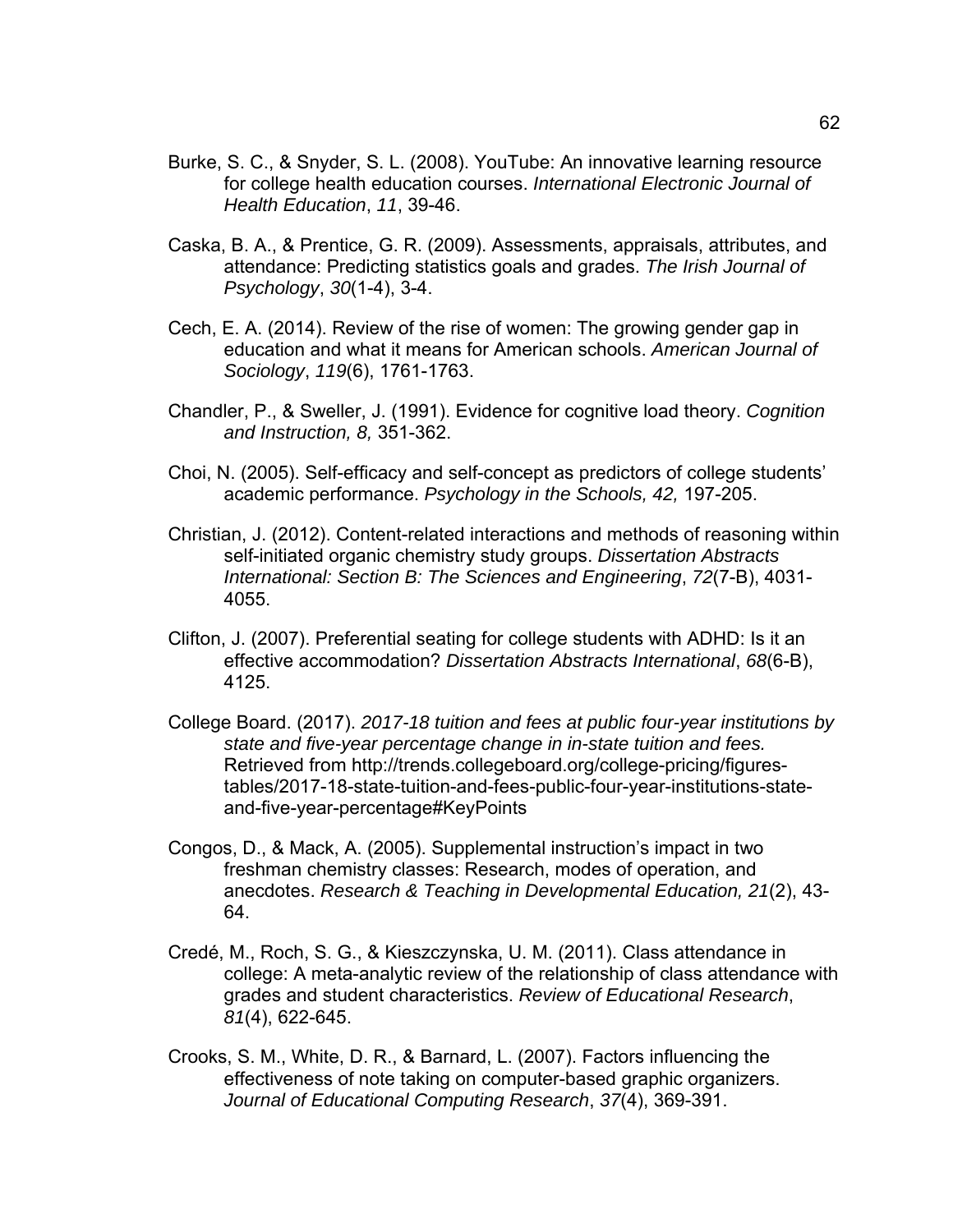Burke, S. C., & Snyder, S. L. (2008). YouTube: An innovative learning resource for college health education courses. *International Electronic Journal of Health Education*, *11*, 39-46.

Caska, B. A., & Prentice, G. R. (2009). Assessments, appraisals, attributes, and attendance: Predicting statistics goals and grades. *The Irish Journal of Psychology*, *30*(1-4), 3-4.

Cech, E. A. (2014). Review of the rise of women: The growing gender gap in education and what it means for American schools. *American Journal of Sociology*, *119*(6), 1761-1763.

Chandler, P., & Sweller, J. (1991). Evidence for cognitive load theory. *Cognition and Instruction, 8,* 351-362.

Choi, N. (2005). Self-efficacy and self-concept as predictors of college students' academic performance. *Psychology in the Schools, 42,* 197-205.

Christian, J. (2012). Content-related interactions and methods of reasoning within self-initiated organic chemistry study groups. *Dissertation Abstracts International: Section B: The Sciences and Engineering*, *72*(7-B), 4031-4055.

Clifton, J. (2007). Preferential seating for college students with ADHD: Is it an effective accommodation? *Dissertation Abstracts International*, *68*(6-B), 4125.

College Board. (2017). *2017-18 tuition and fees at public four-year institutions by state and five-year percentage change in in-state tuition and fees.* Retrieved from http://trends.collegeboard.org/college-pricing/figures-tables/2017-18-state-tuition-and-fees-public-four-year-institutions-state-and-five-year-percentage#KeyPoints

Congos, D., & Mack, A. (2005). Supplemental instruction's impact in two freshman chemistry classes: Research, modes of operation, and anecdotes. *Research & Teaching in Developmental Education, 21*(2), 43-64.

Credé, M., Roch, S. G., & Kieszczynska, U. M. (2011). Class attendance in college: A meta-analytic review of the relationship of class attendance with grades and student characteristics. *Review of Educational Research*, *81*(4), 622-645.

Crooks, S. M., White, D. R., & Barnard, L. (2007). Factors influencing the effectiveness of note taking on computer-based graphic organizers. *Journal of Educational Computing Research*, *37*(4), 369-391.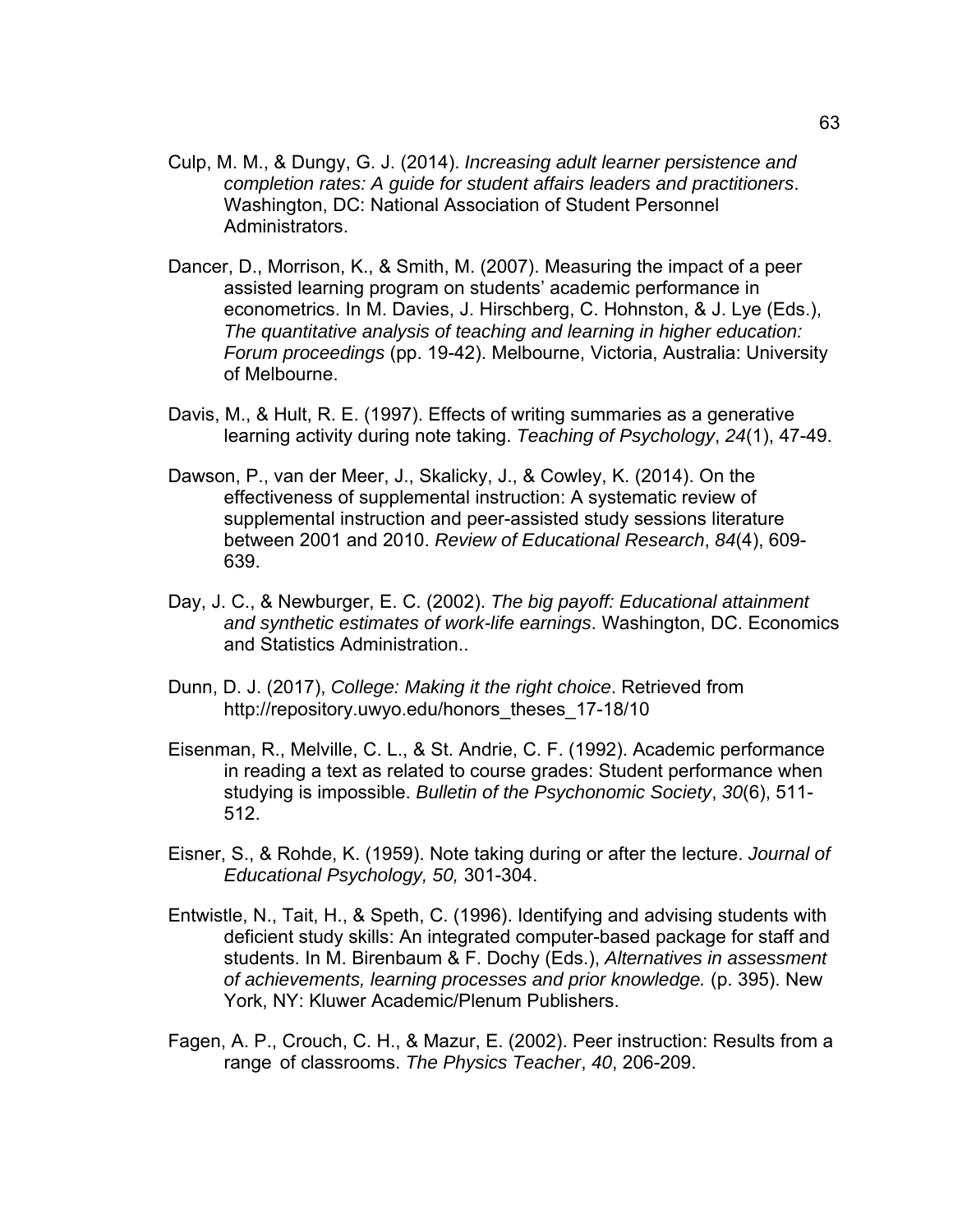Culp, M. M., & Dungy, G. J. (2014). *Increasing adult learner persistence and completion rates: A guide for student affairs leaders and practitioners*. Washington, DC: National Association of Student Personnel Administrators.

Dancer, D., Morrison, K., & Smith, M. (2007). Measuring the impact of a peer assisted learning program on students' academic performance in econometrics. In M. Davies, J. Hirschberg, C. Hohnston, & J. Lye (Eds.), *The quantitative analysis of teaching and learning in higher education: Forum proceedings* (pp. 19-42). Melbourne, Victoria, Australia: University of Melbourne.

Davis, M., & Hult, R. E. (1997). Effects of writing summaries as a generative learning activity during note taking. *Teaching of Psychology*, *24*(1), 47-49.

Dawson, P., van der Meer, J., Skalicky, J., & Cowley, K. (2014). On the effectiveness of supplemental instruction: A systematic review of supplemental instruction and peer-assisted study sessions literature between 2001 and 2010. *Review of Educational Research*, *84*(4), 609-639.

Day, J. C., & Newburger, E. C. (2002). *The big payoff: Educational attainment and synthetic estimates of work-life earnings*. Washington, DC. Economics and Statistics Administration..

Dunn, D. J. (2017), *College: Making it the right choice*. Retrieved from http://repository.uwyo.edu/honors_theses_17-18/10

Eisenman, R., Melville, C. L., & St. Andrie, C. F. (1992). Academic performance in reading a text as related to course grades: Student performance when studying is impossible. *Bulletin of the Psychonomic Society*, *30*(6), 511-512.

Eisner, S., & Rohde, K. (1959). Note taking during or after the lecture. *Journal of Educational Psychology, 50,* 301-304.

Entwistle, N., Tait, H., & Speth, C. (1996). Identifying and advising students with deficient study skills: An integrated computer-based package for staff and students. In M. Birenbaum & F. Dochy (Eds.), *Alternatives in assessment of achievements, learning processes and prior knowledge.* (p. 395). New York, NY: Kluwer Academic/Plenum Publishers.

Fagen, A. P., Crouch, C. H., & Mazur, E. (2002). Peer instruction: Results from a range of classrooms. *The Physics Teacher*, *40*, 206-209.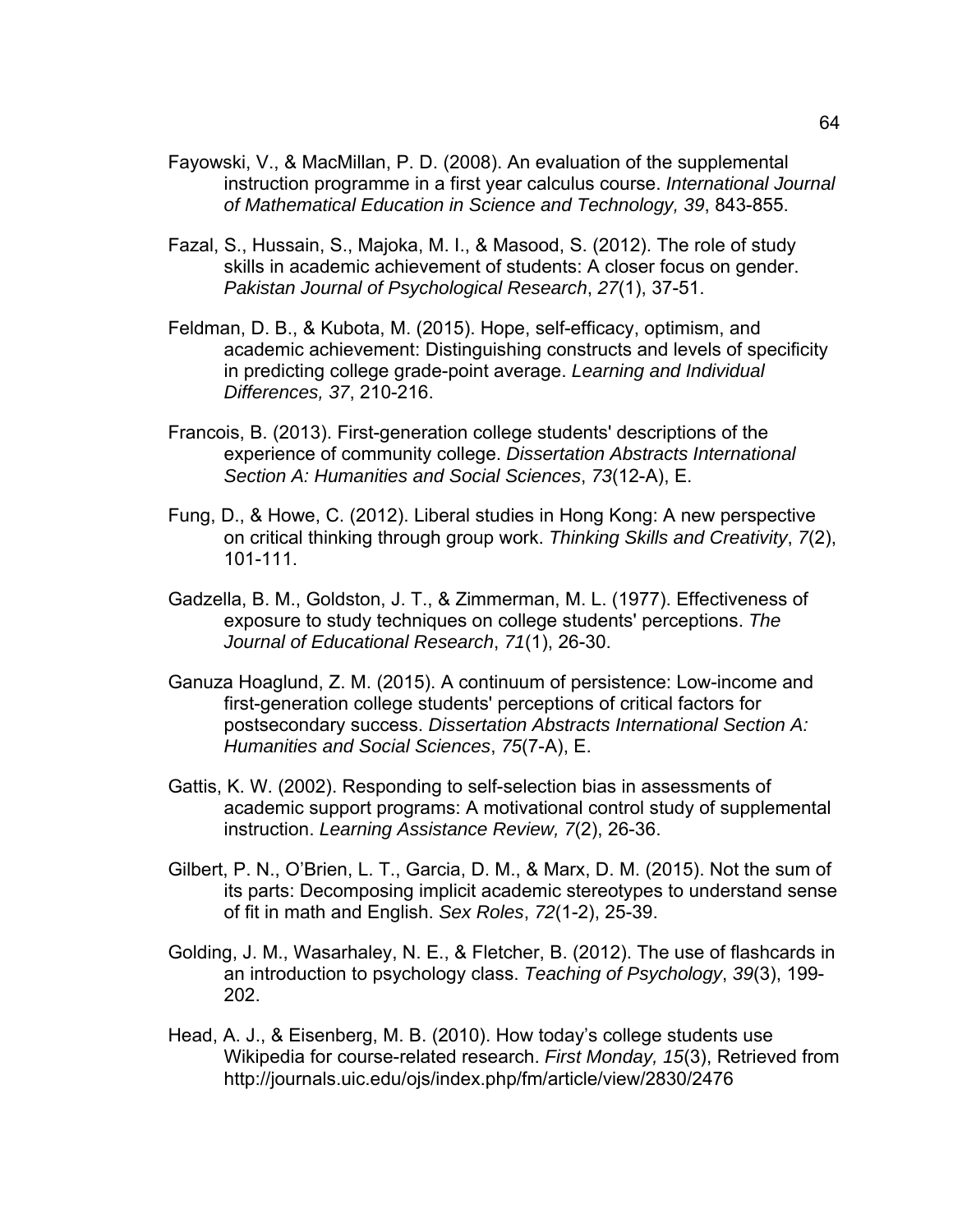Fayowski, V., & MacMillan, P. D. (2008). An evaluation of the supplemental instruction programme in a first year calculus course. *International Journal of Mathematical Education in Science and Technology, 39*, 843-855.

Fazal, S., Hussain, S., Majoka, M. I., & Masood, S. (2012). The role of study skills in academic achievement of students: A closer focus on gender. *Pakistan Journal of Psychological Research*, *27*(1), 37-51.

Feldman, D. B., & Kubota, M. (2015). Hope, self-efficacy, optimism, and academic achievement: Distinguishing constructs and levels of specificity in predicting college grade-point average. *Learning and Individual Differences, 37*, 210-216.

Francois, B. (2013). First-generation college students' descriptions of the experience of community college. *Dissertation Abstracts International Section A: Humanities and Social Sciences*, *73*(12-A), E.

Fung, D., & Howe, C. (2012). Liberal studies in Hong Kong: A new perspective on critical thinking through group work. *Thinking Skills and Creativity*, *7*(2), 101-111.

Gadzella, B. M., Goldston, J. T., & Zimmerman, M. L. (1977). Effectiveness of exposure to study techniques on college students' perceptions. *The Journal of Educational Research*, *71*(1), 26-30.

Ganuza Hoaglund, Z. M. (2015). A continuum of persistence: Low-income and first-generation college students' perceptions of critical factors for postsecondary success. *Dissertation Abstracts International Section A: Humanities and Social Sciences*, *75*(7-A), E.

Gattis, K. W. (2002). Responding to self-selection bias in assessments of academic support programs: A motivational control study of supplemental instruction. *Learning Assistance Review, 7*(2), 26-36.

Gilbert, P. N., O'Brien, L. T., Garcia, D. M., & Marx, D. M. (2015). Not the sum of its parts: Decomposing implicit academic stereotypes to understand sense of fit in math and English. *Sex Roles*, *72*(1-2), 25-39.

Golding, J. M., Wasarhaley, N. E., & Fletcher, B. (2012). The use of flashcards in an introduction to psychology class. *Teaching of Psychology*, *39*(3), 199-202.

Head, A. J., & Eisenberg, M. B. (2010). How today's college students use Wikipedia for course-related research. *First Monday, 15*(3), Retrieved from http://journals.uic.edu/ojs/index.php/fm/article/view/2830/2476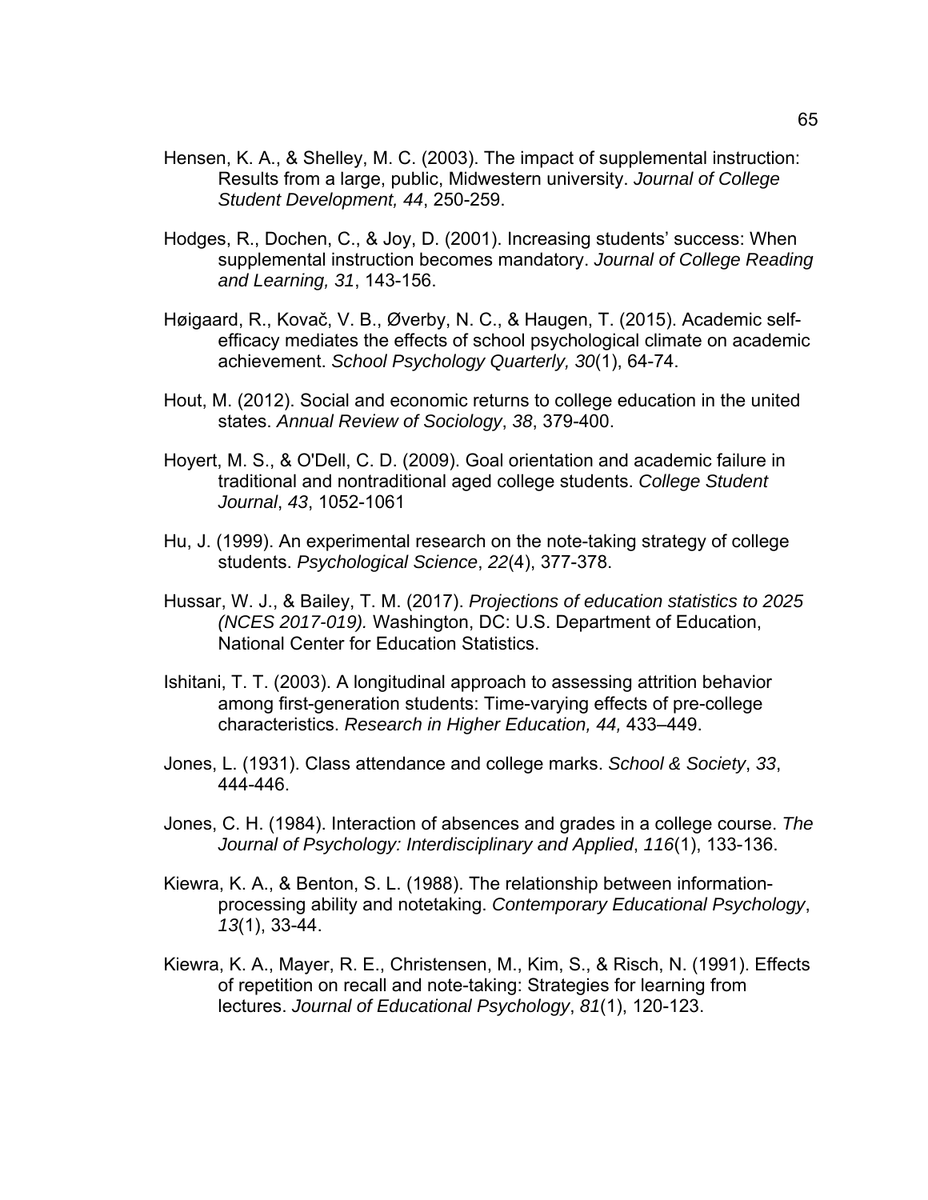Hensen, K. A., & Shelley, M. C. (2003). The impact of supplemental instruction: Results from a large, public, Midwestern university. *Journal of College Student Development, 44*, 250-259.

Hodges, R., Dochen, C., & Joy, D. (2001). Increasing students' success: When supplemental instruction becomes mandatory. *Journal of College Reading and Learning, 31*, 143-156.

Høigaard, R., Kovač, V. B., Øverby, N. C., & Haugen, T. (2015). Academic self-efficacy mediates the effects of school psychological climate on academic achievement. *School Psychology Quarterly, 30*(1), 64-74.

Hout, M. (2012). Social and economic returns to college education in the united states. *Annual Review of Sociology*, *38*, 379-400.

Hoyert, M. S., & O'Dell, C. D. (2009). Goal orientation and academic failure in traditional and nontraditional aged college students. *College Student Journal*, *43*, 1052-1061

Hu, J. (1999). An experimental research on the note-taking strategy of college students. *Psychological Science*, *22*(4), 377-378.

Hussar, W. J., & Bailey, T. M. (2017). *Projections of education statistics to 2025 (NCES 2017-019).* Washington, DC: U.S. Department of Education, National Center for Education Statistics.

Ishitani, T. T. (2003). A longitudinal approach to assessing attrition behavior among first-generation students: Time-varying effects of pre-college characteristics. *Research in Higher Education, 44,* 433–449.

Jones, L. (1931). Class attendance and college marks. *School & Society*, *33*, 444-446.

Jones, C. H. (1984). Interaction of absences and grades in a college course. *The Journal of Psychology: Interdisciplinary and Applied*, *116*(1), 133-136.

Kiewra, K. A., & Benton, S. L. (1988). The relationship between information-processing ability and notetaking. *Contemporary Educational Psychology*, *13*(1), 33-44.

Kiewra, K. A., Mayer, R. E., Christensen, M., Kim, S., & Risch, N. (1991). Effects of repetition on recall and note-taking: Strategies for learning from lectures. *Journal of Educational Psychology*, *81*(1), 120-123.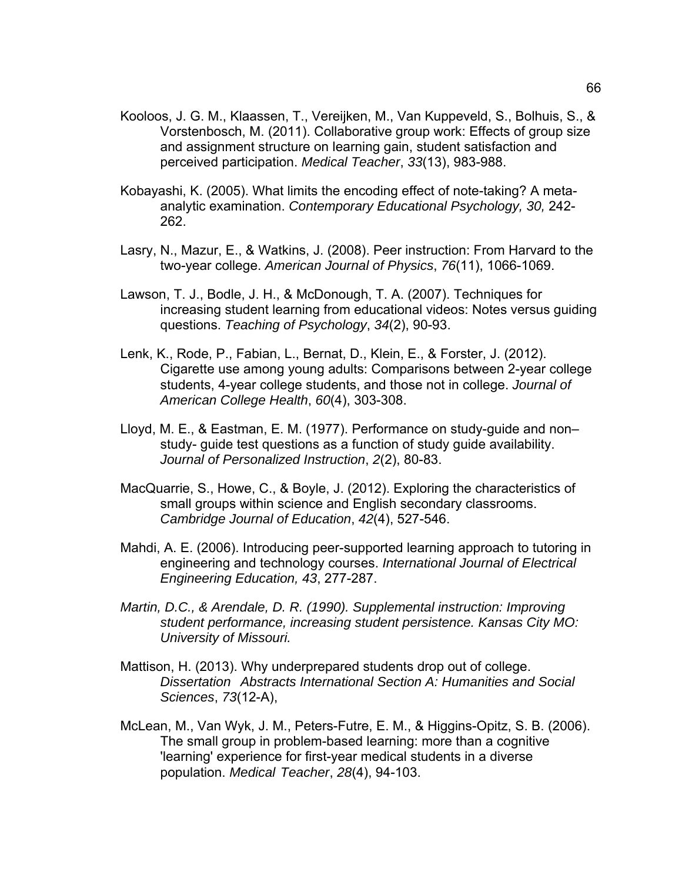Kooloos, J. G. M., Klaassen, T., Vereijken, M., Van Kuppeveld, S., Bolhuis, S., & Vorstenbosch, M. (2011). Collaborative group work: Effects of group size and assignment structure on learning gain, student satisfaction and perceived participation. *Medical Teacher*, *33*(13), 983-988.

Kobayashi, K. (2005). What limits the encoding effect of note-taking? A meta-analytic examination. *Contemporary Educational Psychology, 30,* 242-262.

Lasry, N., Mazur, E., & Watkins, J. (2008). Peer instruction: From Harvard to the two-year college. *American Journal of Physics*, *76*(11), 1066-1069.

Lawson, T. J., Bodle, J. H., & McDonough, T. A. (2007). Techniques for increasing student learning from educational videos: Notes versus guiding questions. *Teaching of Psychology*, *34*(2), 90-93.

Lenk, K., Rode, P., Fabian, L., Bernat, D., Klein, E., & Forster, J. (2012). Cigarette use among young adults: Comparisons between 2-year college students, 4-year college students, and those not in college. *Journal of American College Health*, *60*(4), 303-308.

Lloyd, M. E., & Eastman, E. M. (1977). Performance on study-guide and non–study- guide test questions as a function of study guide availability. *Journal of Personalized Instruction*, *2*(2), 80-83.

MacQuarrie, S., Howe, C., & Boyle, J. (2012). Exploring the characteristics of small groups within science and English secondary classrooms. *Cambridge Journal of Education*, *42*(4), 527-546.

Mahdi, A. E. (2006). Introducing peer-supported learning approach to tutoring in engineering and technology courses. *International Journal of Electrical Engineering Education, 43*, 277-287.

*Martin, D.C., & Arendale, D. R. (1990). Supplemental instruction: Improving student performance, increasing student persistence. Kansas City MO: University of Missouri.*

Mattison, H. (2013). Why underprepared students drop out of college. *Dissertation Abstracts International Section A: Humanities and Social Sciences*, *73*(12-A),

McLean, M., Van Wyk, J. M., Peters-Futre, E. M., & Higgins-Opitz, S. B. (2006). The small group in problem-based learning: more than a cognitive 'learning' experience for first-year medical students in a diverse population. *Medical Teacher*, *28*(4), 94-103.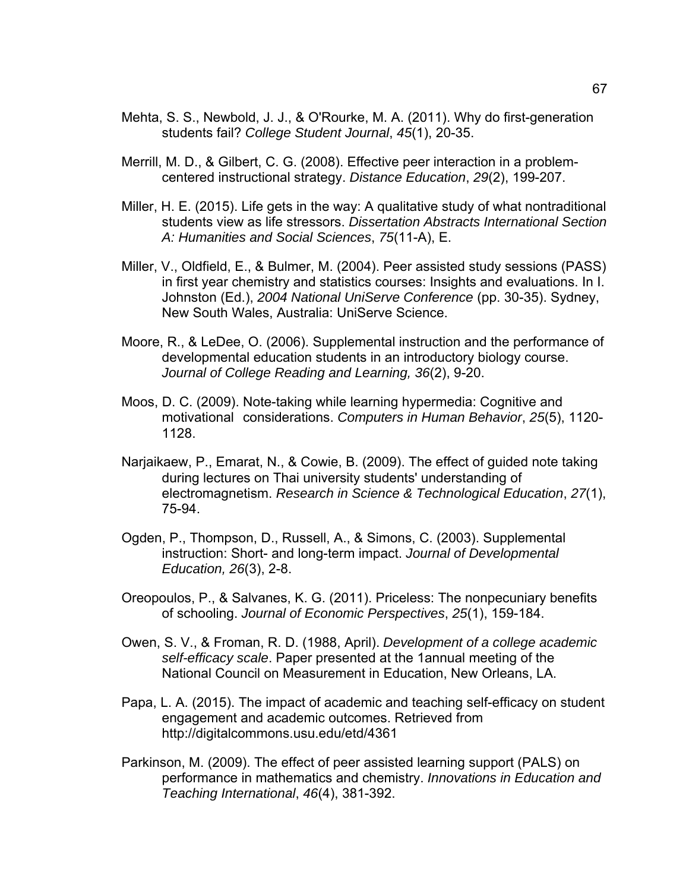Mehta, S. S., Newbold, J. J., & O'Rourke, M. A. (2011). Why do first-generation students fail? *College Student Journal*, *45*(1), 20-35.

Merrill, M. D., & Gilbert, C. G. (2008). Effective peer interaction in a problem-centered instructional strategy. *Distance Education*, *29*(2), 199-207.

Miller, H. E. (2015). Life gets in the way: A qualitative study of what nontraditional students view as life stressors. *Dissertation Abstracts International Section A: Humanities and Social Sciences*, *75*(11-A), E.

Miller, V., Oldfield, E., & Bulmer, M. (2004). Peer assisted study sessions (PASS) in first year chemistry and statistics courses: Insights and evaluations. In I. Johnston (Ed.), *2004 National UniServe Conference* (pp. 30-35). Sydney, New South Wales, Australia: UniServe Science.

Moore, R., & LeDee, O. (2006). Supplemental instruction and the performance of developmental education students in an introductory biology course. *Journal of College Reading and Learning, 36*(2), 9-20.

Moos, D. C. (2009). Note-taking while learning hypermedia: Cognitive and motivational considerations. *Computers in Human Behavior*, *25*(5), 1120-1128.

Narjaikaew, P., Emarat, N., & Cowie, B. (2009). The effect of guided note taking during lectures on Thai university students' understanding of electromagnetism. *Research in Science & Technological Education*, *27*(1), 75-94.

Ogden, P., Thompson, D., Russell, A., & Simons, C. (2003). Supplemental instruction: Short- and long-term impact. *Journal of Developmental Education, 26*(3), 2-8.

Oreopoulos, P., & Salvanes, K. G. (2011). Priceless: The nonpecuniary benefits of schooling. *Journal of Economic Perspectives*, *25*(1), 159-184.

Owen, S. V., & Froman, R. D. (1988, April). *Development of a college academic self-efficacy scale*. Paper presented at the 1annual meeting of the National Council on Measurement in Education, New Orleans, LA.

Papa, L. A. (2015). The impact of academic and teaching self-efficacy on student engagement and academic outcomes. Retrieved from http://digitalcommons.usu.edu/etd/4361

Parkinson, M. (2009). The effect of peer assisted learning support (PALS) on performance in mathematics and chemistry. *Innovations in Education and Teaching International*, *46*(4), 381-392.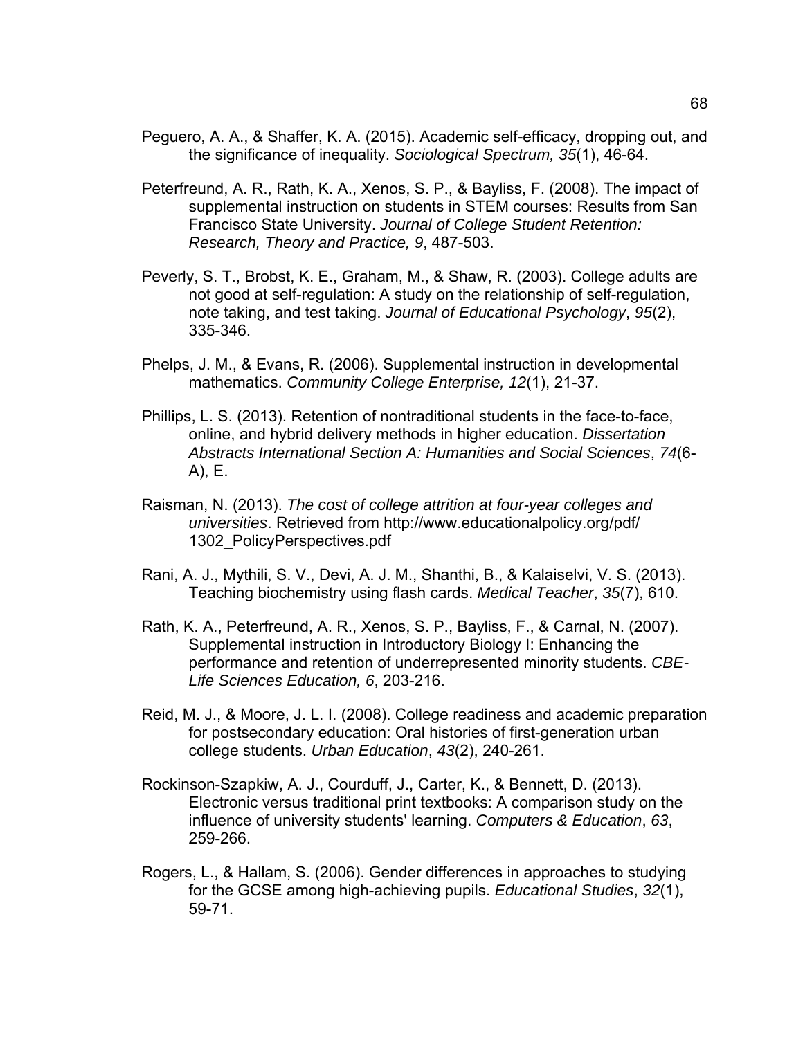Peguero, A. A., & Shaffer, K. A. (2015). Academic self-efficacy, dropping out, and the significance of inequality. *Sociological Spectrum, 35*(1), 46-64.

Peterfreund, A. R., Rath, K. A., Xenos, S. P., & Bayliss, F. (2008). The impact of supplemental instruction on students in STEM courses: Results from San Francisco State University. *Journal of College Student Retention: Research, Theory and Practice, 9*, 487-503.

Peverly, S. T., Brobst, K. E., Graham, M., & Shaw, R. (2003). College adults are not good at self-regulation: A study on the relationship of self-regulation, note taking, and test taking. *Journal of Educational Psychology*, *95*(2), 335-346.

Phelps, J. M., & Evans, R. (2006). Supplemental instruction in developmental mathematics. *Community College Enterprise, 12*(1), 21-37.

Phillips, L. S. (2013). Retention of nontraditional students in the face-to-face, online, and hybrid delivery methods in higher education. *Dissertation Abstracts International Section A: Humanities and Social Sciences*, *74*(6-A), E.

Raisman, N. (2013). *The cost of college attrition at four-year colleges and universities*. Retrieved from http://www.educationalpolicy.org/pdf/ 1302_PolicyPerspectives.pdf

Rani, A. J., Mythili, S. V., Devi, A. J. M., Shanthi, B., & Kalaiselvi, V. S. (2013). Teaching biochemistry using flash cards. *Medical Teacher*, *35*(7), 610.

Rath, K. A., Peterfreund, A. R., Xenos, S. P., Bayliss, F., & Carnal, N. (2007). Supplemental instruction in Introductory Biology I: Enhancing the performance and retention of underrepresented minority students. *CBE-Life Sciences Education, 6*, 203-216.

Reid, M. J., & Moore, J. L. I. (2008). College readiness and academic preparation for postsecondary education: Oral histories of first-generation urban college students. *Urban Education*, *43*(2), 240-261.

Rockinson-Szapkiw, A. J., Courduff, J., Carter, K., & Bennett, D. (2013). Electronic versus traditional print textbooks: A comparison study on the influence of university students' learning. *Computers & Education*, *63*, 259-266.

Rogers, L., & Hallam, S. (2006). Gender differences in approaches to studying for the GCSE among high-achieving pupils. *Educational Studies*, *32*(1), 59-71.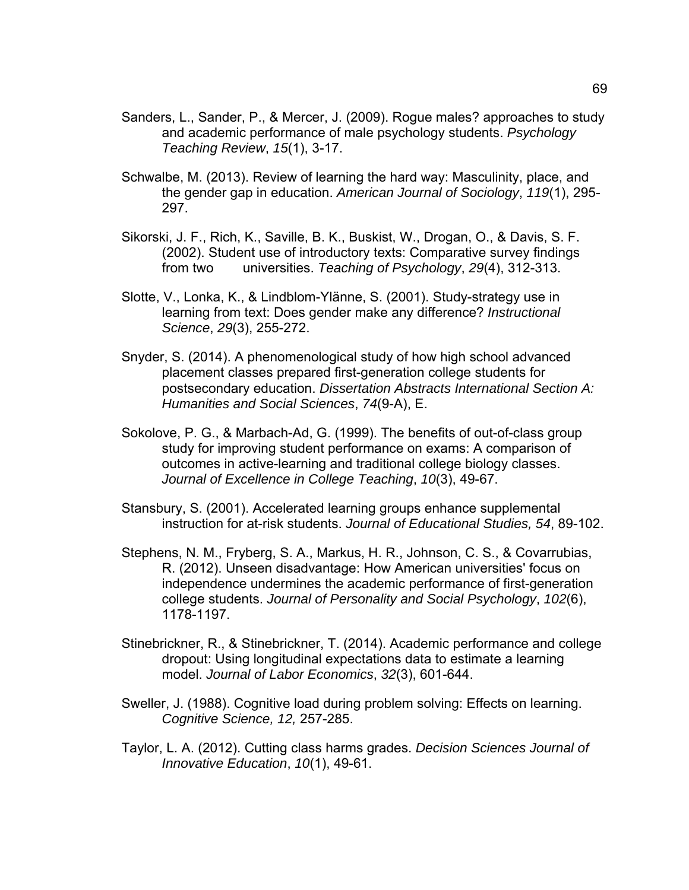Sanders, L., Sander, P., & Mercer, J. (2009). Rogue males? approaches to study and academic performance of male psychology students. *Psychology Teaching Review*, *15*(1), 3-17.

Schwalbe, M. (2013). Review of learning the hard way: Masculinity, place, and the gender gap in education. *American Journal of Sociology*, *119*(1), 295-297.

Sikorski, J. F., Rich, K., Saville, B. K., Buskist, W., Drogan, O., & Davis, S. F. (2002). Student use of introductory texts: Comparative survey findings from two universities. *Teaching of Psychology*, *29*(4), 312-313.

Slotte, V., Lonka, K., & Lindblom-Ylänne, S. (2001). Study-strategy use in learning from text: Does gender make any difference? *Instructional Science*, *29*(3), 255-272.

Snyder, S. (2014). A phenomenological study of how high school advanced placement classes prepared first-generation college students for postsecondary education. *Dissertation Abstracts International Section A: Humanities and Social Sciences*, *74*(9-A), E.

Sokolove, P. G., & Marbach-Ad, G. (1999). The benefits of out-of-class group study for improving student performance on exams: A comparison of outcomes in active-learning and traditional college biology classes. *Journal of Excellence in College Teaching*, *10*(3), 49-67.

Stansbury, S. (2001). Accelerated learning groups enhance supplemental instruction for at-risk students. *Journal of Educational Studies, 54*, 89-102.

Stephens, N. M., Fryberg, S. A., Markus, H. R., Johnson, C. S., & Covarrubias, R. (2012). Unseen disadvantage: How American universities' focus on independence undermines the academic performance of first-generation college students. *Journal of Personality and Social Psychology*, *102*(6), 1178-1197.

Stinebrickner, R., & Stinebrickner, T. (2014). Academic performance and college dropout: Using longitudinal expectations data to estimate a learning model. *Journal of Labor Economics*, *32*(3), 601-644.

Sweller, J. (1988). Cognitive load during problem solving: Effects on learning. *Cognitive Science, 12,* 257-285.

Taylor, L. A. (2012). Cutting class harms grades. *Decision Sciences Journal of Innovative Education*, *10*(1), 49-61.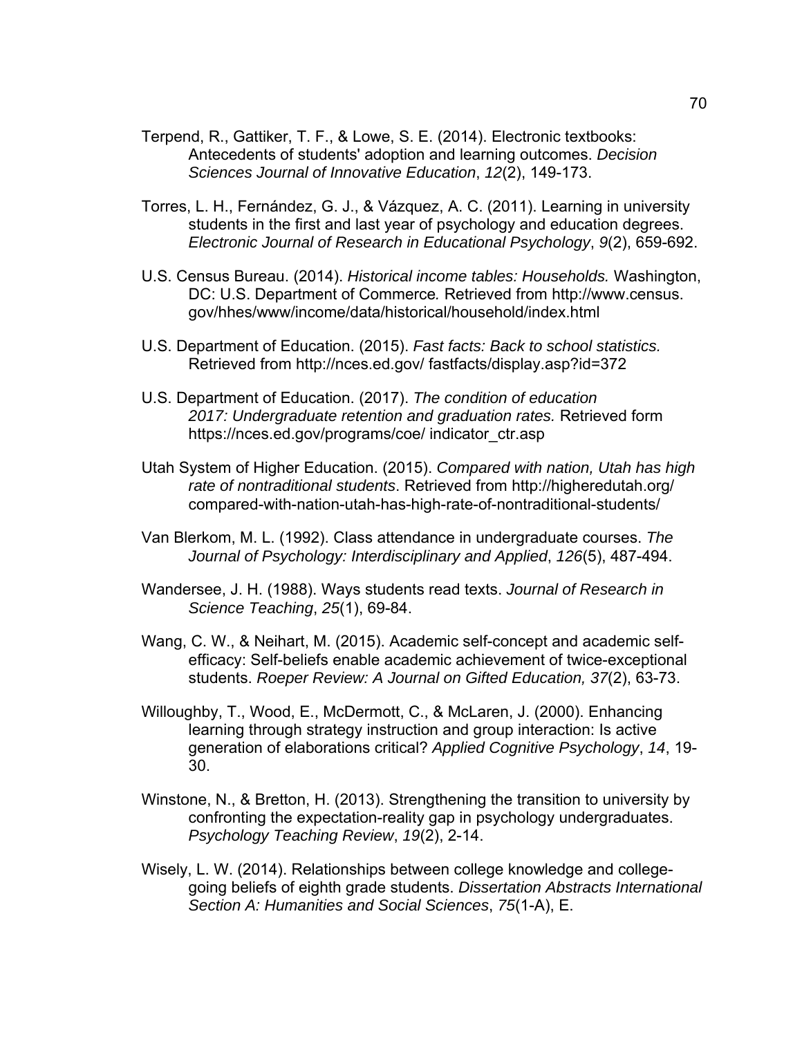Terpend, R., Gattiker, T. F., & Lowe, S. E. (2014). Electronic textbooks: Antecedents of students' adoption and learning outcomes. *Decision Sciences Journal of Innovative Education*, *12*(2), 149-173.

Torres, L. H., Fernández, G. J., & Vázquez, A. C. (2011). Learning in university students in the first and last year of psychology and education degrees. *Electronic Journal of Research in Educational Psychology*, *9*(2), 659-692.

U.S. Census Bureau. (2014). *Historical income tables: Households.* Washington, DC: U.S. Department of Commerce*.* Retrieved from http://www.census. gov/hhes/www/income/data/historical/household/index.html

U.S. Department of Education. (2015). *Fast facts: Back to school statistics.* Retrieved from http://nces.ed.gov/ fastfacts/display.asp?id=372

U.S. Department of Education. (2017). *The condition of education 2017: Undergraduate retention and graduation rates.* Retrieved form https://nces.ed.gov/programs/coe/ indicator_ctr.asp

Utah System of Higher Education. (2015). *Compared with nation, Utah has high rate of nontraditional students*. Retrieved from http://higheredutah.org/ compared-with-nation-utah-has-high-rate-of-nontraditional-students/

Van Blerkom, M. L. (1992). Class attendance in undergraduate courses. *The Journal of Psychology: Interdisciplinary and Applied*, *126*(5), 487-494.

Wandersee, J. H. (1988). Ways students read texts. *Journal of Research in Science Teaching*, *25*(1), 69-84.

Wang, C. W., & Neihart, M. (2015). Academic self-concept and academic self-efficacy: Self-beliefs enable academic achievement of twice-exceptional students. *Roeper Review: A Journal on Gifted Education, 37*(2), 63-73.

Willoughby, T., Wood, E., McDermott, C., & McLaren, J. (2000). Enhancing learning through strategy instruction and group interaction: Is active generation of elaborations critical? *Applied Cognitive Psychology*, *14*, 19-30.

Winstone, N., & Bretton, H. (2013). Strengthening the transition to university by confronting the expectation-reality gap in psychology undergraduates. *Psychology Teaching Review*, *19*(2), 2-14.

Wisely, L. W. (2014). Relationships between college knowledge and college-going beliefs of eighth grade students. *Dissertation Abstracts International Section A: Humanities and Social Sciences*, *75*(1-A), E.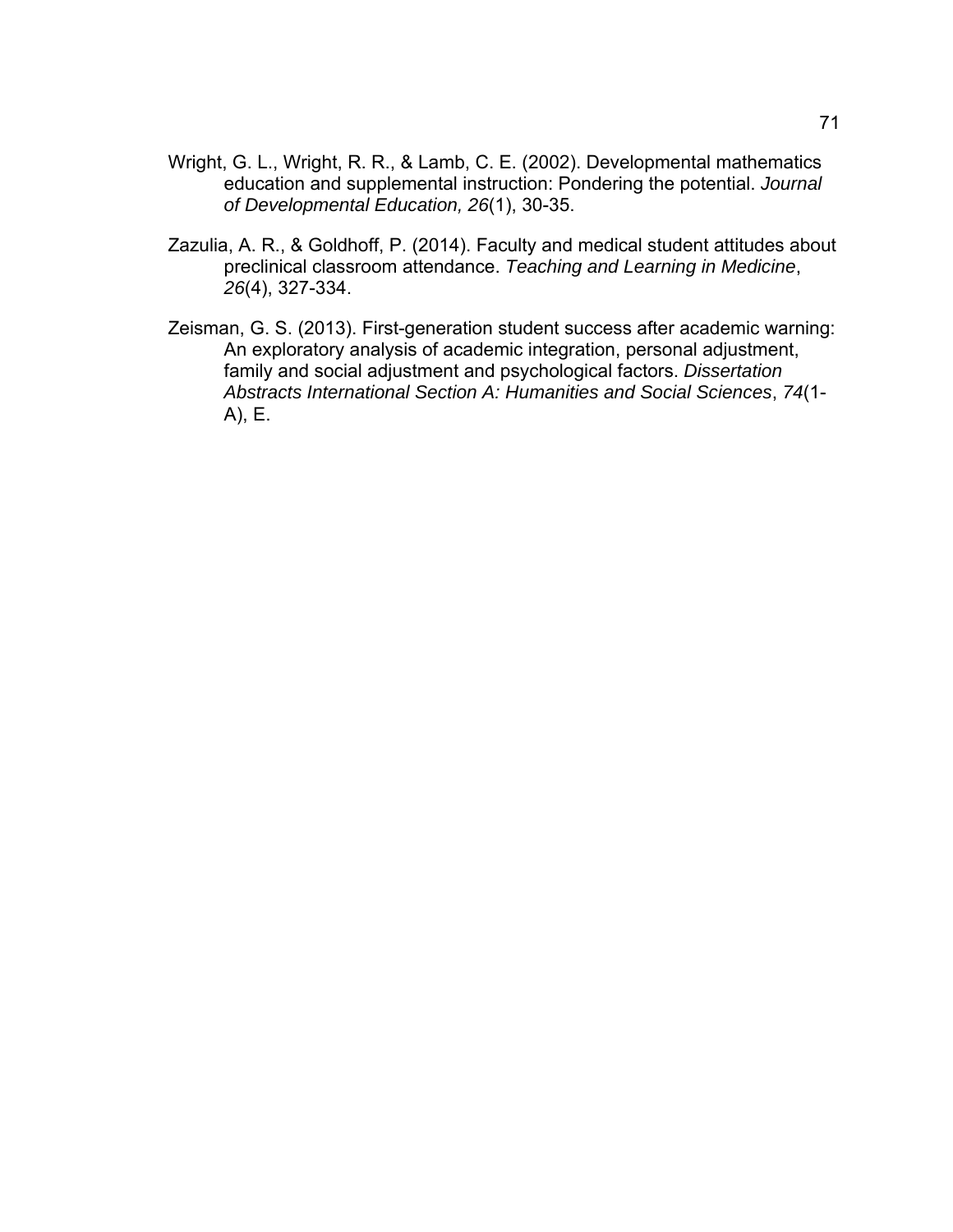Wright, G. L., Wright, R. R., & Lamb, C. E. (2002). Developmental mathematics education and supplemental instruction: Pondering the potential. *Journal of Developmental Education, 26*(1), 30-35.

Zazulia, A. R., & Goldhoff, P. (2014). Faculty and medical student attitudes about preclinical classroom attendance. *Teaching and Learning in Medicine*, *26*(4), 327-334.

Zeisman, G. S. (2013). First-generation student success after academic warning: An exploratory analysis of academic integration, personal adjustment, family and social adjustment and psychological factors. *Dissertation Abstracts International Section A: Humanities and Social Sciences*, *74*(1-A), E.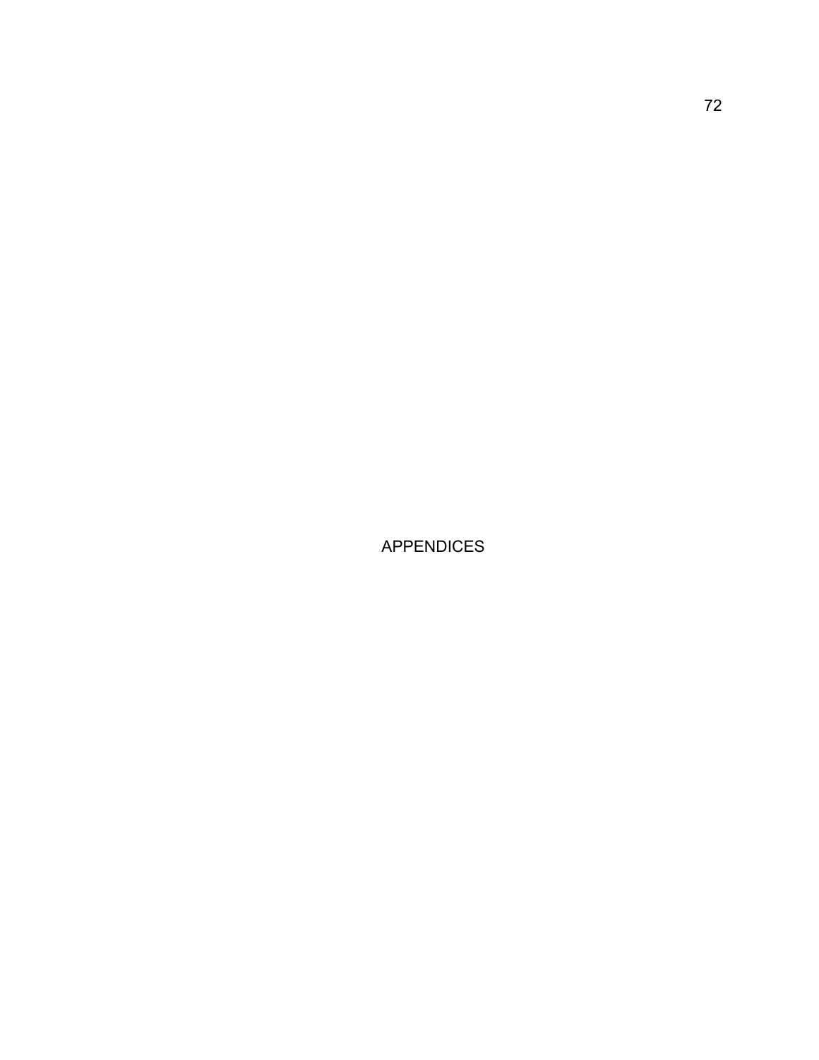# APPENDICES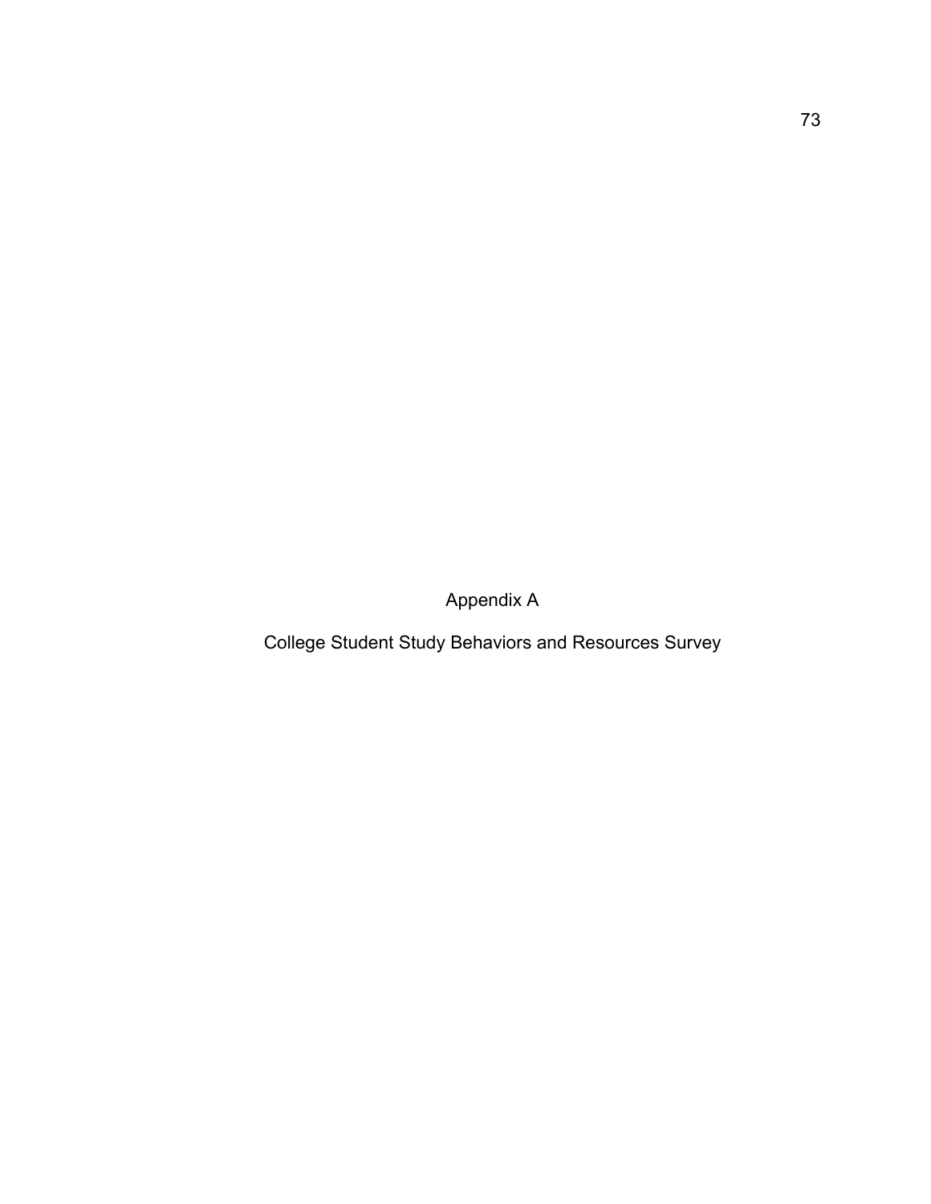# Appendix A

## College Student Study Behaviors and Resources Survey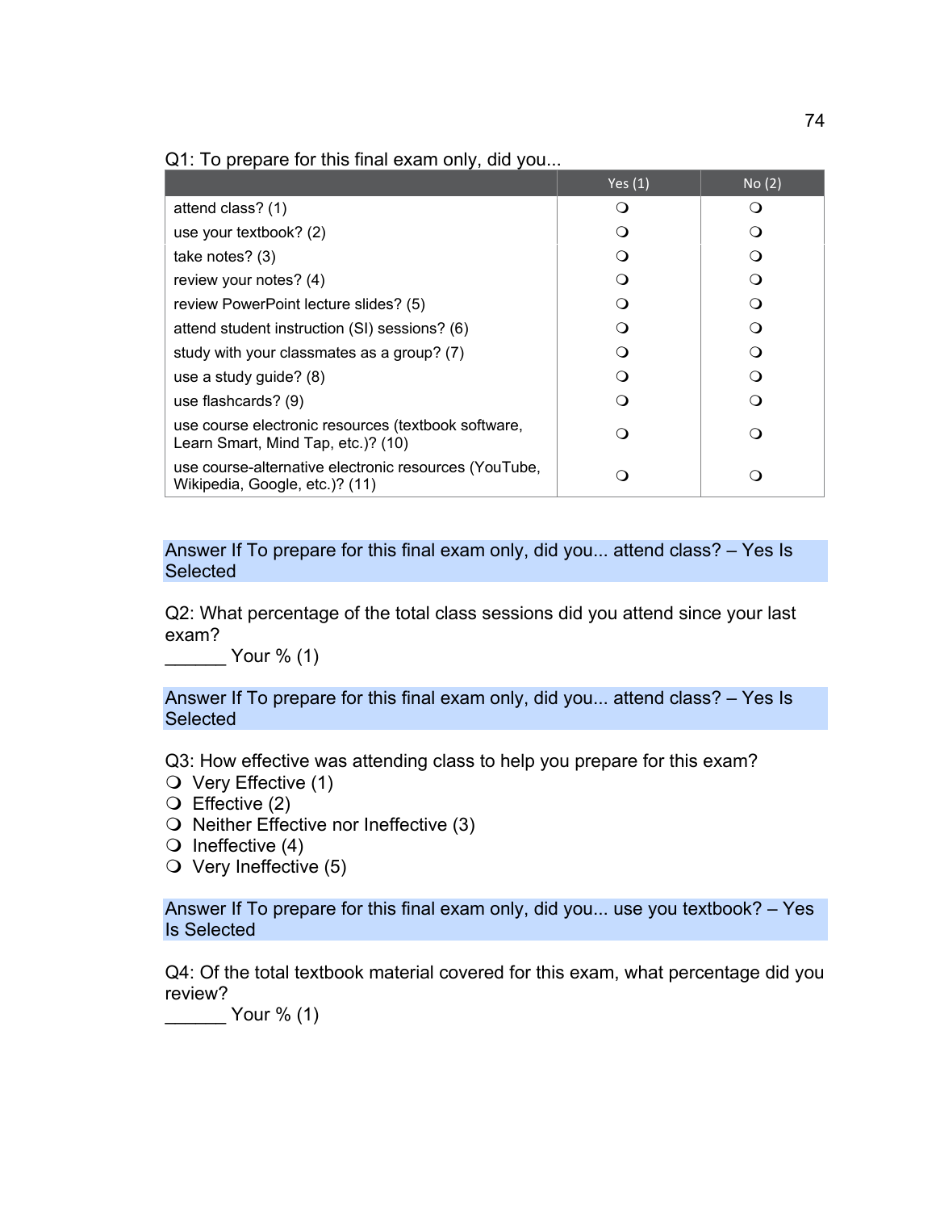Q1: To prepare for this final exam only, did you...

| | Yes (1) | No (2) |
|---|---|---|
| attend class? (1) | ❍ | ❍ |
| use your textbook? (2) | ❍ | ❍ |
| take notes? (3) | ❍ | ❍ |
| review your notes? (4) | ❍ | ❍ |
| review PowerPoint lecture slides? (5) | ❍ | ❍ |
| attend student instruction (SI) sessions? (6) | ❍ | ❍ |
| study with your classmates as a group? (7) | ❍ | ❍ |
| use a study guide? (8) | ❍ | ❍ |
| use flashcards? (9) | ❍ | ❍ |
| use course electronic resources (textbook software, Learn Smart, Mind Tap, etc.)? (10) | ❍ | ❍ |
| use course-alternative electronic resources (YouTube, Wikipedia, Google, etc.)? (11) | ❍ | ❍ |

Answer If To prepare for this final exam only, did you... attend class? – Yes Is Selected

Q2: What percentage of the total class sessions did you attend since your last exam?

______ Your % (1)

Answer If To prepare for this final exam only, did you... attend class? – Yes Is Selected

Q3: How effective was attending class to help you prepare for this exam?

❍ Very Effective (1)
❍ Effective (2)
❍ Neither Effective nor Ineffective (3)
❍ Ineffective (4)
❍ Very Ineffective (5)

Answer If To prepare for this final exam only, did you... use you textbook? – Yes Is Selected

Q4: Of the total textbook material covered for this exam, what percentage did you review?

______ Your % (1)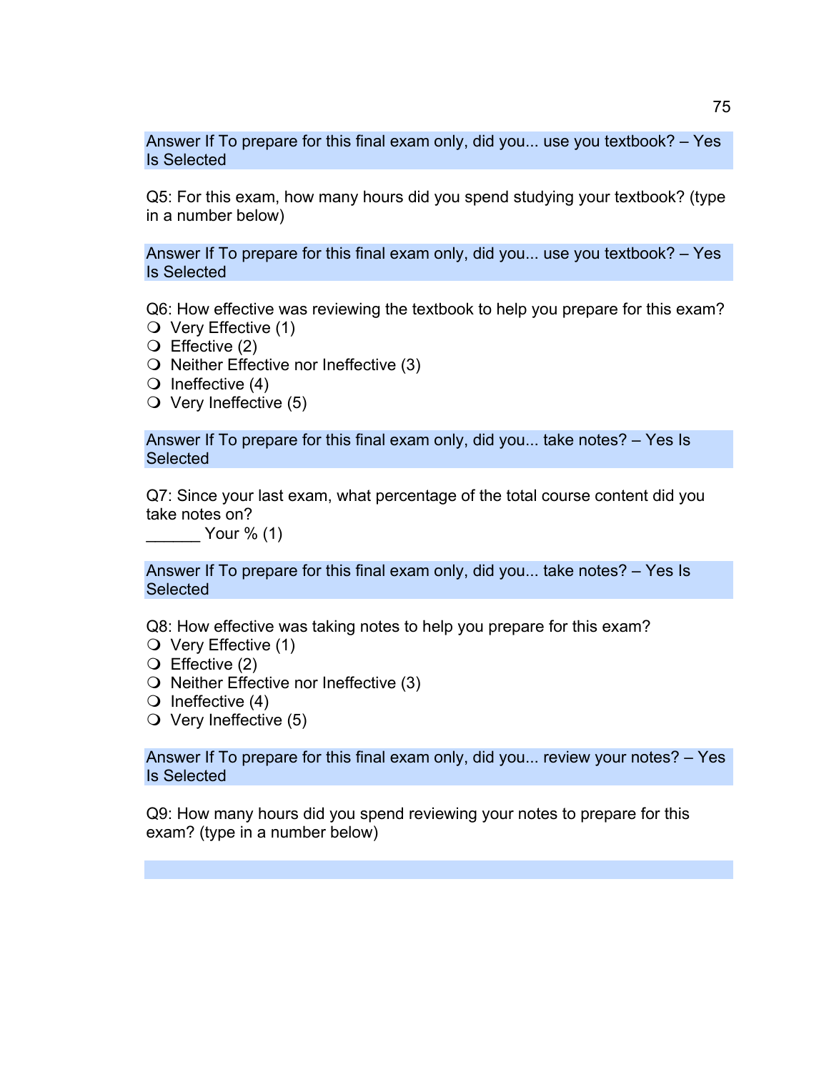Answer If To prepare for this final exam only, did you... use you textbook? – Yes Is Selected

Q5: For this exam, how many hours did you spend studying your textbook? (type in a number below)

Answer If To prepare for this final exam only, did you... use you textbook? – Yes Is Selected

Q6: How effective was reviewing the textbook to help you prepare for this exam?

- ❍ Very Effective (1)
- ❍ Effective (2)
- ❍ Neither Effective nor Ineffective (3)
- ❍ Ineffective (4)
- ❍ Very Ineffective (5)

Answer If To prepare for this final exam only, did you... take notes? – Yes Is Selected

Q7: Since your last exam, what percentage of the total course content did you take notes on?

______ Your % (1)

Answer If To prepare for this final exam only, did you... take notes? – Yes Is Selected

Q8: How effective was taking notes to help you prepare for this exam?

- ❍ Very Effective (1)
- ❍ Effective (2)
- ❍ Neither Effective nor Ineffective (3)
- ❍ Ineffective (4)
- ❍ Very Ineffective (5)

Answer If To prepare for this final exam only, did you... review your notes? – Yes Is Selected

Q9: How many hours did you spend reviewing your notes to prepare for this exam? (type in a number below)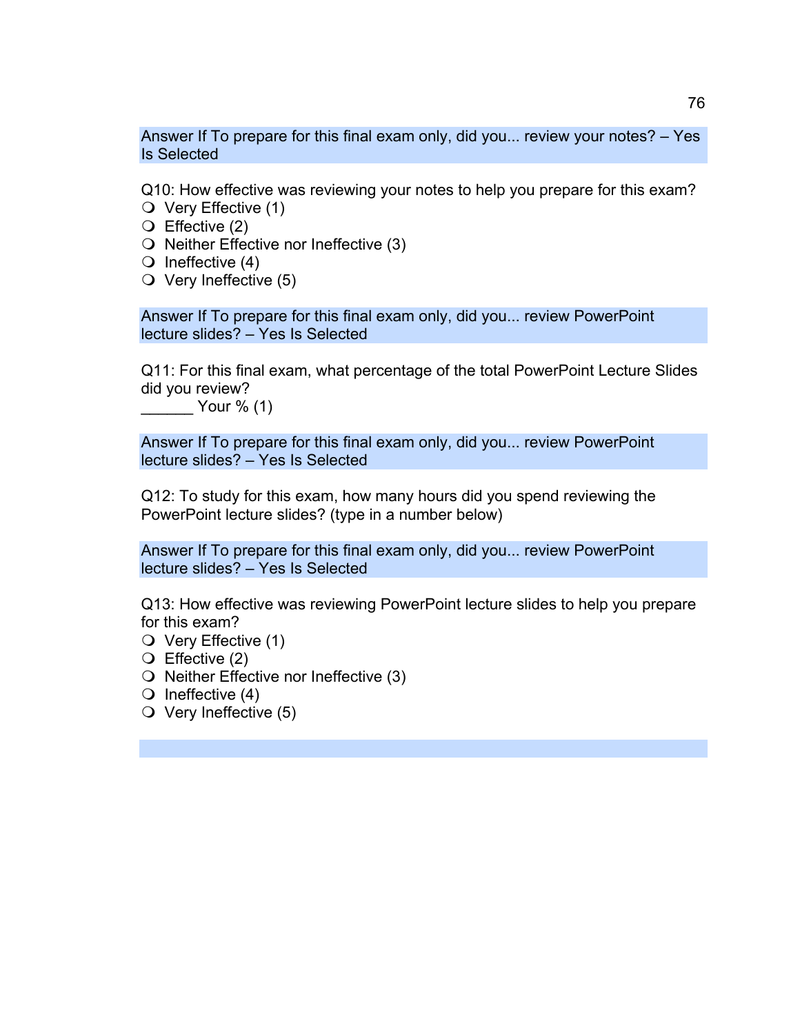Answer If To prepare for this final exam only, did you... review your notes? – Yes Is Selected

Q10: How effective was reviewing your notes to help you prepare for this exam?

- ❍ Very Effective (1)
- ❍ Effective (2)
- ❍ Neither Effective nor Ineffective (3)
- ❍ Ineffective (4)
- ❍ Very Ineffective (5)

Answer If To prepare for this final exam only, did you... review PowerPoint lecture slides? – Yes Is Selected

Q11: For this final exam, what percentage of the total PowerPoint Lecture Slides did you review?

______ Your % (1)

Answer If To prepare for this final exam only, did you... review PowerPoint lecture slides? – Yes Is Selected

Q12: To study for this exam, how many hours did you spend reviewing the PowerPoint lecture slides? (type in a number below)

Answer If To prepare for this final exam only, did you... review PowerPoint lecture slides? – Yes Is Selected

Q13: How effective was reviewing PowerPoint lecture slides to help you prepare for this exam?

- ❍ Very Effective (1)
- ❍ Effective (2)
- ❍ Neither Effective nor Ineffective (3)
- ❍ Ineffective (4)
- ❍ Very Ineffective (5)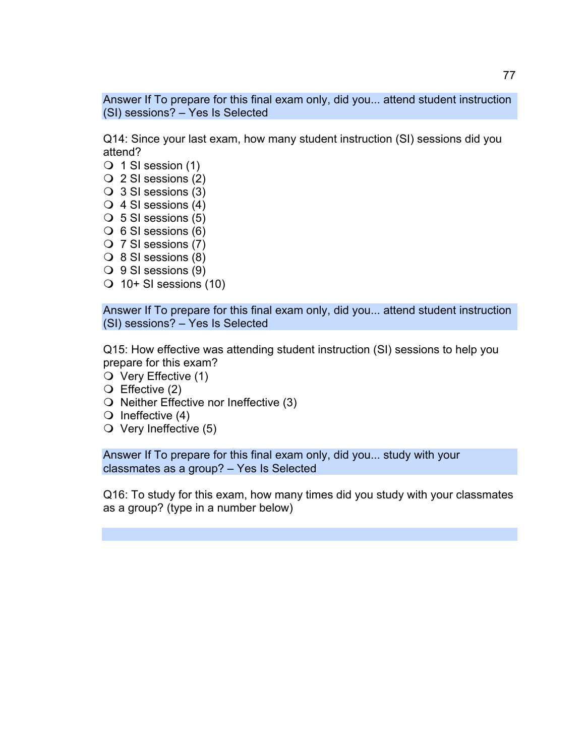Answer If To prepare for this final exam only, did you... attend student instruction (SI) sessions? – Yes Is Selected

Q14: Since your last exam, how many student instruction (SI) sessions did you attend?

- ❍ 1 SI session (1)
- ❍ 2 SI sessions (2)
- ❍ 3 SI sessions (3)
- ❍ 4 SI sessions (4)
- ❍ 5 SI sessions (5)
- ❍ 6 SI sessions (6)
- ❍ 7 SI sessions (7)
- ❍ 8 SI sessions (8)
- ❍ 9 SI sessions (9)
- ❍ 10+ SI sessions (10)

Answer If To prepare for this final exam only, did you... attend student instruction (SI) sessions? – Yes Is Selected

Q15: How effective was attending student instruction (SI) sessions to help you prepare for this exam?

- ❍ Very Effective (1)
- ❍ Effective (2)
- ❍ Neither Effective nor Ineffective (3)
- ❍ Ineffective (4)
- ❍ Very Ineffective (5)

Answer If To prepare for this final exam only, did you... study with your classmates as a group? – Yes Is Selected

Q16: To study for this exam, how many times did you study with your classmates as a group? (type in a number below)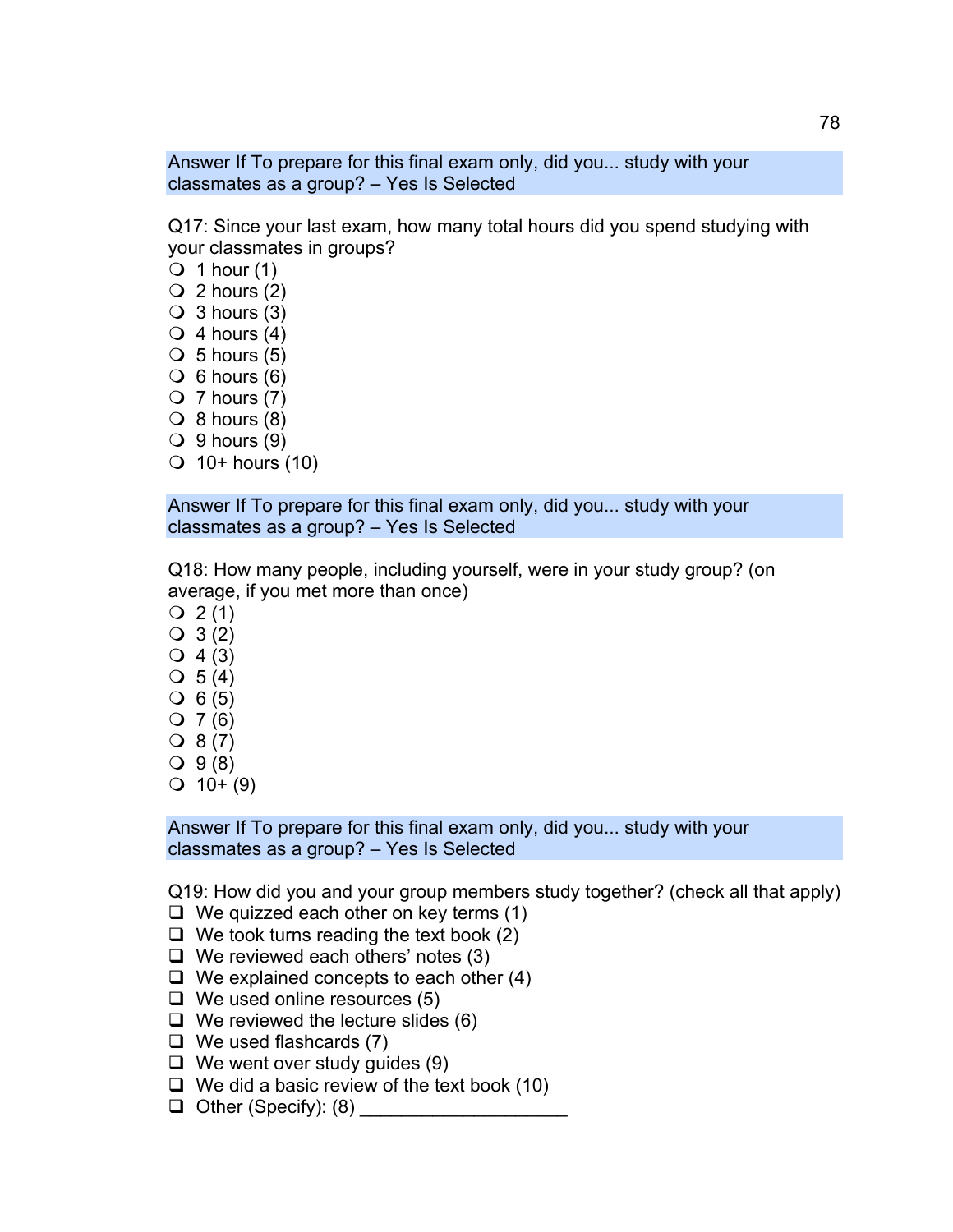Answer If To prepare for this final exam only, did you... study with your classmates as a group? – Yes Is Selected

Q17: Since your last exam, how many total hours did you spend studying with your classmates in groups?

- 1 hour (1)
- 2 hours (2)
- 3 hours (3)
- 4 hours (4)
- 5 hours (5)
- 6 hours (6)
- 7 hours (7)
- 8 hours (8)
- 9 hours (9)
- 10+ hours (10)

Answer If To prepare for this final exam only, did you... study with your classmates as a group? – Yes Is Selected

Q18: How many people, including yourself, were in your study group? (on average, if you met more than once)

- 2 (1)
- 3 (2)
- 4 (3)
- 5 (4)
- 6 (5)
- 7 (6)
- 8 (7)
- 9 (8)
- 10+ (9)

Answer If To prepare for this final exam only, did you... study with your classmates as a group? – Yes Is Selected

Q19: How did you and your group members study together? (check all that apply)

- [ ] We quizzed each other on key terms (1)
- [ ] We took turns reading the text book (2)
- [ ] We reviewed each others' notes (3)
- [ ] We explained concepts to each other (4)
- [ ] We used online resources (5)
- [ ] We reviewed the lecture slides (6)
- [ ] We used flashcards (7)
- [ ] We went over study guides (9)
- [ ] We did a basic review of the text book (10)
- [ ] Other (Specify): (8) ____________________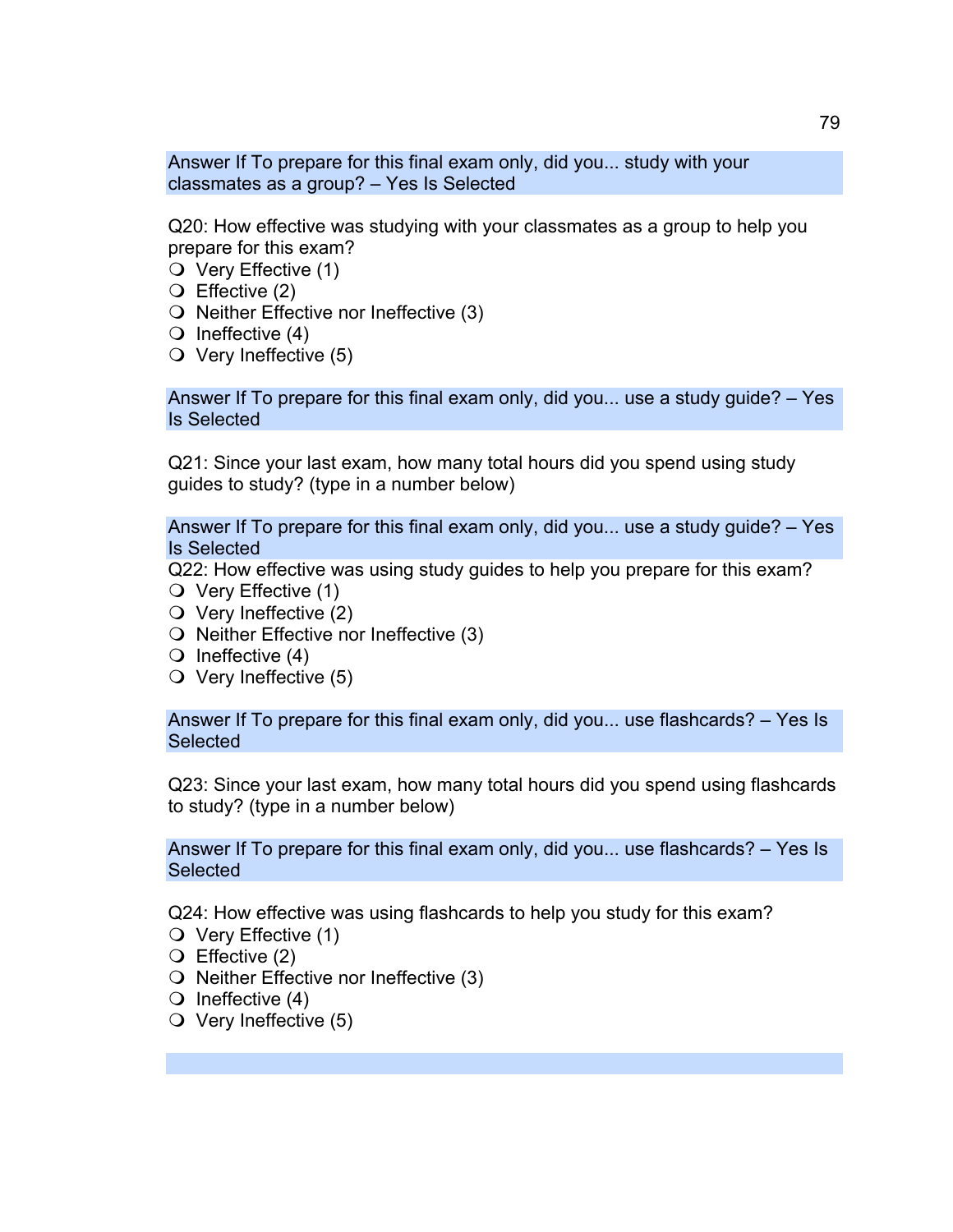Answer If To prepare for this final exam only, did you... study with your classmates as a group? – Yes Is Selected

Q20: How effective was studying with your classmates as a group to help you prepare for this exam?

- ❍ Very Effective (1)
- ❍ Effective (2)
- ❍ Neither Effective nor Ineffective (3)
- ❍ Ineffective (4)
- ❍ Very Ineffective (5)

Answer If To prepare for this final exam only, did you... use a study guide? – Yes Is Selected

Q21: Since your last exam, how many total hours did you spend using study guides to study? (type in a number below)

Answer If To prepare for this final exam only, did you... use a study guide? – Yes Is Selected

Q22: How effective was using study guides to help you prepare for this exam?

- ❍ Very Effective (1)
- ❍ Very Ineffective (2)
- ❍ Neither Effective nor Ineffective (3)
- ❍ Ineffective (4)
- ❍ Very Ineffective (5)

Answer If To prepare for this final exam only, did you... use flashcards? – Yes Is Selected

Q23: Since your last exam, how many total hours did you spend using flashcards to study? (type in a number below)

Answer If To prepare for this final exam only, did you... use flashcards? – Yes Is Selected

Q24: How effective was using flashcards to help you study for this exam?

- ❍ Very Effective (1)
- ❍ Effective (2)
- ❍ Neither Effective nor Ineffective (3)
- ❍ Ineffective (4)
- ❍ Very Ineffective (5)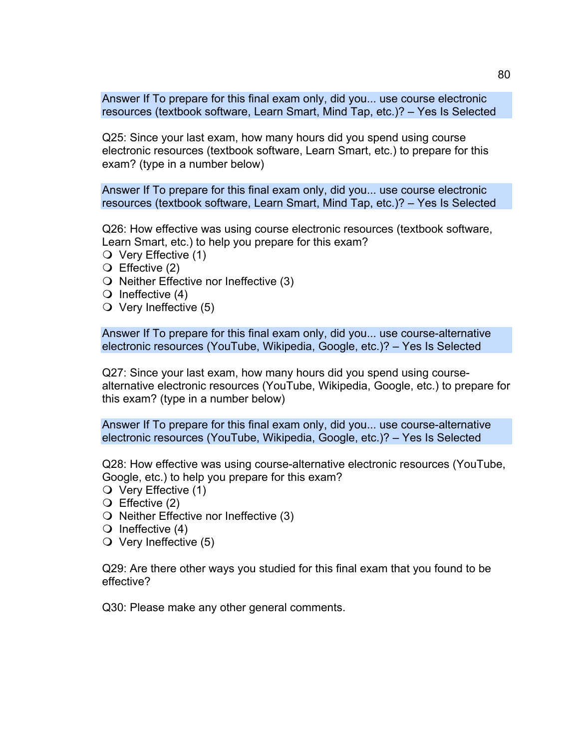Answer If To prepare for this final exam only, did you... use course electronic resources (textbook software, Learn Smart, Mind Tap, etc.)? – Yes Is Selected

Q25: Since your last exam, how many hours did you spend using course electronic resources (textbook software, Learn Smart, etc.) to prepare for this exam? (type in a number below)

Answer If To prepare for this final exam only, did you... use course electronic resources (textbook software, Learn Smart, Mind Tap, etc.)? – Yes Is Selected

Q26: How effective was using course electronic resources (textbook software, Learn Smart, etc.) to help you prepare for this exam?

- ❍ Very Effective (1)
- ❍ Effective (2)
- ❍ Neither Effective nor Ineffective (3)
- ❍ Ineffective (4)
- ❍ Very Ineffective (5)

Answer If To prepare for this final exam only, did you... use course-alternative electronic resources (YouTube, Wikipedia, Google, etc.)? – Yes Is Selected

Q27: Since your last exam, how many hours did you spend using course-alternative electronic resources (YouTube, Wikipedia, Google, etc.) to prepare for this exam? (type in a number below)

Answer If To prepare for this final exam only, did you... use course-alternative electronic resources (YouTube, Wikipedia, Google, etc.)? – Yes Is Selected

Q28: How effective was using course-alternative electronic resources (YouTube, Google, etc.) to help you prepare for this exam?

- ❍ Very Effective (1)
- ❍ Effective (2)
- ❍ Neither Effective nor Ineffective (3)
- ❍ Ineffective (4)
- ❍ Very Ineffective (5)

Q29: Are there other ways you studied for this final exam that you found to be effective?

Q30: Please make any other general comments.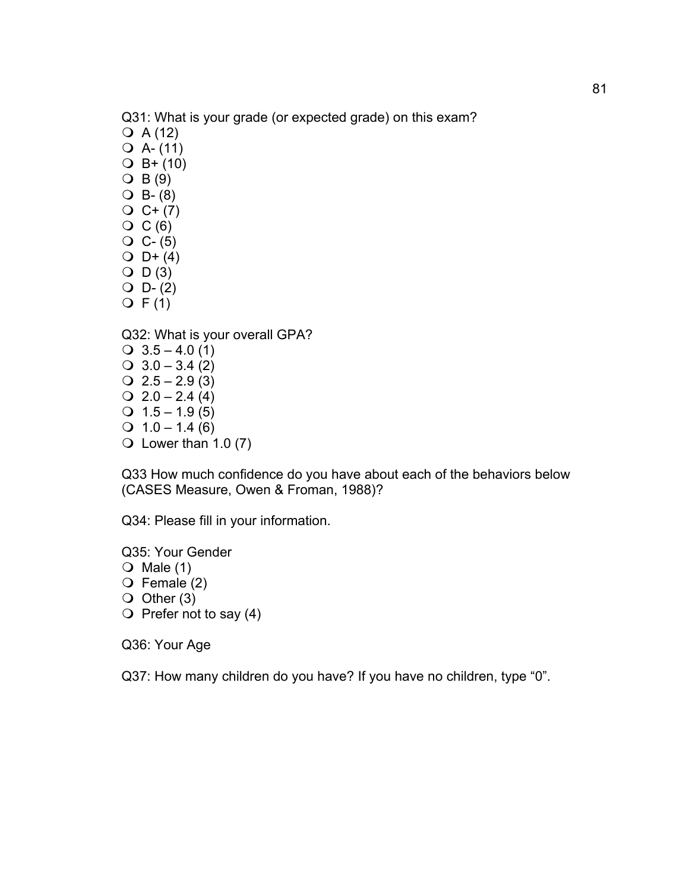Q31: What is your grade (or expected grade) on this exam?

- ❍ A (12)
- ❍ A- (11)
- ❍ B+ (10)
- ❍ B (9)
- ❍ B- (8)
- ❍ C+ (7)
- ❍ C (6)
- ❍ C- (5)
- ❍ D+ (4)
- ❍ D (3)
- ❍ D- (2)
- ❍ F (1)

Q32: What is your overall GPA?

- ❍ 3.5 – 4.0 (1)
- ❍ 3.0 – 3.4 (2)
- ❍ 2.5 – 2.9 (3)
- ❍ 2.0 – 2.4 (4)
- ❍ 1.5 – 1.9 (5)
- ❍ 1.0 – 1.4 (6)
- ❍ Lower than 1.0 (7)

Q33 How much confidence do you have about each of the behaviors below (CASES Measure, Owen & Froman, 1988)?

Q34: Please fill in your information.

Q35: Your Gender

- ❍ Male (1)
- ❍ Female (2)
- ❍ Other (3)
- ❍ Prefer not to say (4)

Q36: Your Age

Q37: How many children do you have? If you have no children, type "0".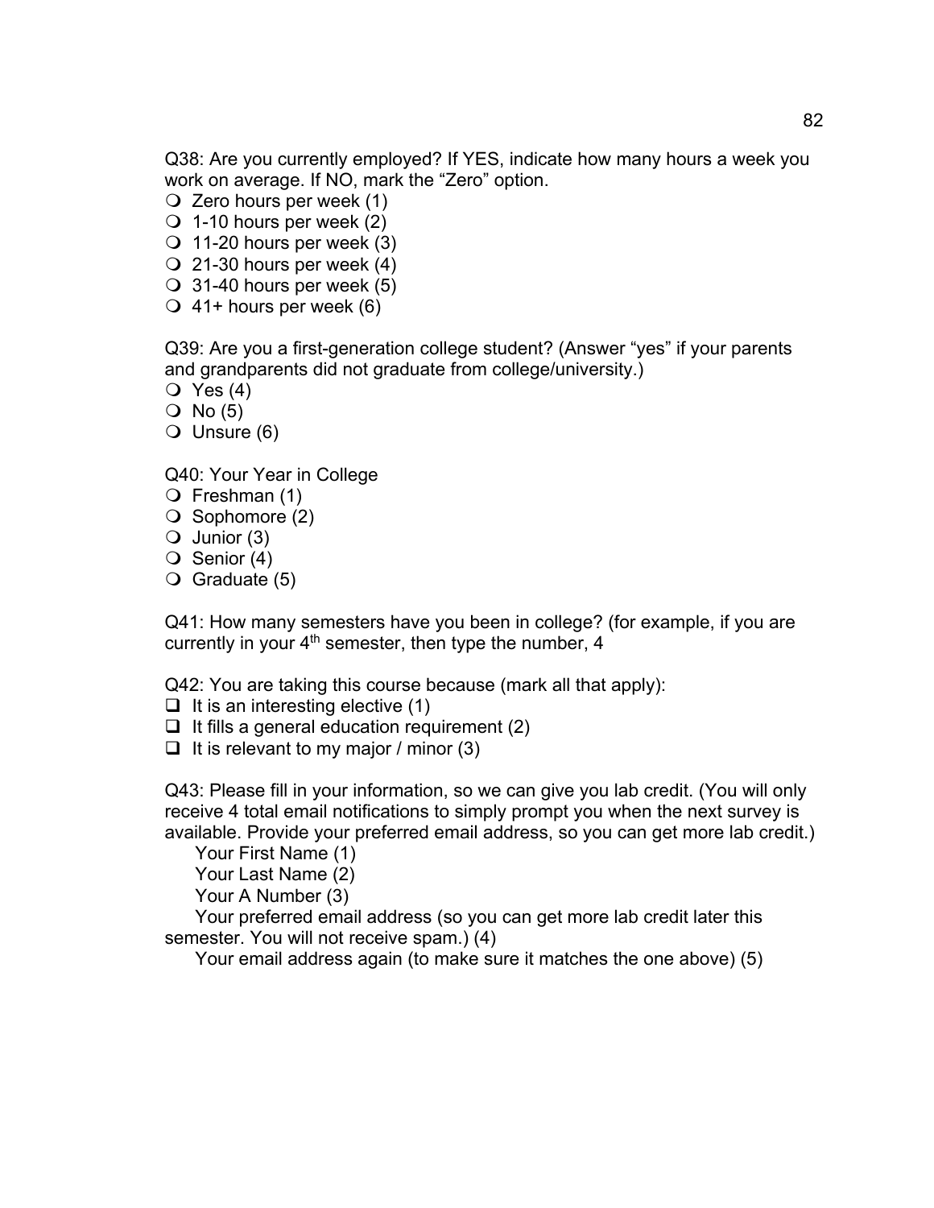Q38: Are you currently employed? If YES, indicate how many hours a week you work on average. If NO, mark the "Zero" option.

- ❍ Zero hours per week (1)
- ❍ 1-10 hours per week (2)
- ❍ 11-20 hours per week (3)
- ❍ 21-30 hours per week (4)
- ❍ 31-40 hours per week (5)
- ❍ 41+ hours per week (6)

Q39: Are you a first-generation college student? (Answer "yes" if your parents and grandparents did not graduate from college/university.)

- ❍ Yes (4)
- ❍ No (5)
- ❍ Unsure (6)

Q40: Your Year in College

- ❍ Freshman (1)
- ❍ Sophomore (2)
- ❍ Junior (3)
- ❍ Senior (4)
- ❍ Graduate (5)

Q41: How many semesters have you been in college? (for example, if you are currently in your 4th semester, then type the number, 4

Q42: You are taking this course because (mark all that apply):

- ❑ It is an interesting elective (1)
- ❑ It fills a general education requirement (2)
- ❑ It is relevant to my major / minor (3)

Q43: Please fill in your information, so we can give you lab credit. (You will only receive 4 total email notifications to simply prompt you when the next survey is available. Provide your preferred email address, so you can get more lab credit.)

Your First Name (1)
Your Last Name (2)
Your A Number (3)
Your preferred email address (so you can get more lab credit later this semester. You will not receive spam.) (4)
Your email address again (to make sure it matches the one above) (5)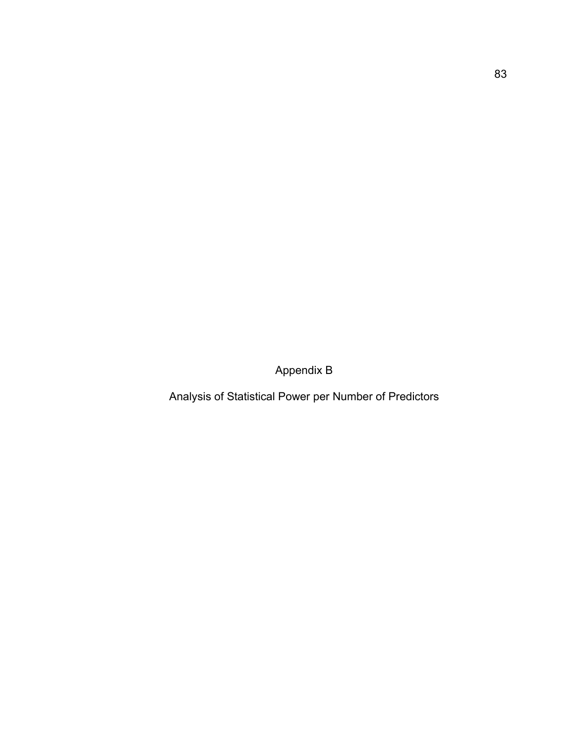# Appendix B

## Analysis of Statistical Power per Number of Predictors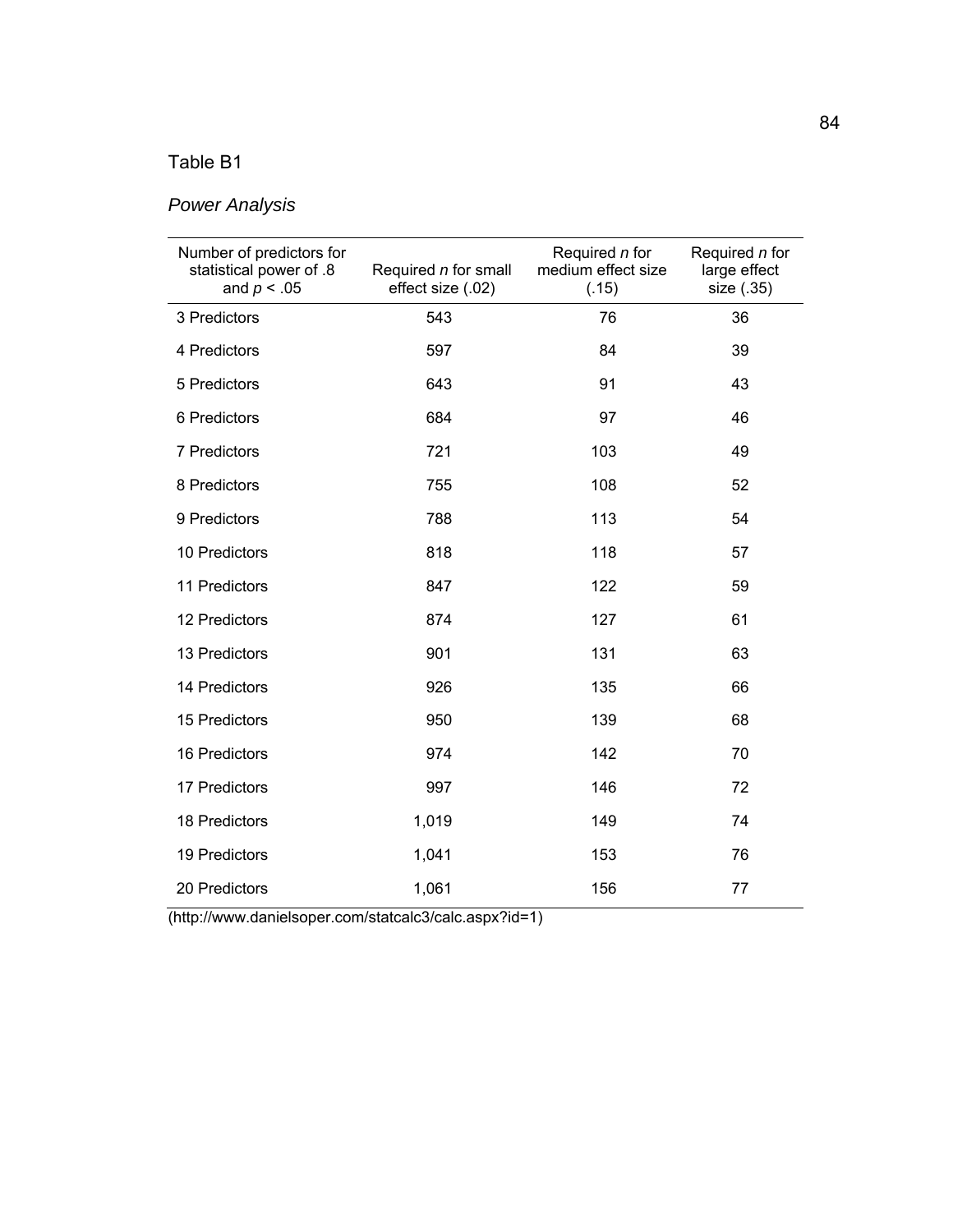Table B1

*Power Analysis*

| Number of predictors for statistical power of .8 and $p < .05$ | Required *n* for small effect size (.02) | Required *n* for medium effect size (.15) | Required *n* for large effect size (.35) |
|---|---|---|---|
| 3 Predictors | 543 | 76 | 36 |
| 4 Predictors | 597 | 84 | 39 |
| 5 Predictors | 643 | 91 | 43 |
| 6 Predictors | 684 | 97 | 46 |
| 7 Predictors | 721 | 103 | 49 |
| 8 Predictors | 755 | 108 | 52 |
| 9 Predictors | 788 | 113 | 54 |
| 10 Predictors | 818 | 118 | 57 |
| 11 Predictors | 847 | 122 | 59 |
| 12 Predictors | 874 | 127 | 61 |
| 13 Predictors | 901 | 131 | 63 |
| 14 Predictors | 926 | 135 | 66 |
| 15 Predictors | 950 | 139 | 68 |
| 16 Predictors | 974 | 142 | 70 |
| 17 Predictors | 997 | 146 | 72 |
| 18 Predictors | 1,019 | 149 | 74 |
| 19 Predictors | 1,041 | 153 | 76 |
| 20 Predictors | 1,061 | 156 | 77 |

(http://www.danielsoper.com/statcalc3/calc.aspx?id=1)